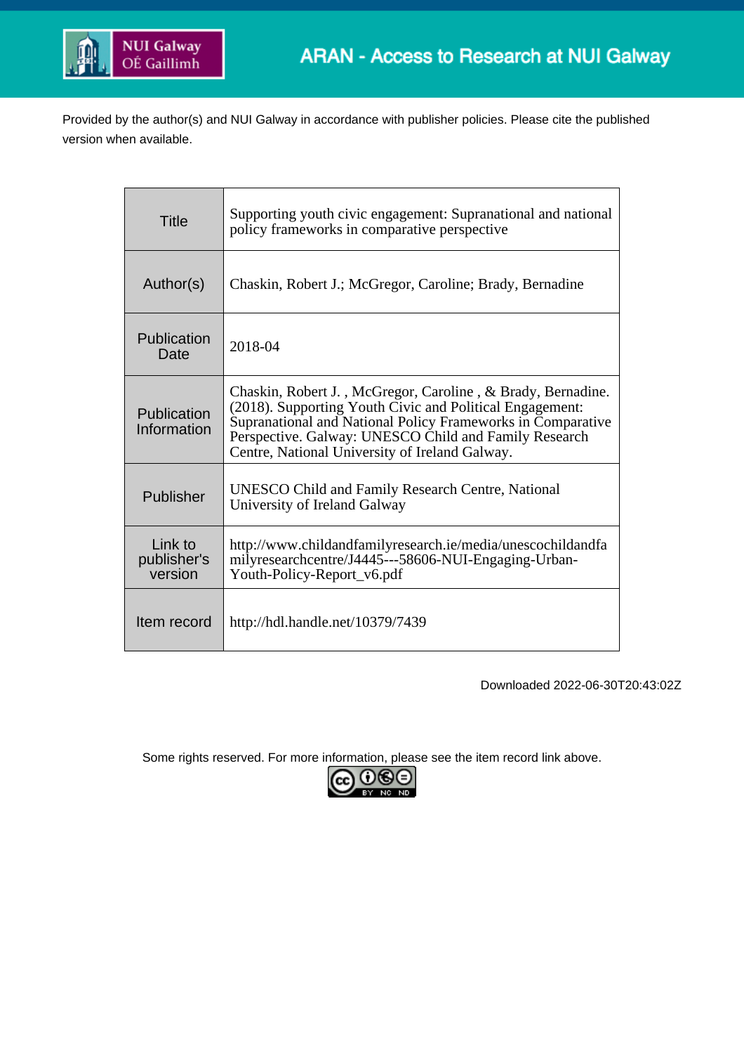ARAN - Access to Research at NUI Galway

Provided by the author(s) and NUI Galway in accordance with publisher policies. Please cite the published version when available.

| Title | Supporting youth civic engagement: Supranational and national policy frameworks in comparative perspective |
| --- | --- |
| Author(s) | Chaskin, Robert J.; McGregor, Caroline; Brady, Bernadine |
| Publication Date | 2018-04 |
| Publication Information | Chaskin, Robert J. , McGregor, Caroline , & Brady, Bernadine. (2018). Supporting Youth Civic and Political Engagement: Supranational and National Policy Frameworks in Comparative Perspective. Galway: UNESCO Child and Family Research Centre, National University of Ireland Galway. |
| Publisher | UNESCO Child and Family Research Centre, National University of Ireland Galway |
| Link to publisher's version | http://www.childandfamilyresearch.ie/media/unescochildandfamilyresearchcentre/J4445---58606-NUI-Engaging-Urban-Youth-Policy-Report_v6.pdf |
| Item record | http://hdl.handle.net/10379/7439 |

Downloaded 2022-06-30T20:43:02Z

Some rights reserved. For more information, please see the item record link above.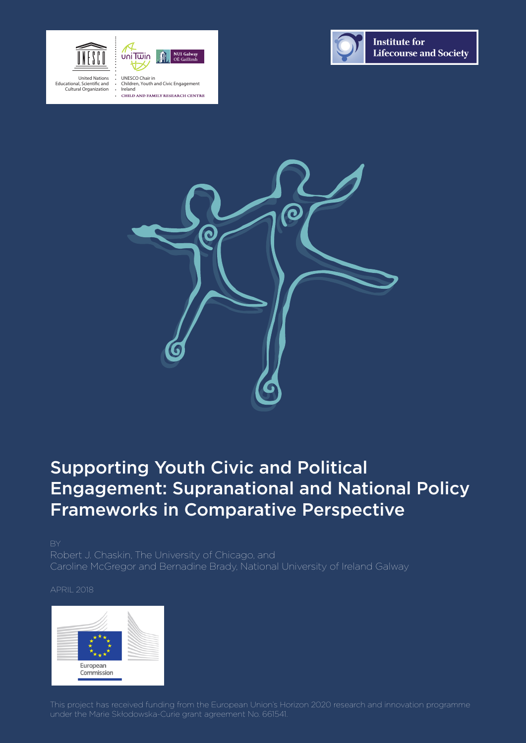United Nations Educational, Scientific and Cultural Organization

UNESCO Chair in Children, Youth and Civic Engagement Ireland

CHILD AND FAMILY RESEARCH CENTRE

NUI Galway OÉ Gaillimh

Institute for Lifecourse and Society

# Supporting Youth Civic and Political Engagement: Supranational and National Policy Frameworks in Comparative Perspective

BY

Robert J. Chaskin, The University of Chicago, and
Caroline McGregor and Bernadine Brady, National University of Ireland Galway

APRIL 2018

European Commission

This project has received funding from the European Union's Horizon 2020 research and innovation programme under the Marie Skłodowska-Curie grant agreement No. 661541.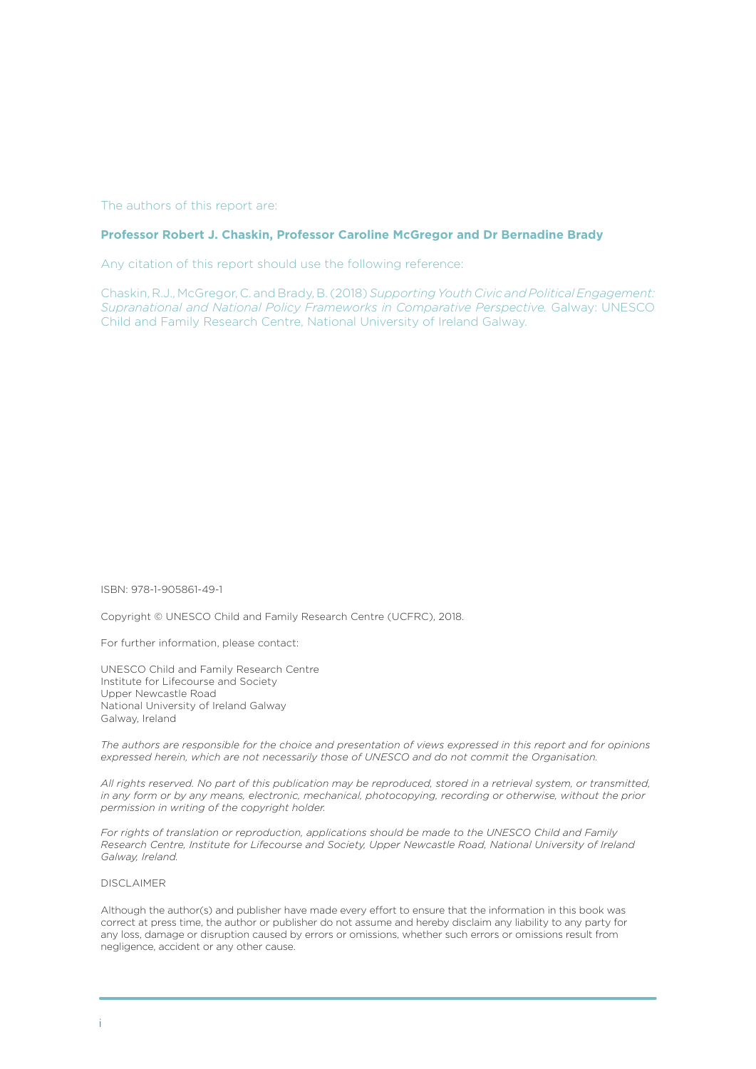The authors of this report are:

**Professor Robert J. Chaskin, Professor Caroline McGregor and Dr Bernadine Brady**

Any citation of this report should use the following reference:

Chaskin, R.J., McGregor, C. and Brady, B. (2018) *Supporting Youth Civic and Political Engagement: Supranational and National Policy Frameworks in Comparative Perspective.* Galway: UNESCO Child and Family Research Centre, National University of Ireland Galway.

ISBN: 978-1-905861-49-1

Copyright © UNESCO Child and Family Research Centre (UCFRC), 2018.

For further information, please contact:

UNESCO Child and Family Research Centre
Institute for Lifecourse and Society
Upper Newcastle Road
National University of Ireland Galway
Galway, Ireland

*The authors are responsible for the choice and presentation of views expressed in this report and for opinions expressed herein, which are not necessarily those of UNESCO and do not commit the Organisation.*

*All rights reserved. No part of this publication may be reproduced, stored in a retrieval system, or transmitted, in any form or by any means, electronic, mechanical, photocopying, recording or otherwise, without the prior permission in writing of the copyright holder.*

*For rights of translation or reproduction, applications should be made to the UNESCO Child and Family Research Centre, Institute for Lifecourse and Society, Upper Newcastle Road, National University of Ireland Galway, Ireland.*

DISCLAIMER

Although the author(s) and publisher have made every effort to ensure that the information in this book was correct at press time, the author or publisher do not assume and hereby disclaim any liability to any party for any loss, damage or disruption caused by errors or omissions, whether such errors or omissions result from negligence, accident or any other cause.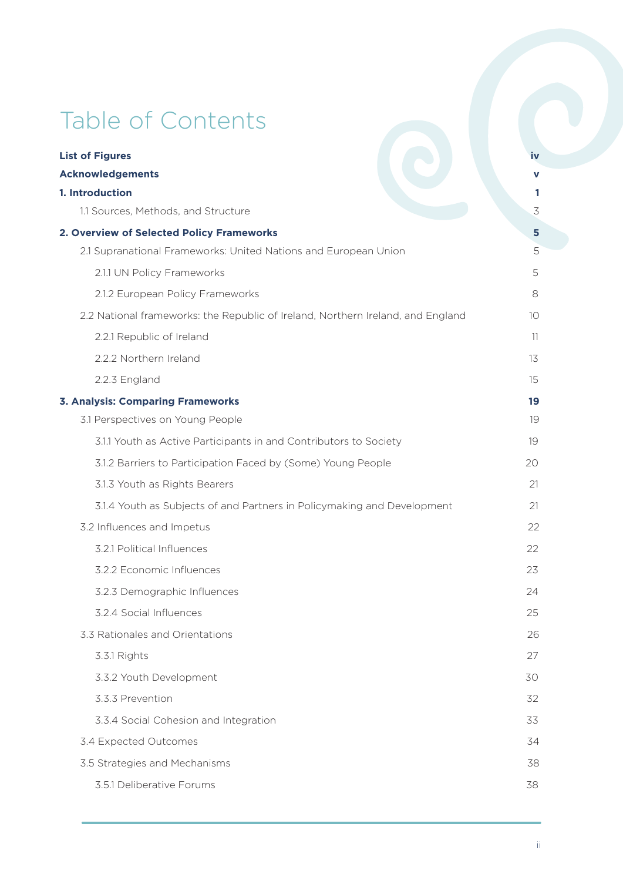# Table of Contents

| | |
|---|---|
| **List of Figures** | **iv** |
| **Acknowledgements** | **v** |
| **1. Introduction** | **1** |
| 1.1 Sources, Methods, and Structure | 3 |
| **2. Overview of Selected Policy Frameworks** | **5** |
| 2.1 Supranational Frameworks: United Nations and European Union | 5 |
| 2.1.1 UN Policy Frameworks | 5 |
| 2.1.2 European Policy Frameworks | 8 |
| 2.2 National frameworks: the Republic of Ireland, Northern Ireland, and England | 10 |
| 2.2.1 Republic of Ireland | 11 |
| 2.2.2 Northern Ireland | 13 |
| 2.2.3 England | 15 |
| **3. Analysis: Comparing Frameworks** | **19** |
| 3.1 Perspectives on Young People | 19 |
| 3.1.1 Youth as Active Participants in and Contributors to Society | 19 |
| 3.1.2 Barriers to Participation Faced by (Some) Young People | 20 |
| 3.1.3 Youth as Rights Bearers | 21 |
| 3.1.4 Youth as Subjects of and Partners in Policymaking and Development | 21 |
| 3.2 Influences and Impetus | 22 |
| 3.2.1 Political Influences | 22 |
| 3.2.2 Economic Influences | 23 |
| 3.2.3 Demographic Influences | 24 |
| 3.2.4 Social Influences | 25 |
| 3.3 Rationales and Orientations | 26 |
| 3.3.1 Rights | 27 |
| 3.3.2 Youth Development | 30 |
| 3.3.3 Prevention | 32 |
| 3.3.4 Social Cohesion and Integration | 33 |
| 3.4 Expected Outcomes | 34 |
| 3.5 Strategies and Mechanisms | 38 |
| 3.5.1 Deliberative Forums | 38 |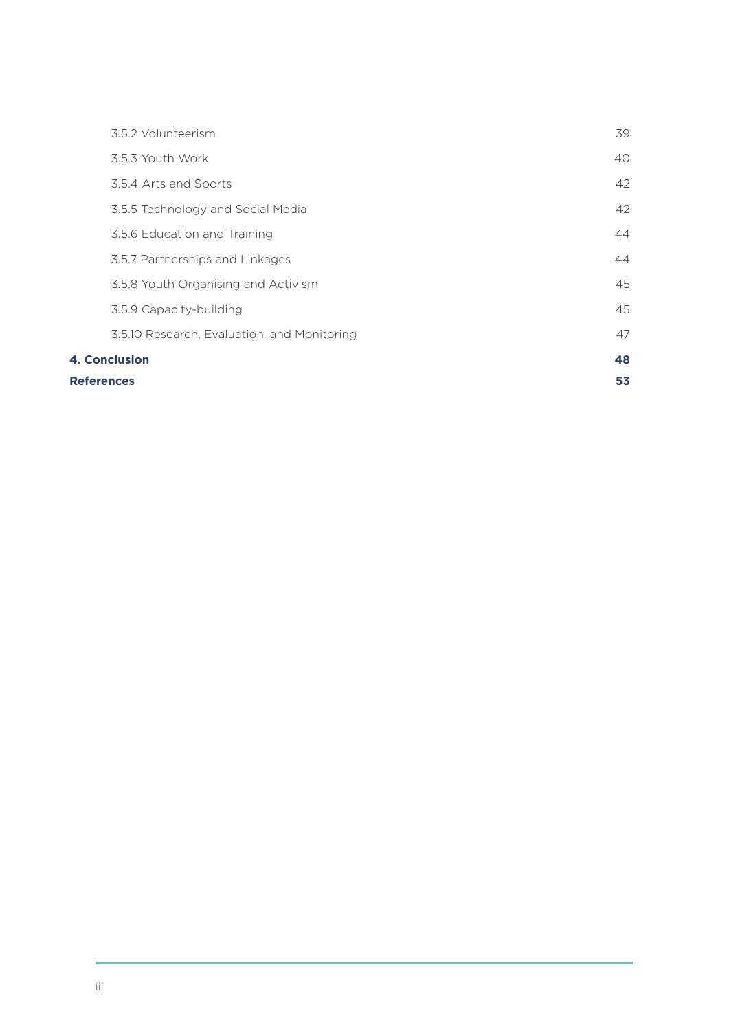3.5.2 Volunteerism 39

3.5.3 Youth Work 40

3.5.4 Arts and Sports 42

3.5.5 Technology and Social Media 42

3.5.6 Education and Training 44

3.5.7 Partnerships and Linkages 44

3.5.8 Youth Organising and Activism 45

3.5.9 Capacity-building 45

3.5.10 Research, Evaluation, and Monitoring 47

**4. Conclusion 48**

**References 53**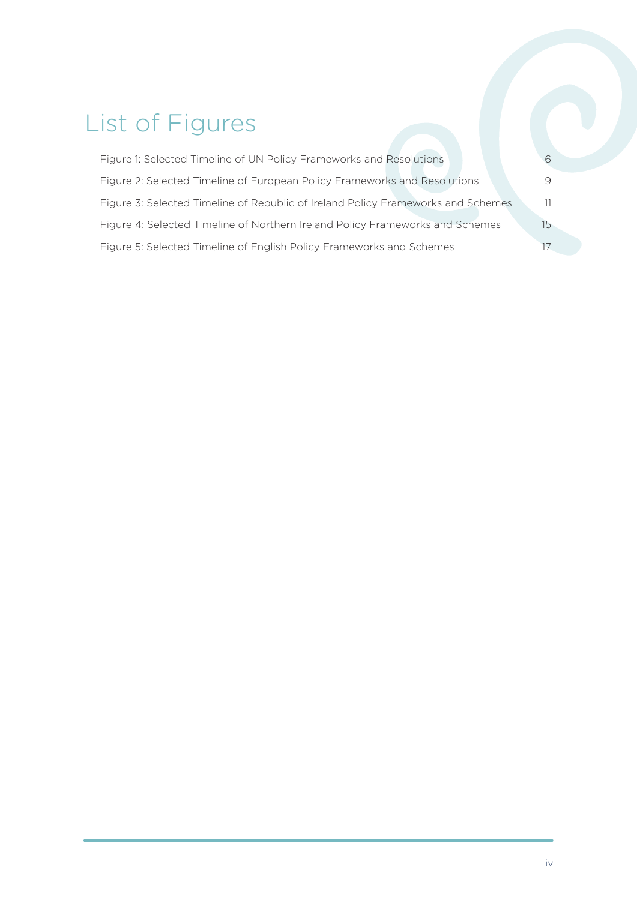# List of Figures

| | |
|---|---|
| Figure 1: Selected Timeline of UN Policy Frameworks and Resolutions | 6 |
| Figure 2: Selected Timeline of European Policy Frameworks and Resolutions | 9 |
| Figure 3: Selected Timeline of Republic of Ireland Policy Frameworks and Schemes | 11 |
| Figure 4: Selected Timeline of Northern Ireland Policy Frameworks and Schemes | 15 |
| Figure 5: Selected Timeline of English Policy Frameworks and Schemes | 17 |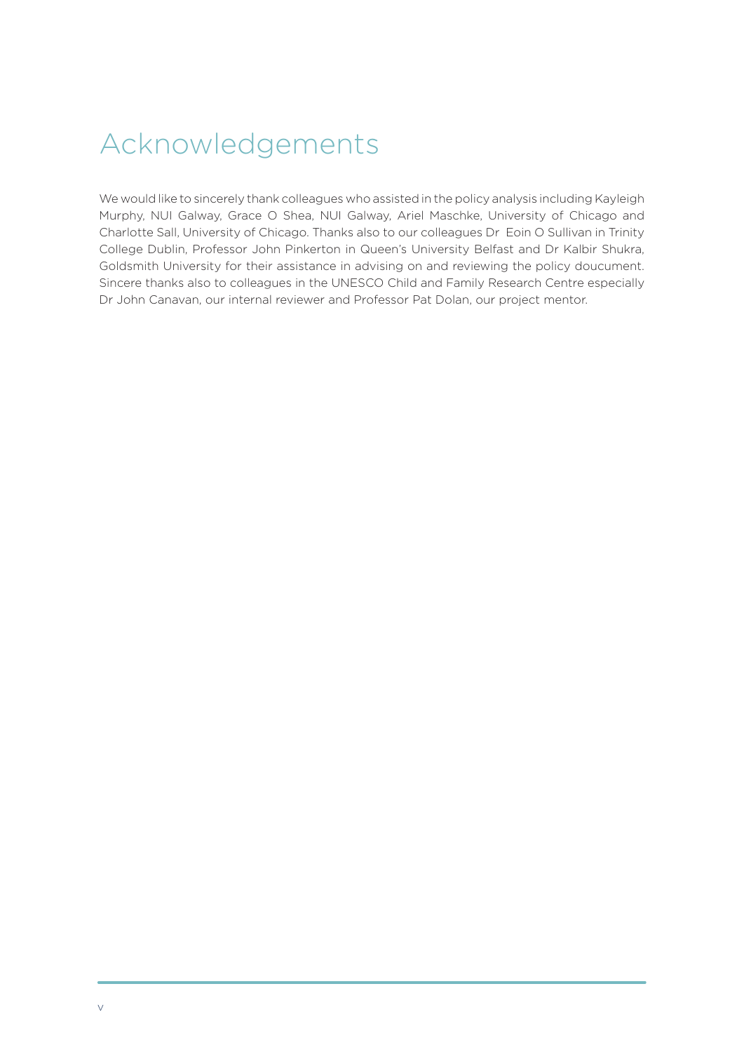# Acknowledgements

We would like to sincerely thank colleagues who assisted in the policy analysis including Kayleigh Murphy, NUI Galway, Grace O Shea, NUI Galway, Ariel Maschke, University of Chicago and Charlotte Sall, University of Chicago. Thanks also to our colleagues Dr Eoin O Sullivan in Trinity College Dublin, Professor John Pinkerton in Queen's University Belfast and Dr Kalbir Shukra, Goldsmith University for their assistance in advising on and reviewing the policy doucument. Sincere thanks also to colleagues in the UNESCO Child and Family Research Centre especially Dr John Canavan, our internal reviewer and Professor Pat Dolan, our project mentor.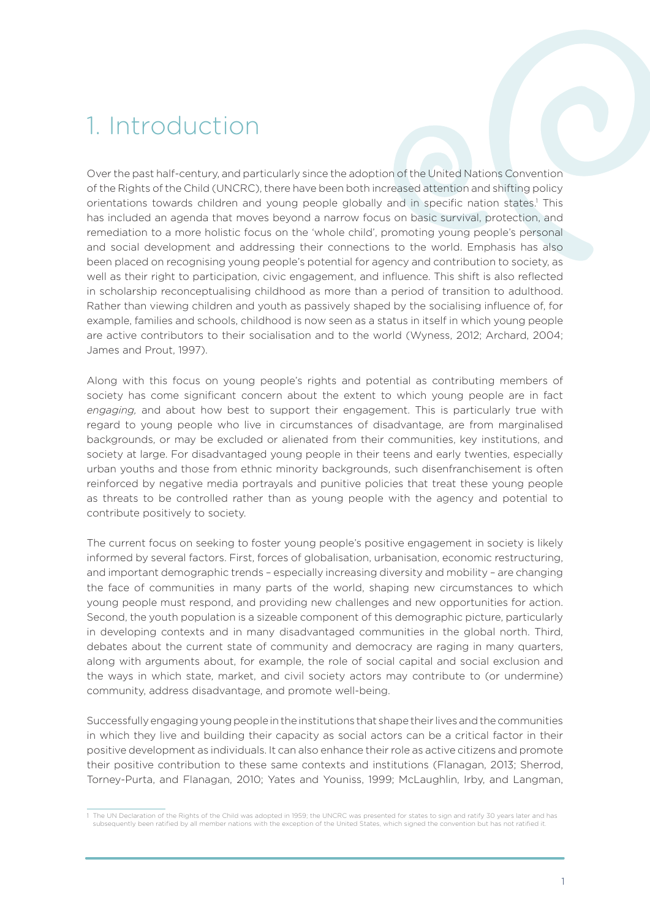# 1. Introduction

Over the past half-century, and particularly since the adoption of the United Nations Convention of the Rights of the Child (UNCRC), there have been both increased attention and shifting policy orientations towards children and young people globally and in specific nation states.[1] This has included an agenda that moves beyond a narrow focus on basic survival, protection, and remediation to a more holistic focus on the 'whole child', promoting young people's personal and social development and addressing their connections to the world. Emphasis has also been placed on recognising young people's potential for agency and contribution to society, as well as their right to participation, civic engagement, and influence. This shift is also reflected in scholarship reconceptualising childhood as more than a period of transition to adulthood. Rather than viewing children and youth as passively shaped by the socialising influence of, for example, families and schools, childhood is now seen as a status in itself in which young people are active contributors to their socialisation and to the world (Wyness, 2012; Archard, 2004; James and Prout, 1997).

Along with this focus on young people's rights and potential as contributing members of society has come significant concern about the extent to which young people are in fact *engaging,* and about how best to support their engagement. This is particularly true with regard to young people who live in circumstances of disadvantage, are from marginalised backgrounds, or may be excluded or alienated from their communities, key institutions, and society at large. For disadvantaged young people in their teens and early twenties, especially urban youths and those from ethnic minority backgrounds, such disenfranchisement is often reinforced by negative media portrayals and punitive policies that treat these young people as threats to be controlled rather than as young people with the agency and potential to contribute positively to society.

The current focus on seeking to foster young people's positive engagement in society is likely informed by several factors. First, forces of globalisation, urbanisation, economic restructuring, and important demographic trends – especially increasing diversity and mobility – are changing the face of communities in many parts of the world, shaping new circumstances to which young people must respond, and providing new challenges and new opportunities for action. Second, the youth population is a sizeable component of this demographic picture, particularly in developing contexts and in many disadvantaged communities in the global north. Third, debates about the current state of community and democracy are raging in many quarters, along with arguments about, for example, the role of social capital and social exclusion and the ways in which state, market, and civil society actors may contribute to (or undermine) community, address disadvantage, and promote well-being.

Successfully engaging young people in the institutions that shape their lives and the communities in which they live and building their capacity as social actors can be a critical factor in their positive development as individuals. It can also enhance their role as active citizens and promote their positive contribution to these same contexts and institutions (Flanagan, 2013; Sherrod, Torney-Purta, and Flanagan, 2010; Yates and Youniss, 1999; McLaughlin, Irby, and Langman,

---

[1] The UN Declaration of the Rights of the Child was adopted in 1959; the UNCRC was presented for states to sign and ratify 30 years later and has subsequently been ratified by all member nations with the exception of the United States, which signed the convention but has not ratified it.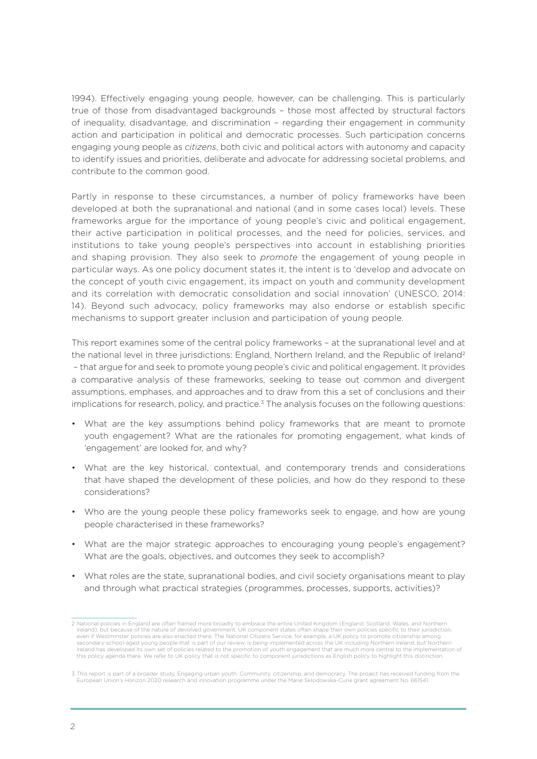1994). Effectively engaging young people, however, can be challenging. This is particularly true of those from disadvantaged backgrounds – those most affected by structural factors of inequality, disadvantage, and discrimination – regarding their engagement in community action and participation in political and democratic processes. Such participation concerns engaging young people as *citizens*, both civic and political actors with autonomy and capacity to identify issues and priorities, deliberate and advocate for addressing societal problems, and contribute to the common good.

Partly in response to these circumstances, a number of policy frameworks have been developed at both the supranational and national (and in some cases local) levels. These frameworks argue for the importance of young people's civic and political engagement, their active participation in political processes, and the need for policies, services, and institutions to take young people's perspectives into account in establishing priorities and shaping provision. They also seek to *promote* the engagement of young people in particular ways. As one policy document states it, the intent is to 'develop and advocate on the concept of youth civic engagement, its impact on youth and community development and its correlation with democratic consolidation and social innovation' (UNESCO, 2014: 14). Beyond such advocacy, policy frameworks may also endorse or establish specific mechanisms to support greater inclusion and participation of young people.

This report examines some of the central policy frameworks – at the supranational level and at the national level in three jurisdictions: England, Northern Ireland, and the Republic of Ireland[2] – that argue for and seek to promote young people's civic and political engagement. It provides a comparative analysis of these frameworks, seeking to tease out common and divergent assumptions, emphases, and approaches and to draw from this a set of conclusions and their implications for research, policy, and practice.[3] The analysis focuses on the following questions:

- What are the key assumptions behind policy frameworks that are meant to promote youth engagement? What are the rationales for promoting engagement, what kinds of 'engagement' are looked for, and why?
- What are the key historical, contextual, and contemporary trends and considerations that have shaped the development of these policies, and how do they respond to these considerations?
- Who are the young people these policy frameworks seek to engage, and how are young people characterised in these frameworks?
- What are the major strategic approaches to encouraging young people's engagement? What are the goals, objectives, and outcomes they seek to accomplish?
- What roles are the state, supranational bodies, and civil society organisations meant to play and through what practical strategies (programmes, processes, supports, activities)?

---

2 National policies in England are often framed more broadly to embrace the entire United Kingdom (England, Scotland, Wales, and Northern Ireland), but because of the nature of devolved government, UK component states often shape their own policies specific to their jurisdiction, even if Westminster policies are also enacted there. The National Citizens Service, for example, a UK policy to promote citizenship among secondary-school-aged young people that is part of our review, is being implemented across the UK including Northern Ireland, but Northern Ireland has developed its own set of policies related to the promotion of youth engagement that are much more central to the implementation of this policy agenda there. We refer to UK policy that is not specific to component jurisdictions as English policy to highlight this distinction.

3 This report is part of a broader study, Engaging urban youth: Community, citizenship, and democracy. The project has received funding from the European Union's Horizon 2020 research and innovation programme under the Marie Skłodowska-Curie grant agreement No. 661541.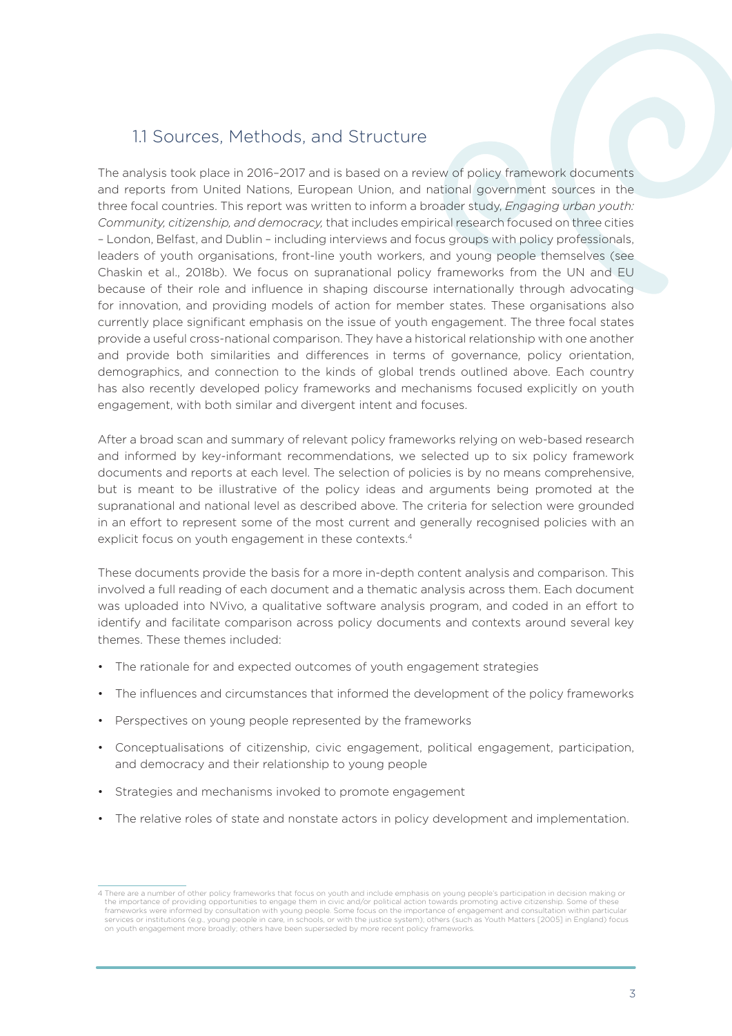## 1.1 Sources, Methods, and Structure

The analysis took place in 2016–2017 and is based on a review of policy framework documents and reports from United Nations, European Union, and national government sources in the three focal countries. This report was written to inform a broader study, *Engaging urban youth: Community, citizenship, and democracy,* that includes empirical research focused on three cities – London, Belfast, and Dublin – including interviews and focus groups with policy professionals, leaders of youth organisations, front-line youth workers, and young people themselves (see Chaskin et al., 2018b). We focus on supranational policy frameworks from the UN and EU because of their role and influence in shaping discourse internationally through advocating for innovation, and providing models of action for member states. These organisations also currently place significant emphasis on the issue of youth engagement. The three focal states provide a useful cross-national comparison. They have a historical relationship with one another and provide both similarities and differences in terms of governance, policy orientation, demographics, and connection to the kinds of global trends outlined above. Each country has also recently developed policy frameworks and mechanisms focused explicitly on youth engagement, with both similar and divergent intent and focuses.

After a broad scan and summary of relevant policy frameworks relying on web-based research and informed by key-informant recommendations, we selected up to six policy framework documents and reports at each level. The selection of policies is by no means comprehensive, but is meant to be illustrative of the policy ideas and arguments being promoted at the supranational and national level as described above. The criteria for selection were grounded in an effort to represent some of the most current and generally recognised policies with an explicit focus on youth engagement in these contexts.[4]

These documents provide the basis for a more in-depth content analysis and comparison. This involved a full reading of each document and a thematic analysis across them. Each document was uploaded into NVivo, a qualitative software analysis program, and coded in an effort to identify and facilitate comparison across policy documents and contexts around several key themes. These themes included:

- The rationale for and expected outcomes of youth engagement strategies
- The influences and circumstances that informed the development of the policy frameworks
- Perspectives on young people represented by the frameworks
- Conceptualisations of citizenship, civic engagement, political engagement, participation, and democracy and their relationship to young people
- Strategies and mechanisms invoked to promote engagement
- The relative roles of state and nonstate actors in policy development and implementation.

---

4 There are a number of other policy frameworks that focus on youth and include emphasis on young people's participation in decision making or the importance of providing opportunities to engage them in civic and/or political action towards promoting active citizenship. Some of these frameworks were informed by consultation with young people. Some focus on the importance of engagement and consultation within particular services or institutions (e.g., young people in care, in schools, or with the justice system); others (such as Youth Matters [2005] in England) focus on youth engagement more broadly; others have been superseded by more recent policy frameworks.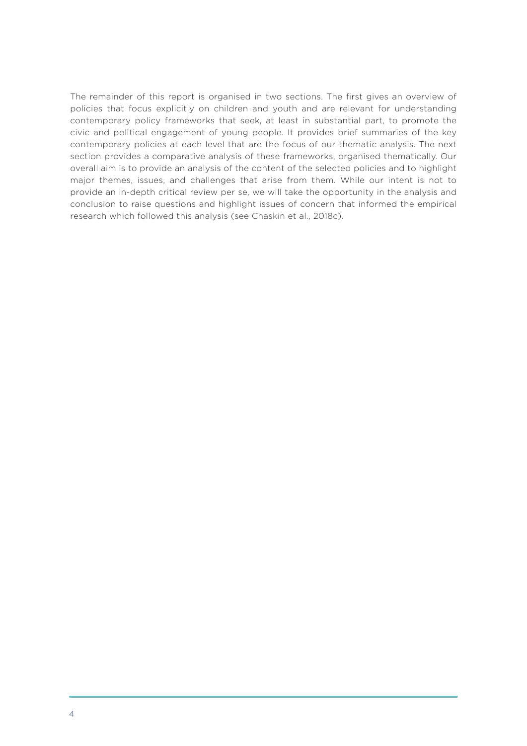The remainder of this report is organised in two sections. The first gives an overview of policies that focus explicitly on children and youth and are relevant for understanding contemporary policy frameworks that seek, at least in substantial part, to promote the civic and political engagement of young people. It provides brief summaries of the key contemporary policies at each level that are the focus of our thematic analysis. The next section provides a comparative analysis of these frameworks, organised thematically. Our overall aim is to provide an analysis of the content of the selected policies and to highlight major themes, issues, and challenges that arise from them. While our intent is not to provide an in-depth critical review per se, we will take the opportunity in the analysis and conclusion to raise questions and highlight issues of concern that informed the empirical research which followed this analysis (see Chaskin et al., 2018c).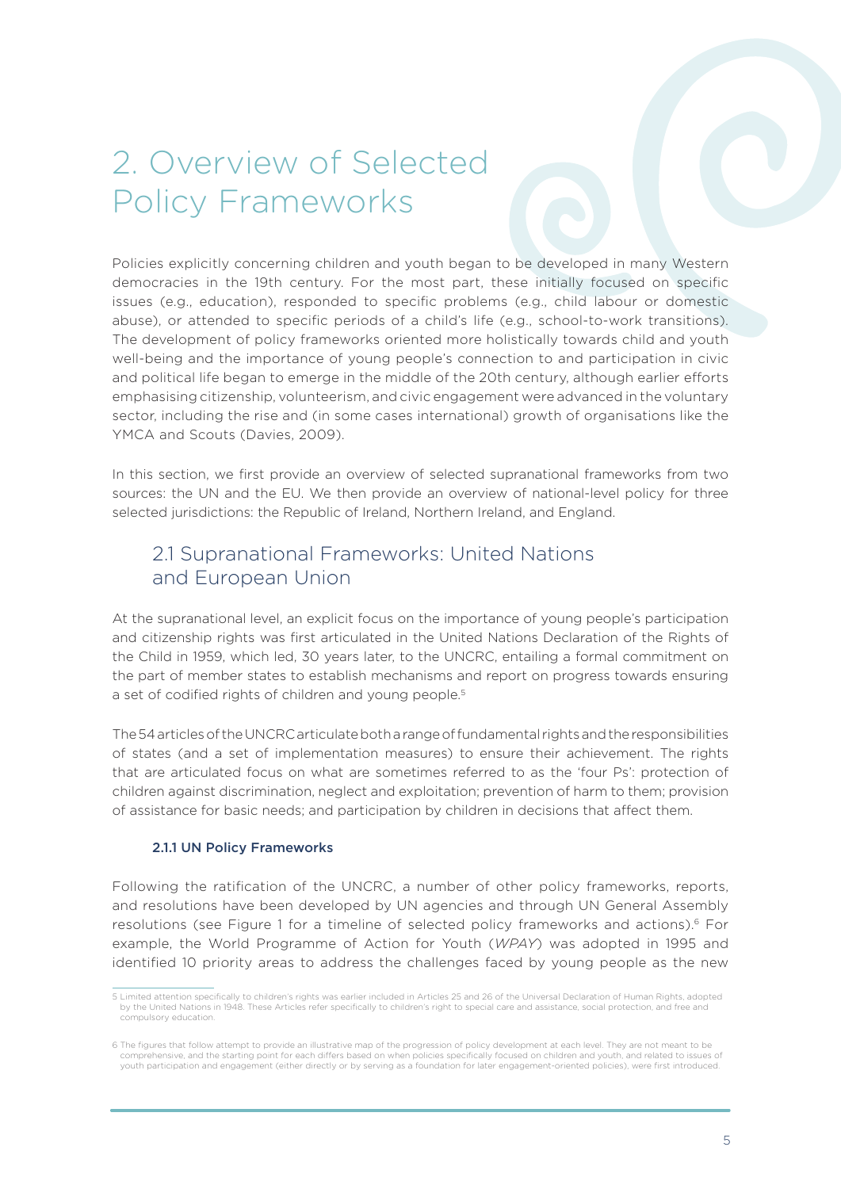# 2. Overview of Selected Policy Frameworks

Policies explicitly concerning children and youth began to be developed in many Western democracies in the 19th century. For the most part, these initially focused on specific issues (e.g., education), responded to specific problems (e.g., child labour or domestic abuse), or attended to specific periods of a child's life (e.g., school-to-work transitions). The development of policy frameworks oriented more holistically towards child and youth well-being and the importance of young people's connection to and participation in civic and political life began to emerge in the middle of the 20th century, although earlier efforts emphasising citizenship, volunteerism, and civic engagement were advanced in the voluntary sector, including the rise and (in some cases international) growth of organisations like the YMCA and Scouts (Davies, 2009).

In this section, we first provide an overview of selected supranational frameworks from two sources: the UN and the EU. We then provide an overview of national-level policy for three selected jurisdictions: the Republic of Ireland, Northern Ireland, and England.

## 2.1 Supranational Frameworks: United Nations and European Union

At the supranational level, an explicit focus on the importance of young people's participation and citizenship rights was first articulated in the United Nations Declaration of the Rights of the Child in 1959, which led, 30 years later, to the UNCRC, entailing a formal commitment on the part of member states to establish mechanisms and report on progress towards ensuring a set of codified rights of children and young people.[5]

The 54 articles of the UNCRC articulate both a range of fundamental rights and the responsibilities of states (and a set of implementation measures) to ensure their achievement. The rights that are articulated focus on what are sometimes referred to as the 'four Ps': protection of children against discrimination, neglect and exploitation; prevention of harm to them; provision of assistance for basic needs; and participation by children in decisions that affect them.

### 2.1.1 UN Policy Frameworks

Following the ratification of the UNCRC, a number of other policy frameworks, reports, and resolutions have been developed by UN agencies and through UN General Assembly resolutions (see Figure 1 for a timeline of selected policy frameworks and actions).[6] For example, the World Programme of Action for Youth (*WPAY*) was adopted in 1995 and identified 10 priority areas to address the challenges faced by young people as the new

---

5 Limited attention specifically to children's rights was earlier included in Articles 25 and 26 of the Universal Declaration of Human Rights, adopted by the United Nations in 1948. These Articles refer specifically to children's right to special care and assistance, social protection, and free and compulsory education.

6 The figures that follow attempt to provide an illustrative map of the progression of policy development at each level. They are not meant to be comprehensive, and the starting point for each differs based on when policies specifically focused on children and youth, and related to issues of youth participation and engagement (either directly or by serving as a foundation for later engagement-oriented policies), were first introduced.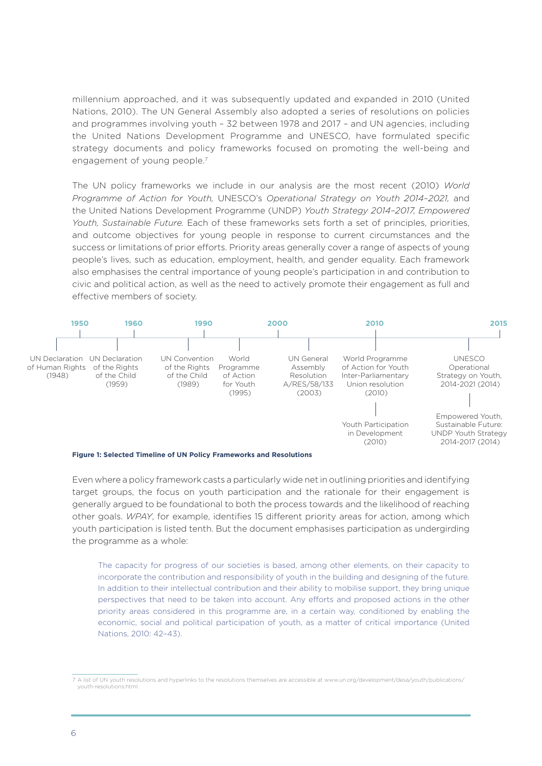millennium approached, and it was subsequently updated and expanded in 2010 (United Nations, 2010). The UN General Assembly also adopted a series of resolutions on policies and programmes involving youth – 32 between 1978 and 2017 – and UN agencies, including the United Nations Development Programme and UNESCO, have formulated specific strategy documents and policy frameworks focused on promoting the well-being and engagement of young people.[7]

The UN policy frameworks we include in our analysis are the most recent (2010) *World Programme of Action for Youth,* UNESCO's *Operational Strategy on Youth 2014–2021,* and the United Nations Development Programme (UNDP) *Youth Strategy 2014–2017, Empowered Youth, Sustainable Future*. Each of these frameworks sets forth a set of principles, priorities, and outcome objectives for young people in response to current circumstances and the success or limitations of prior efforts. Priority areas generally cover a range of aspects of young people's lives, such as education, employment, health, and gender equality. Each framework also emphasises the central importance of young people's participation in and contribution to civic and political action, as well as the need to actively promote their engagement as full and effective members of society.

| Year | Framework / Resolution |
| --- | --- |
| 1948 | UN Declaration of Human Rights (1948) |
| 1959 | UN Declaration of the Rights of the Child (1959) |
| 1989 | UN Convention of the Rights of the Child (1989) |
| 1995 | World Programme of Action for Youth (1995) |
| 2003 | UN General Assembly Resolution A/RES/58/133 (2003) |
| 2010 | World Programme of Action for Youth Inter-Parliamentary Union resolution (2010) |
| 2010 | Youth Participation in Development (2010) |
| 2014 | UNESCO Operational Strategy on Youth, 2014-2021 (2014) |
| 2014 | Empowered Youth, Sustainable Future: UNDP Youth Strategy 2014-2017 (2014) |

**Figure 1: Selected Timeline of UN Policy Frameworks and Resolutions**

Even where a policy framework casts a particularly wide net in outlining priorities and identifying target groups, the focus on youth participation and the rationale for their engagement is generally argued to be foundational to both the process towards and the likelihood of reaching other goals. *WPAY*, for example, identifies 15 different priority areas for action, among which youth participation is listed tenth. But the document emphasises participation as undergirding the programme as a whole:

> The capacity for progress of our societies is based, among other elements, on their capacity to incorporate the contribution and responsibility of youth in the building and designing of the future. In addition to their intellectual contribution and their ability to mobilise support, they bring unique perspectives that need to be taken into account. Any efforts and proposed actions in the other priority areas considered in this programme are, in a certain way, conditioned by enabling the economic, social and political participation of youth, as a matter of critical importance (United Nations, 2010: 42–43).

7 A list of UN youth resolutions and hyperlinks to the resolutions themselves are accessible at www.un.org/development/desa/youth/publications/youth-resolutions.html.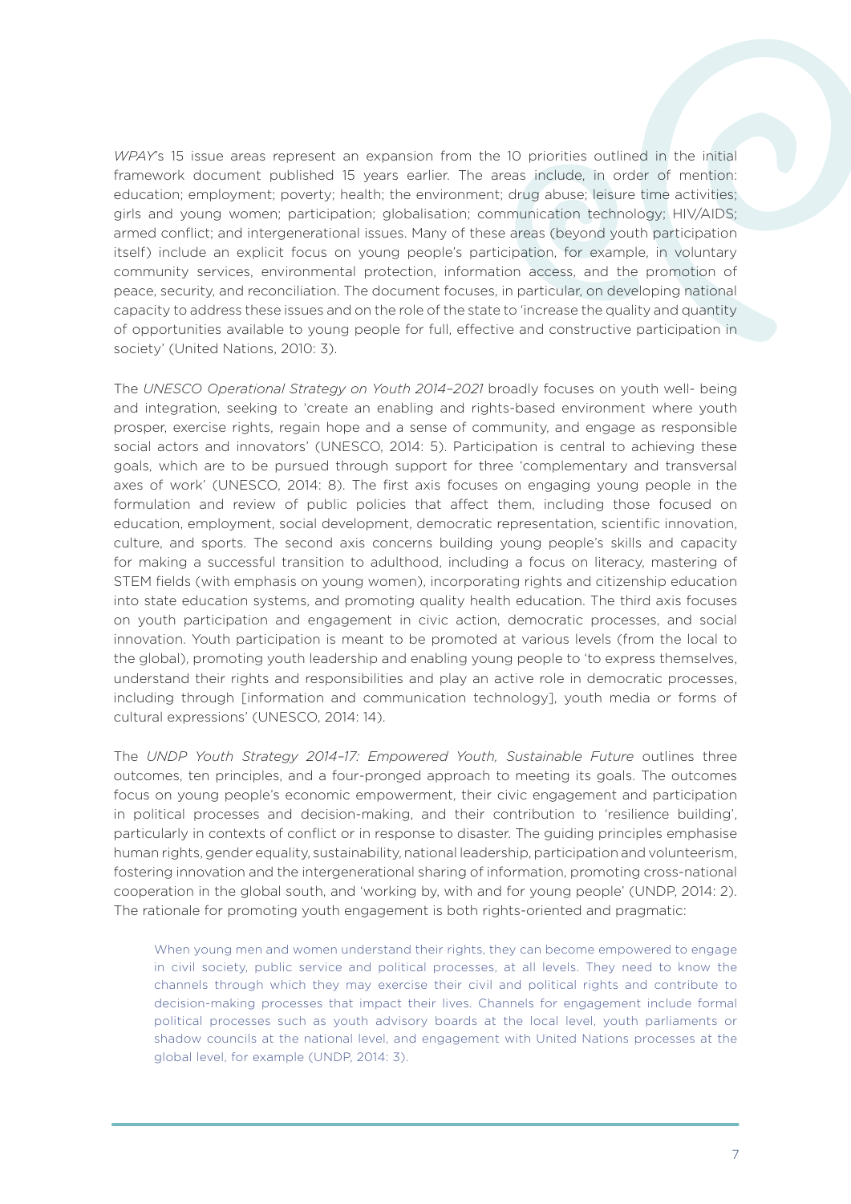*WPAY*'s 15 issue areas represent an expansion from the 10 priorities outlined in the initial framework document published 15 years earlier. The areas include, in order of mention: education; employment; poverty; health; the environment; drug abuse; leisure time activities; girls and young women; participation; globalisation; communication technology; HIV/AIDS; armed conflict; and intergenerational issues. Many of these areas (beyond youth participation itself) include an explicit focus on young people's participation, for example, in voluntary community services, environmental protection, information access, and the promotion of peace, security, and reconciliation. The document focuses, in particular, on developing national capacity to address these issues and on the role of the state to 'increase the quality and quantity of opportunities available to young people for full, effective and constructive participation in society' (United Nations, 2010: 3).

The *UNESCO Operational Strategy on Youth 2014–2021* broadly focuses on youth well- being and integration, seeking to 'create an enabling and rights-based environment where youth prosper, exercise rights, regain hope and a sense of community, and engage as responsible social actors and innovators' (UNESCO, 2014: 5). Participation is central to achieving these goals, which are to be pursued through support for three 'complementary and transversal axes of work' (UNESCO, 2014: 8). The first axis focuses on engaging young people in the formulation and review of public policies that affect them, including those focused on education, employment, social development, democratic representation, scientific innovation, culture, and sports. The second axis concerns building young people's skills and capacity for making a successful transition to adulthood, including a focus on literacy, mastering of STEM fields (with emphasis on young women), incorporating rights and citizenship education into state education systems, and promoting quality health education. The third axis focuses on youth participation and engagement in civic action, democratic processes, and social innovation. Youth participation is meant to be promoted at various levels (from the local to the global), promoting youth leadership and enabling young people to 'to express themselves, understand their rights and responsibilities and play an active role in democratic processes, including through [information and communication technology], youth media or forms of cultural expressions' (UNESCO, 2014: 14).

The *UNDP Youth Strategy 2014–17: Empowered Youth, Sustainable Future* outlines three outcomes, ten principles, and a four-pronged approach to meeting its goals. The outcomes focus on young people's economic empowerment, their civic engagement and participation in political processes and decision-making, and their contribution to 'resilience building', particularly in contexts of conflict or in response to disaster. The guiding principles emphasise human rights, gender equality, sustainability, national leadership, participation and volunteerism, fostering innovation and the intergenerational sharing of information, promoting cross-national cooperation in the global south, and 'working by, with and for young people' (UNDP, 2014: 2). The rationale for promoting youth engagement is both rights-oriented and pragmatic:

> When young men and women understand their rights, they can become empowered to engage in civil society, public service and political processes, at all levels. They need to know the channels through which they may exercise their civil and political rights and contribute to decision-making processes that impact their lives. Channels for engagement include formal political processes such as youth advisory boards at the local level, youth parliaments or shadow councils at the national level, and engagement with United Nations processes at the global level, for example (UNDP, 2014: 3).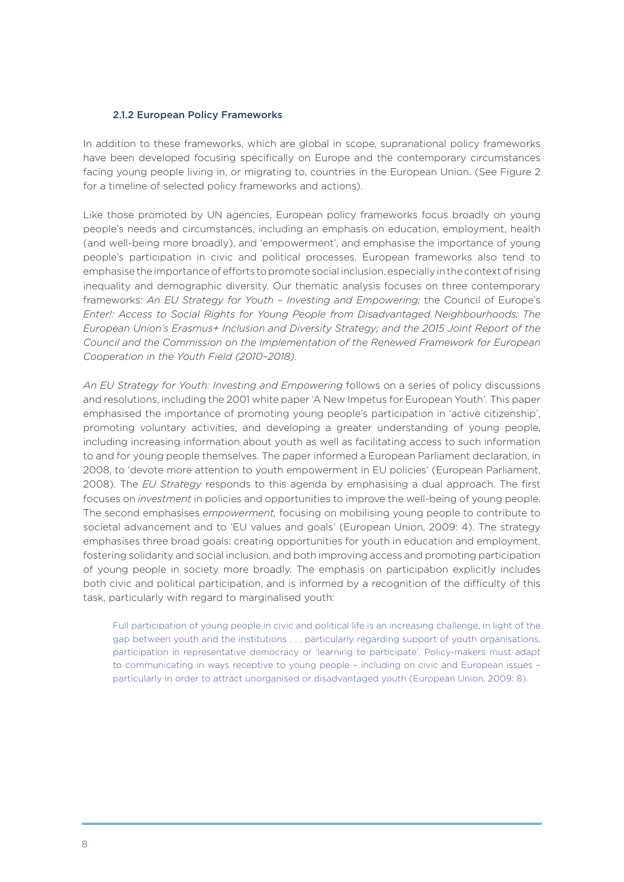### 2.1.2 European Policy Frameworks

In addition to these frameworks, which are global in scope, supranational policy frameworks have been developed focusing specifically on Europe and the contemporary circumstances facing young people living in, or migrating to, countries in the European Union. (See Figure 2 for a timeline of selected policy frameworks and actions).

Like those promoted by UN agencies, European policy frameworks focus broadly on young people's needs and circumstances, including an emphasis on education, employment, health (and well-being more broadly), and 'empowerment', and emphasise the importance of young people's participation in civic and political processes. European frameworks also tend to emphasise the importance of efforts to promote social inclusion, especially in the context of rising inequality and demographic diversity. Our thematic analysis focuses on three contemporary frameworks: *An EU Strategy for Youth – Investing and Empowering;* the Council of Europe's *Enter!: Access to Social Rights for Young People from Disadvantaged Neighbourhoods; The European Union's Erasmus+ Inclusion and Diversity Strategy; and the 2015 Joint Report of the Council and the Commission on the Implementation of the Renewed Framework for European Cooperation in the Youth Field (2010–2018).*

*An EU Strategy for Youth: Investing and Empowering* follows on a series of policy discussions and resolutions, including the 2001 white paper 'A New Impetus for European Youth'. This paper emphasised the importance of promoting young people's participation in 'active citizenship', promoting voluntary activities, and developing a greater understanding of young people, including increasing information about youth as well as facilitating access to such information to and for young people themselves. The paper informed a European Parliament declaration, in 2008, to 'devote more attention to youth empowerment in EU policies' (European Parliament, 2008). The *EU Strategy* responds to this agenda by emphasising a dual approach. The first focuses on *investment* in policies and opportunities to improve the well-being of young people. The second emphasises *empowerment,* focusing on mobilising young people to contribute to societal advancement and to 'EU values and goals' (European Union, 2009: 4). The strategy emphasises three broad goals: creating opportunities for youth in education and employment, fostering solidarity and social inclusion, and both improving access and promoting participation of young people in society more broadly. The emphasis on participation explicitly includes both civic and political participation, and is informed by a recognition of the difficulty of this task, particularly with regard to marginalised youth:

> Full participation of young people in civic and political life is an increasing challenge, in light of the gap between youth and the institutions . . . particularly regarding support of youth organisations, participation in representative democracy or 'learning to participate'. Policy-makers must adapt to communicating in ways receptive to young people – including on civic and European issues – particularly in order to attract unorganised or disadvantaged youth (European Union, 2009: 8).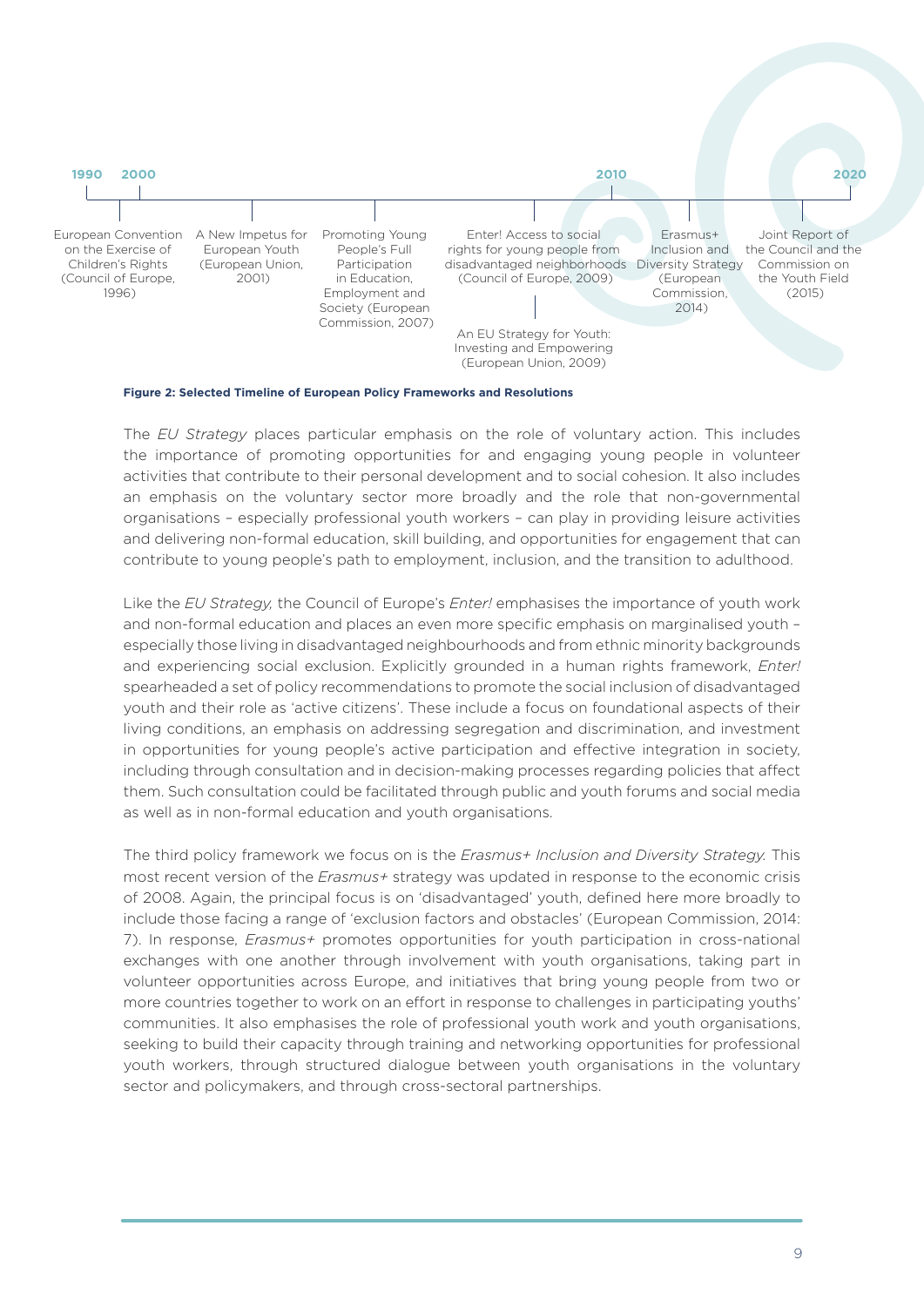1990 2000 2010 2020

- European Convention on the Exercise of Children's Rights (Council of Europe, 1996)
- A New Impetus for European Youth (European Union, 2001)
- Promoting Young People's Full Participation in Education, Employment and Society (European Commission, 2007)
- Enter! Access to social rights for young people from disadvantaged neighborhoods (Council of Europe, 2009)
- An EU Strategy for Youth: Investing and Empowering (European Union, 2009)
- Erasmus+ Inclusion and Diversity Strategy (European Commission, 2014)
- Joint Report of the Council and the Commission on the Youth Field (2015)

**Figure 2: Selected Timeline of European Policy Frameworks and Resolutions**

The *EU Strategy* places particular emphasis on the role of voluntary action. This includes the importance of promoting opportunities for and engaging young people in volunteer activities that contribute to their personal development and to social cohesion. It also includes an emphasis on the voluntary sector more broadly and the role that non-governmental organisations – especially professional youth workers – can play in providing leisure activities and delivering non-formal education, skill building, and opportunities for engagement that can contribute to young people's path to employment, inclusion, and the transition to adulthood.

Like the *EU Strategy,* the Council of Europe's *Enter!* emphasises the importance of youth work and non-formal education and places an even more specific emphasis on marginalised youth – especially those living in disadvantaged neighbourhoods and from ethnic minority backgrounds and experiencing social exclusion. Explicitly grounded in a human rights framework, *Enter!* spearheaded a set of policy recommendations to promote the social inclusion of disadvantaged youth and their role as 'active citizens'. These include a focus on foundational aspects of their living conditions, an emphasis on addressing segregation and discrimination, and investment in opportunities for young people's active participation and effective integration in society, including through consultation and in decision-making processes regarding policies that affect them. Such consultation could be facilitated through public and youth forums and social media as well as in non-formal education and youth organisations.

The third policy framework we focus on is the *Erasmus+ Inclusion and Diversity Strategy.* This most recent version of the *Erasmus+* strategy was updated in response to the economic crisis of 2008. Again, the principal focus is on 'disadvantaged' youth, defined here more broadly to include those facing a range of 'exclusion factors and obstacles' (European Commission, 2014: 7). In response, *Erasmus+* promotes opportunities for youth participation in cross-national exchanges with one another through involvement with youth organisations, taking part in volunteer opportunities across Europe, and initiatives that bring young people from two or more countries together to work on an effort in response to challenges in participating youths' communities. It also emphasises the role of professional youth work and youth organisations, seeking to build their capacity through training and networking opportunities for professional youth workers, through structured dialogue between youth organisations in the voluntary sector and policymakers, and through cross-sectoral partnerships.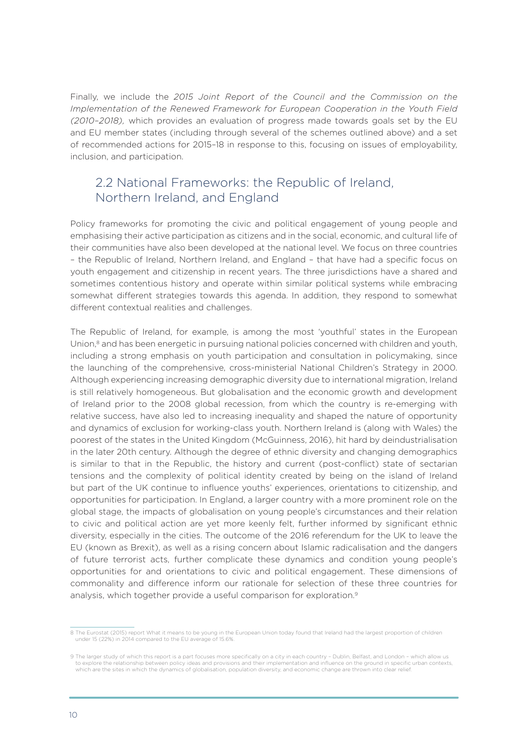Finally, we include the *2015 Joint Report of the Council and the Commission on the Implementation of the Renewed Framework for European Cooperation in the Youth Field (2010–2018),* which provides an evaluation of progress made towards goals set by the EU and EU member states (including through several of the schemes outlined above) and a set of recommended actions for 2015–18 in response to this, focusing on issues of employability, inclusion, and participation.

## 2.2 National Frameworks: the Republic of Ireland, Northern Ireland, and England

Policy frameworks for promoting the civic and political engagement of young people and emphasising their active participation as citizens and in the social, economic, and cultural life of their communities have also been developed at the national level. We focus on three countries – the Republic of Ireland, Northern Ireland, and England – that have had a specific focus on youth engagement and citizenship in recent years. The three jurisdictions have a shared and sometimes contentious history and operate within similar political systems while embracing somewhat different strategies towards this agenda. In addition, they respond to somewhat different contextual realities and challenges.

The Republic of Ireland, for example, is among the most 'youthful' states in the European Union,[8] and has been energetic in pursuing national policies concerned with children and youth, including a strong emphasis on youth participation and consultation in policymaking, since the launching of the comprehensive, cross-ministerial National Children's Strategy in 2000. Although experiencing increasing demographic diversity due to international migration, Ireland is still relatively homogeneous. But globalisation and the economic growth and development of Ireland prior to the 2008 global recession, from which the country is re-emerging with relative success, have also led to increasing inequality and shaped the nature of opportunity and dynamics of exclusion for working-class youth. Northern Ireland is (along with Wales) the poorest of the states in the United Kingdom (McGuinness, 2016), hit hard by deindustrialisation in the later 20th century. Although the degree of ethnic diversity and changing demographics is similar to that in the Republic, the history and current (post-conflict) state of sectarian tensions and the complexity of political identity created by being on the island of Ireland but part of the UK continue to influence youths' experiences, orientations to citizenship, and opportunities for participation. In England, a larger country with a more prominent role on the global stage, the impacts of globalisation on young people's circumstances and their relation to civic and political action are yet more keenly felt, further informed by significant ethnic diversity, especially in the cities. The outcome of the 2016 referendum for the UK to leave the EU (known as Brexit), as well as a rising concern about Islamic radicalisation and the dangers of future terrorist acts, further complicate these dynamics and condition young people's opportunities for and orientations to civic and political engagement. These dimensions of commonality and difference inform our rationale for selection of these three countries for analysis, which together provide a useful comparison for exploration.[9]

---

8 The Eurostat (2015) report What it means to be young in the European Union today found that Ireland had the largest proportion of children under 15 (22%) in 2014 compared to the EU average of 15.6%.

9 The larger study of which this report is a part focuses more specifically on a city in each country – Dublin, Belfast, and London – which allow us to explore the relationship between policy ideas and provisions and their implementation and influence on the ground in specific urban contexts, which are the sites in which the dynamics of globalisation, population diversity, and economic change are thrown into clear relief.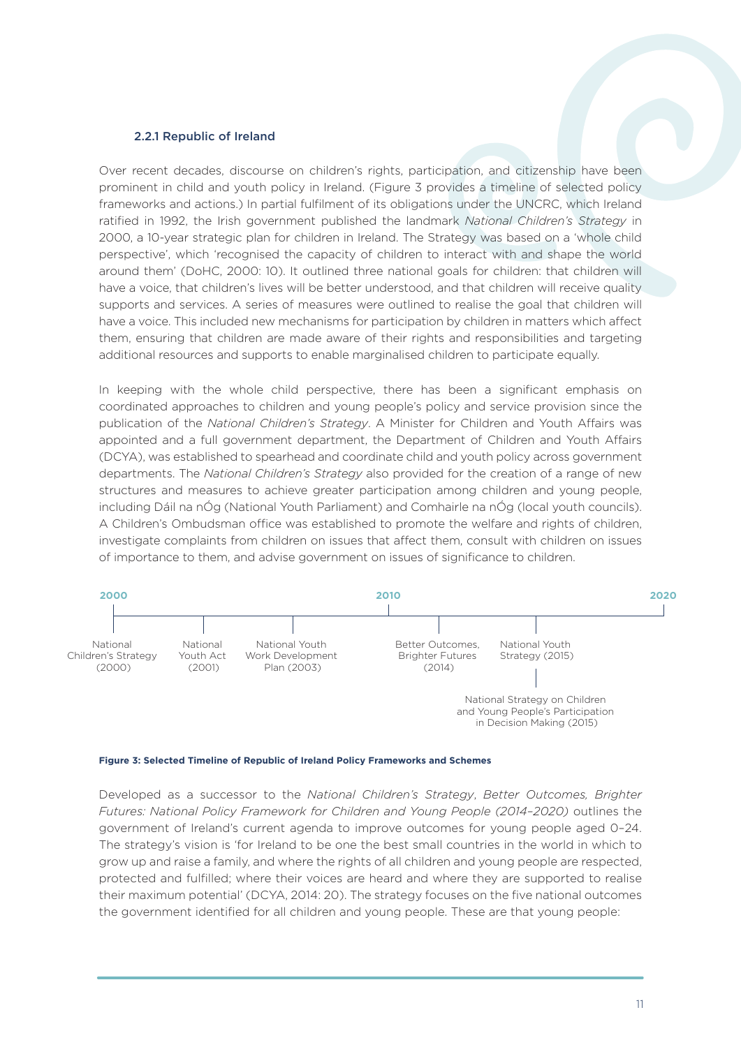### 2.2.1 Republic of Ireland

Over recent decades, discourse on children's rights, participation, and citizenship have been prominent in child and youth policy in Ireland. (Figure 3 provides a timeline of selected policy frameworks and actions.) In partial fulfilment of its obligations under the UNCRC, which Ireland ratified in 1992, the Irish government published the landmark *National Children's Strategy* in 2000, a 10-year strategic plan for children in Ireland. The Strategy was based on a 'whole child perspective', which 'recognised the capacity of children to interact with and shape the world around them' (DoHC, 2000: 10). It outlined three national goals for children: that children will have a voice, that children's lives will be better understood, and that children will receive quality supports and services. A series of measures were outlined to realise the goal that children will have a voice. This included new mechanisms for participation by children in matters which affect them, ensuring that children are made aware of their rights and responsibilities and targeting additional resources and supports to enable marginalised children to participate equally.

In keeping with the whole child perspective, there has been a significant emphasis on coordinated approaches to children and young people's policy and service provision since the publication of the *National Children's Strategy*. A Minister for Children and Youth Affairs was appointed and a full government department, the Department of Children and Youth Affairs (DCYA), was established to spearhead and coordinate child and youth policy across government departments. The *National Children's Strategy* also provided for the creation of a range of new structures and measures to achieve greater participation among children and young people, including Dáil na nÓg (National Youth Parliament) and Comhairle na nÓg (local youth councils). A Children's Ombudsman office was established to promote the welfare and rights of children, investigate complaints from children on issues that affect them, consult with children on issues of importance to them, and advise government on issues of significance to children.

2000 — 2010 — 2020

- National Children's Strategy (2000)
- National Youth Act (2001)
- National Youth Work Development Plan (2003)
- Better Outcomes, Brighter Futures (2014)
- National Youth Strategy (2015)
- National Strategy on Children and Young People's Participation in Decision Making (2015)

**Figure 3: Selected Timeline of Republic of Ireland Policy Frameworks and Schemes**

Developed as a successor to the *National Children's Strategy*, *Better Outcomes, Brighter Futures: National Policy Framework for Children and Young People (2014–2020)* outlines the government of Ireland's current agenda to improve outcomes for young people aged 0–24. The strategy's vision is 'for Ireland to be one the best small countries in the world in which to grow up and raise a family, and where the rights of all children and young people are respected, protected and fulfilled; where their voices are heard and where they are supported to realise their maximum potential' (DCYA, 2014: 20). The strategy focuses on the five national outcomes the government identified for all children and young people. These are that young people: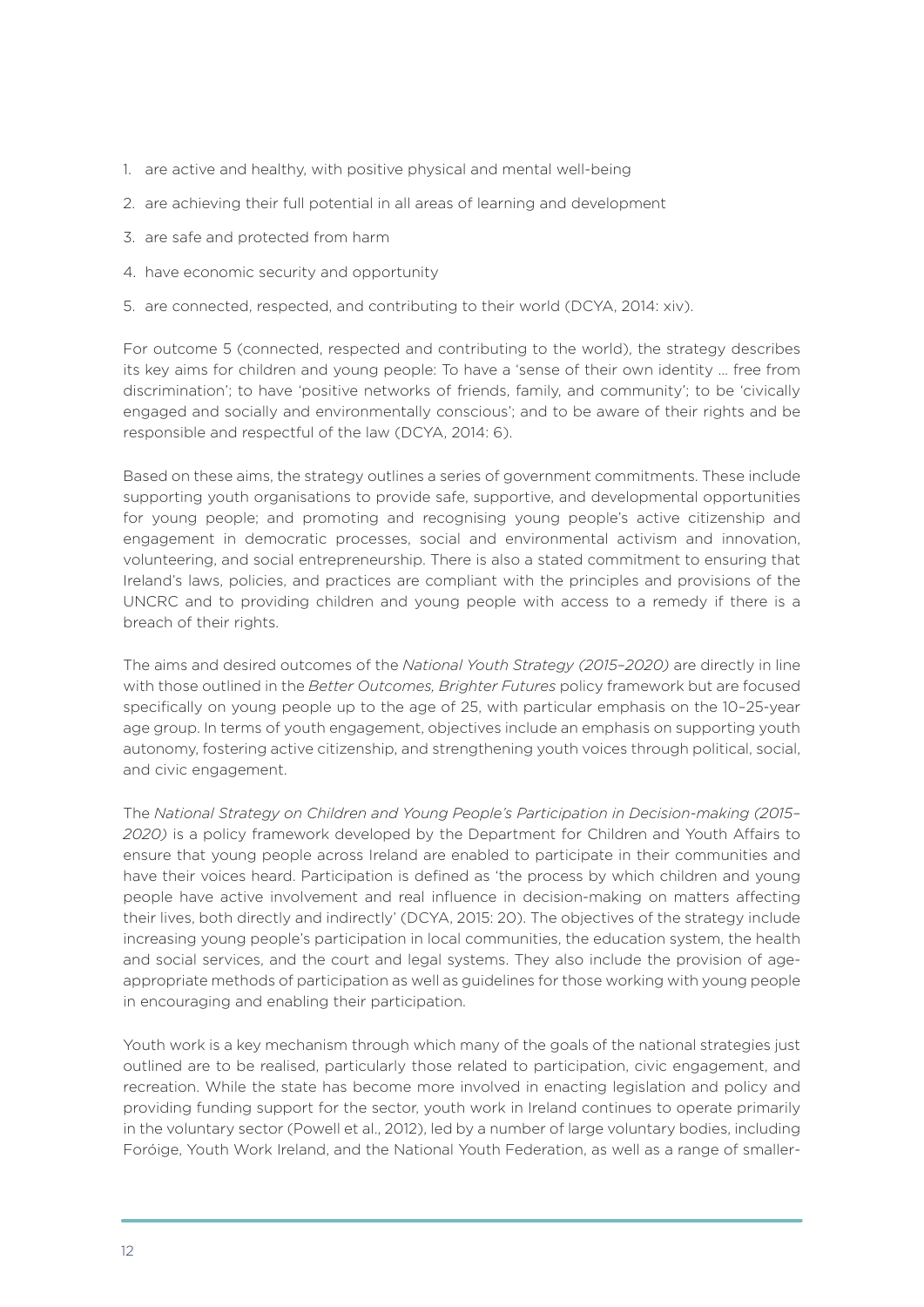1. are active and healthy, with positive physical and mental well-being
2. are achieving their full potential in all areas of learning and development
3. are safe and protected from harm
4. have economic security and opportunity
5. are connected, respected, and contributing to their world (DCYA, 2014: xiv).

For outcome 5 (connected, respected and contributing to the world), the strategy describes its key aims for children and young people: To have a 'sense of their own identity … free from discrimination'; to have 'positive networks of friends, family, and community'; to be 'civically engaged and socially and environmentally conscious'; and to be aware of their rights and be responsible and respectful of the law (DCYA, 2014: 6).

Based on these aims, the strategy outlines a series of government commitments. These include supporting youth organisations to provide safe, supportive, and developmental opportunities for young people; and promoting and recognising young people's active citizenship and engagement in democratic processes, social and environmental activism and innovation, volunteering, and social entrepreneurship. There is also a stated commitment to ensuring that Ireland's laws, policies, and practices are compliant with the principles and provisions of the UNCRC and to providing children and young people with access to a remedy if there is a breach of their rights.

The aims and desired outcomes of the *National Youth Strategy (2015–2020)* are directly in line with those outlined in the *Better Outcomes, Brighter Futures* policy framework but are focused specifically on young people up to the age of 25, with particular emphasis on the 10–25-year age group. In terms of youth engagement, objectives include an emphasis on supporting youth autonomy, fostering active citizenship, and strengthening youth voices through political, social, and civic engagement.

The *National Strategy on Children and Young People's Participation in Decision-making (2015–2020)* is a policy framework developed by the Department for Children and Youth Affairs to ensure that young people across Ireland are enabled to participate in their communities and have their voices heard. Participation is defined as 'the process by which children and young people have active involvement and real influence in decision-making on matters affecting their lives, both directly and indirectly' (DCYA, 2015: 20). The objectives of the strategy include increasing young people's participation in local communities, the education system, the health and social services, and the court and legal systems. They also include the provision of age-appropriate methods of participation as well as guidelines for those working with young people in encouraging and enabling their participation.

Youth work is a key mechanism through which many of the goals of the national strategies just outlined are to be realised, particularly those related to participation, civic engagement, and recreation. While the state has become more involved in enacting legislation and policy and providing funding support for the sector, youth work in Ireland continues to operate primarily in the voluntary sector (Powell et al., 2012), led by a number of large voluntary bodies, including Foróige, Youth Work Ireland, and the National Youth Federation, as well as a range of smaller-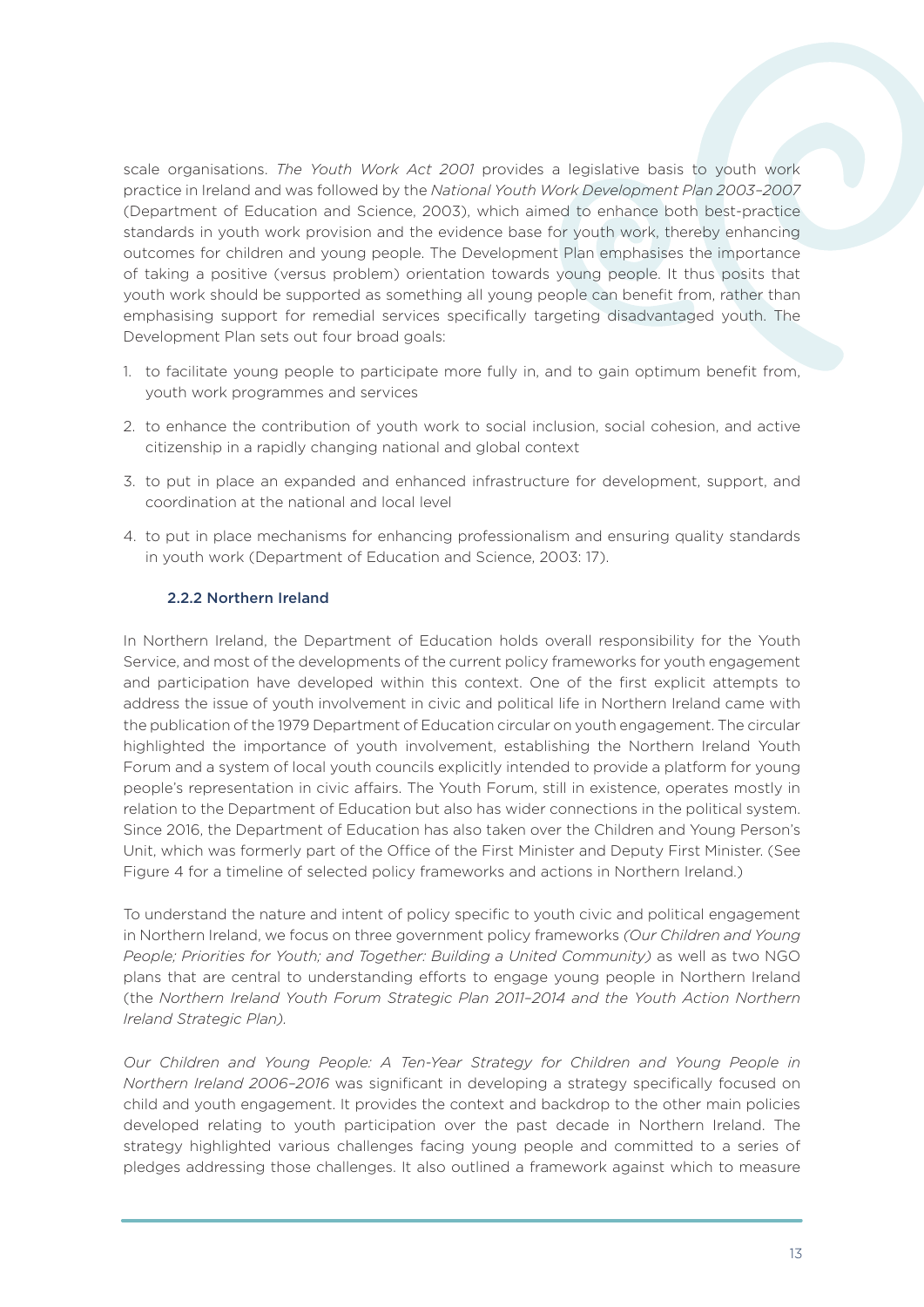scale organisations. *The Youth Work Act 2001* provides a legislative basis to youth work practice in Ireland and was followed by the *National Youth Work Development Plan 2003–2007* (Department of Education and Science, 2003), which aimed to enhance both best-practice standards in youth work provision and the evidence base for youth work, thereby enhancing outcomes for children and young people. The Development Plan emphasises the importance of taking a positive (versus problem) orientation towards young people. It thus posits that youth work should be supported as something all young people can benefit from, rather than emphasising support for remedial services specifically targeting disadvantaged youth. The Development Plan sets out four broad goals:

1. to facilitate young people to participate more fully in, and to gain optimum benefit from, youth work programmes and services
2. to enhance the contribution of youth work to social inclusion, social cohesion, and active citizenship in a rapidly changing national and global context
3. to put in place an expanded and enhanced infrastructure for development, support, and coordination at the national and local level
4. to put in place mechanisms for enhancing professionalism and ensuring quality standards in youth work (Department of Education and Science, 2003: 17).

### 2.2.2 Northern Ireland

In Northern Ireland, the Department of Education holds overall responsibility for the Youth Service, and most of the developments of the current policy frameworks for youth engagement and participation have developed within this context. One of the first explicit attempts to address the issue of youth involvement in civic and political life in Northern Ireland came with the publication of the 1979 Department of Education circular on youth engagement. The circular highlighted the importance of youth involvement, establishing the Northern Ireland Youth Forum and a system of local youth councils explicitly intended to provide a platform for young people's representation in civic affairs. The Youth Forum, still in existence, operates mostly in relation to the Department of Education but also has wider connections in the political system. Since 2016, the Department of Education has also taken over the Children and Young Person's Unit, which was formerly part of the Office of the First Minister and Deputy First Minister. (See Figure 4 for a timeline of selected policy frameworks and actions in Northern Ireland.)

To understand the nature and intent of policy specific to youth civic and political engagement in Northern Ireland, we focus on three government policy frameworks *(Our Children and Young People; Priorities for Youth; and Together: Building a United Community)* as well as two NGO plans that are central to understanding efforts to engage young people in Northern Ireland (the *Northern Ireland Youth Forum Strategic Plan 2011–2014 and the Youth Action Northern Ireland Strategic Plan).*

*Our Children and Young People: A Ten-Year Strategy for Children and Young People in Northern Ireland 2006–2016* was significant in developing a strategy specifically focused on child and youth engagement. It provides the context and backdrop to the other main policies developed relating to youth participation over the past decade in Northern Ireland. The strategy highlighted various challenges facing young people and committed to a series of pledges addressing those challenges. It also outlined a framework against which to measure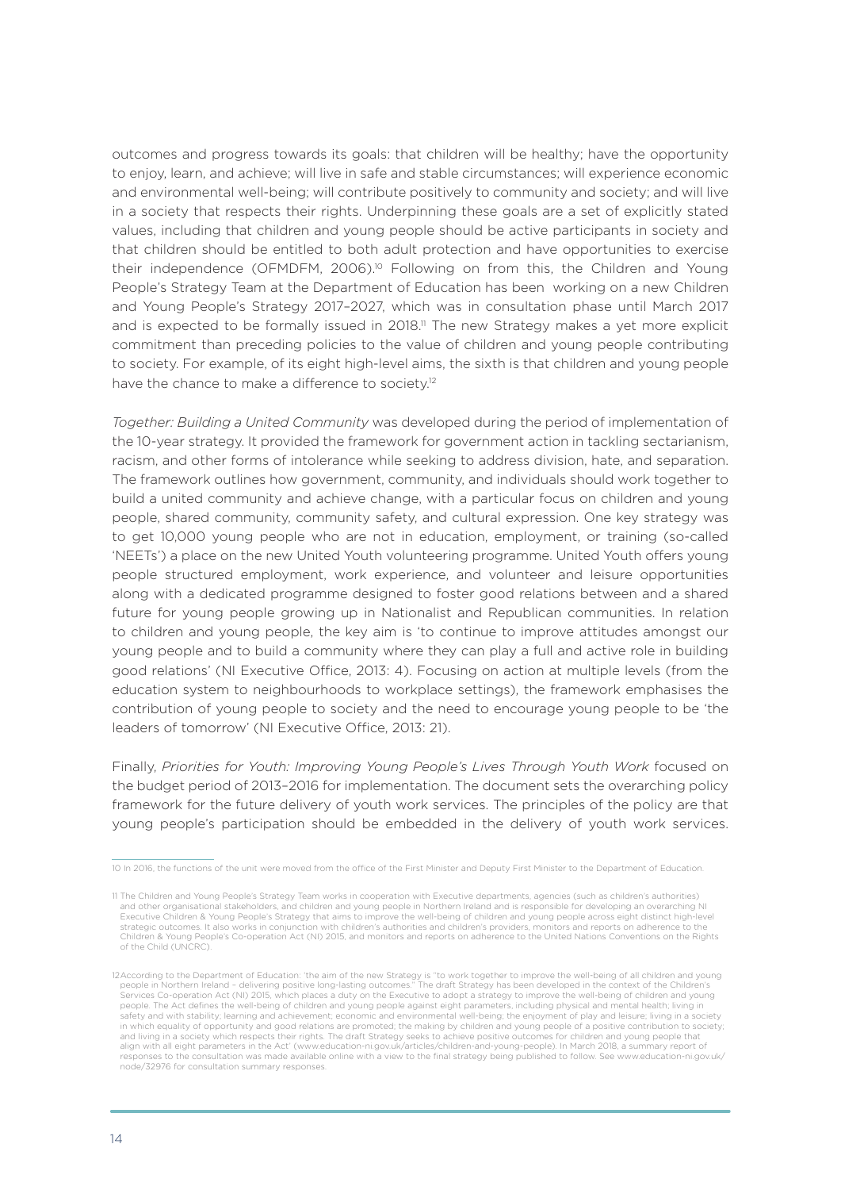outcomes and progress towards its goals: that children will be healthy; have the opportunity to enjoy, learn, and achieve; will live in safe and stable circumstances; will experience economic and environmental well-being; will contribute positively to community and society; and will live in a society that respects their rights. Underpinning these goals are a set of explicitly stated values, including that children and young people should be active participants in society and that children should be entitled to both adult protection and have opportunities to exercise their independence (OFMDFM, 2006).[10] Following on from this, the Children and Young People's Strategy Team at the Department of Education has been working on a new Children and Young People's Strategy 2017–2027, which was in consultation phase until March 2017 and is expected to be formally issued in 2018.[11] The new Strategy makes a yet more explicit commitment than preceding policies to the value of children and young people contributing to society. For example, of its eight high-level aims, the sixth is that children and young people have the chance to make a difference to society.[12]

*Together: Building a United Community* was developed during the period of implementation of the 10-year strategy. It provided the framework for government action in tackling sectarianism, racism, and other forms of intolerance while seeking to address division, hate, and separation. The framework outlines how government, community, and individuals should work together to build a united community and achieve change, with a particular focus on children and young people, shared community, community safety, and cultural expression. One key strategy was to get 10,000 young people who are not in education, employment, or training (so-called 'NEETs') a place on the new United Youth volunteering programme. United Youth offers young people structured employment, work experience, and volunteer and leisure opportunities along with a dedicated programme designed to foster good relations between and a shared future for young people growing up in Nationalist and Republican communities. In relation to children and young people, the key aim is 'to continue to improve attitudes amongst our young people and to build a community where they can play a full and active role in building good relations' (NI Executive Office, 2013: 4). Focusing on action at multiple levels (from the education system to neighbourhoods to workplace settings), the framework emphasises the contribution of young people to society and the need to encourage young people to be 'the leaders of tomorrow' (NI Executive Office, 2013: 21).

Finally, *Priorities for Youth: Improving Young People's Lives Through Youth Work* focused on the budget period of 2013–2016 for implementation. The document sets the overarching policy framework for the future delivery of youth work services. The principles of the policy are that young people's participation should be embedded in the delivery of youth work services.

---

10 In 2016, the functions of the unit were moved from the office of the First Minister and Deputy First Minister to the Department of Education.

11 The Children and Young People's Strategy Team works in cooperation with Executive departments, agencies (such as children's authorities) and other organisational stakeholders, and children and young people in Northern Ireland and is responsible for developing an overarching NI Executive Children & Young People's Strategy that aims to improve the well-being of children and young people across eight distinct high-level strategic outcomes. It also works in conjunction with children's authorities and children's providers, monitors and reports on adherence to the Children & Young People's Co-operation Act (NI) 2015, and monitors and reports on adherence to the United Nations Conventions on the Rights of the Child (UNCRC).

12 According to the Department of Education: 'the aim of the new Strategy is "to work together to improve the well-being of all children and young people in Northern Ireland – delivering positive long-lasting outcomes." The draft Strategy has been developed in the context of the Children's Services Co-operation Act (NI) 2015, which places a duty on the Executive to adopt a strategy to improve the well-being of children and young people. The Act defines the well-being of children and young people against eight parameters, including physical and mental health; living in safety and with stability; learning and achievement; economic and environmental well-being; the enjoyment of play and leisure; living in a society in which equality of opportunity and good relations are promoted; the making by children and young people of a positive contribution to society; and living in a society which respects their rights. The draft Strategy seeks to achieve positive outcomes for children and young people that align with all eight parameters in the Act' (www.education-ni.gov.uk/articles/children-and-young-people). In March 2018, a summary report of responses to the consultation was made available online with a view to the final strategy being published to follow. See www.education-ni.gov.uk/node/32976 for consultation summary responses.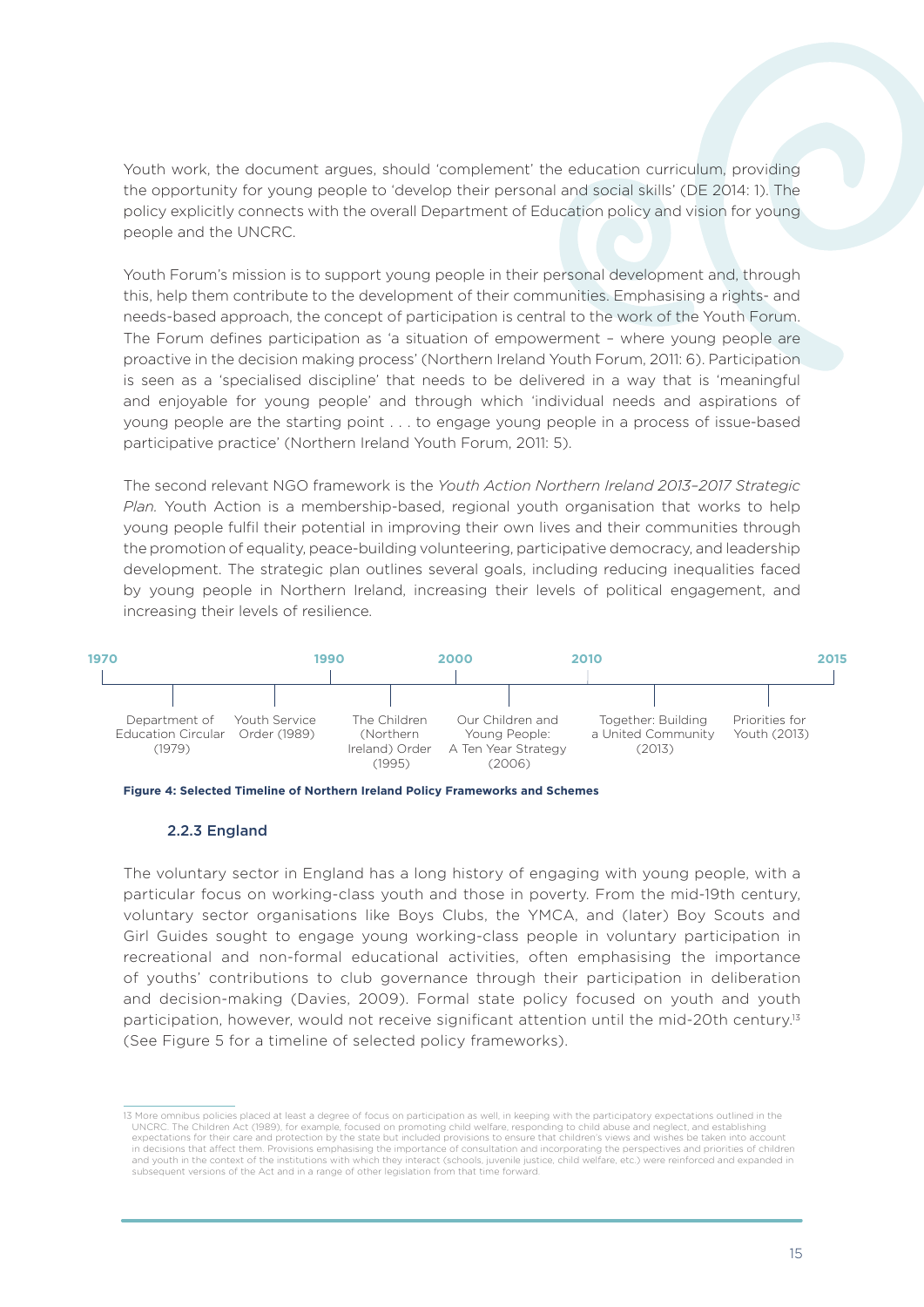Youth work, the document argues, should 'complement' the education curriculum, providing the opportunity for young people to 'develop their personal and social skills' (DE 2014: 1). The policy explicitly connects with the overall Department of Education policy and vision for young people and the UNCRC.

Youth Forum's mission is to support young people in their personal development and, through this, help them contribute to the development of their communities. Emphasising a rights- and needs-based approach, the concept of participation is central to the work of the Youth Forum. The Forum defines participation as 'a situation of empowerment – where young people are proactive in the decision making process' (Northern Ireland Youth Forum, 2011: 6). Participation is seen as a 'specialised discipline' that needs to be delivered in a way that is 'meaningful and enjoyable for young people' and through which 'individual needs and aspirations of young people are the starting point . . . to engage young people in a process of issue-based participative practice' (Northern Ireland Youth Forum, 2011: 5).

The second relevant NGO framework is the *Youth Action Northern Ireland 2013–2017 Strategic Plan.* Youth Action is a membership-based, regional youth organisation that works to help young people fulfil their potential in improving their own lives and their communities through the promotion of equality, peace-building volunteering, participative democracy, and leadership development. The strategic plan outlines several goals, including reducing inequalities faced by young people in Northern Ireland, increasing their levels of political engagement, and increasing their levels of resilience.

1970 | 1990 | 2000 | 2010 | 2015

- Department of Education Circular (1979)
- Youth Service Order (1989)
- The Children (Northern Ireland) Order (1995)
- Our Children and Young People: A Ten Year Strategy (2006)
- Together: Building a United Community (2013)
- Priorities for Youth (2013)

**Figure 4: Selected Timeline of Northern Ireland Policy Frameworks and Schemes**

### 2.2.3 England

The voluntary sector in England has a long history of engaging with young people, with a particular focus on working-class youth and those in poverty. From the mid-19th century, voluntary sector organisations like Boys Clubs, the YMCA, and (later) Boy Scouts and Girl Guides sought to engage young working-class people in voluntary participation in recreational and non-formal educational activities, often emphasising the importance of youths' contributions to club governance through their participation in deliberation and decision-making (Davies, 2009). Formal state policy focused on youth and youth participation, however, would not receive significant attention until the mid-20th century.[13] (See Figure 5 for a timeline of selected policy frameworks).

[13] More omnibus policies placed at least a degree of focus on participation as well, in keeping with the participatory expectations outlined in the UNCRC. The Children Act (1989), for example, focused on promoting child welfare, responding to child abuse and neglect, and establishing expectations for their care and protection by the state but included provisions to ensure that children's views and wishes be taken into account in decisions that affect them. Provisions emphasising the importance of consultation and incorporating the perspectives and priorities of children and youth in the context of the institutions with which they interact (schools, juvenile justice, child welfare, etc.) were reinforced and expanded in subsequent versions of the Act and in a range of other legislation from that time forward.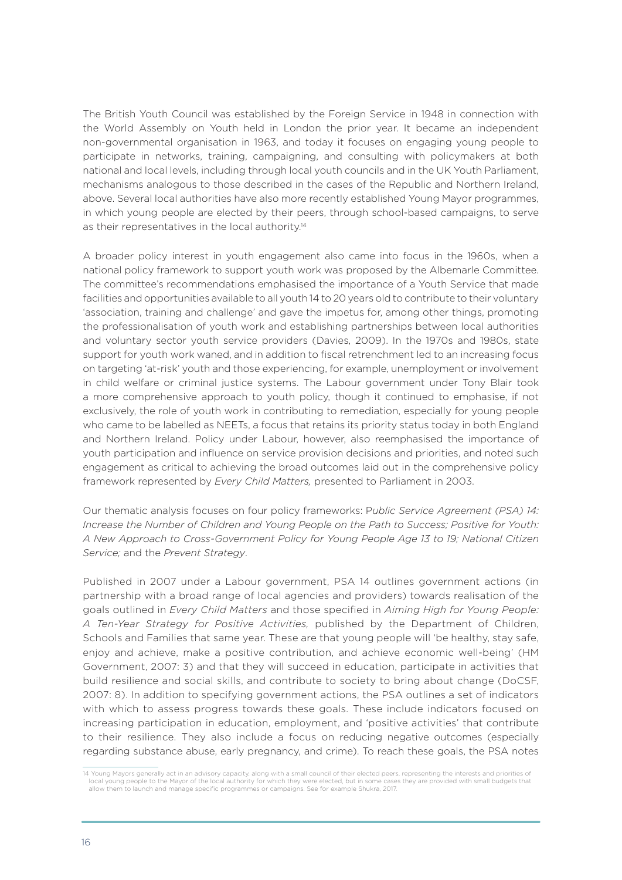The British Youth Council was established by the Foreign Service in 1948 in connection with the World Assembly on Youth held in London the prior year. It became an independent non-governmental organisation in 1963, and today it focuses on engaging young people to participate in networks, training, campaigning, and consulting with policymakers at both national and local levels, including through local youth councils and in the UK Youth Parliament, mechanisms analogous to those described in the cases of the Republic and Northern Ireland, above. Several local authorities have also more recently established Young Mayor programmes, in which young people are elected by their peers, through school-based campaigns, to serve as their representatives in the local authority.[14]

A broader policy interest in youth engagement also came into focus in the 1960s, when a national policy framework to support youth work was proposed by the Albemarle Committee. The committee's recommendations emphasised the importance of a Youth Service that made facilities and opportunities available to all youth 14 to 20 years old to contribute to their voluntary 'association, training and challenge' and gave the impetus for, among other things, promoting the professionalisation of youth work and establishing partnerships between local authorities and voluntary sector youth service providers (Davies, 2009). In the 1970s and 1980s, state support for youth work waned, and in addition to fiscal retrenchment led to an increasing focus on targeting 'at-risk' youth and those experiencing, for example, unemployment or involvement in child welfare or criminal justice systems. The Labour government under Tony Blair took a more comprehensive approach to youth policy, though it continued to emphasise, if not exclusively, the role of youth work in contributing to remediation, especially for young people who came to be labelled as NEETs, a focus that retains its priority status today in both England and Northern Ireland. Policy under Labour, however, also reemphasised the importance of youth participation and influence on service provision decisions and priorities, and noted such engagement as critical to achieving the broad outcomes laid out in the comprehensive policy framework represented by *Every Child Matters,* presented to Parliament in 2003.

Our thematic analysis focuses on four policy frameworks: P*ublic Service Agreement (PSA) 14: Increase the Number of Children and Young People on the Path to Success; Positive for Youth: A New Approach to Cross-Government Policy for Young People Age 13 to 19; National Citizen Service;* and the *Prevent Strategy*.

Published in 2007 under a Labour government, PSA 14 outlines government actions (in partnership with a broad range of local agencies and providers) towards realisation of the goals outlined in *Every Child Matters* and those specified in *Aiming High for Young People: A Ten-Year Strategy for Positive Activities,* published by the Department of Children, Schools and Families that same year. These are that young people will 'be healthy, stay safe, enjoy and achieve, make a positive contribution, and achieve economic well-being' (HM Government, 2007: 3) and that they will succeed in education, participate in activities that build resilience and social skills, and contribute to society to bring about change (DoCSF, 2007: 8). In addition to specifying government actions, the PSA outlines a set of indicators with which to assess progress towards these goals. These include indicators focused on increasing participation in education, employment, and 'positive activities' that contribute to their resilience. They also include a focus on reducing negative outcomes (especially regarding substance abuse, early pregnancy, and crime). To reach these goals, the PSA notes

---

14 Young Mayors generally act in an advisory capacity, along with a small council of their elected peers, representing the interests and priorities of local young people to the Mayor of the local authority for which they were elected, but in some cases they are provided with small budgets that allow them to launch and manage specific programmes or campaigns. See for example Shukra, 2017.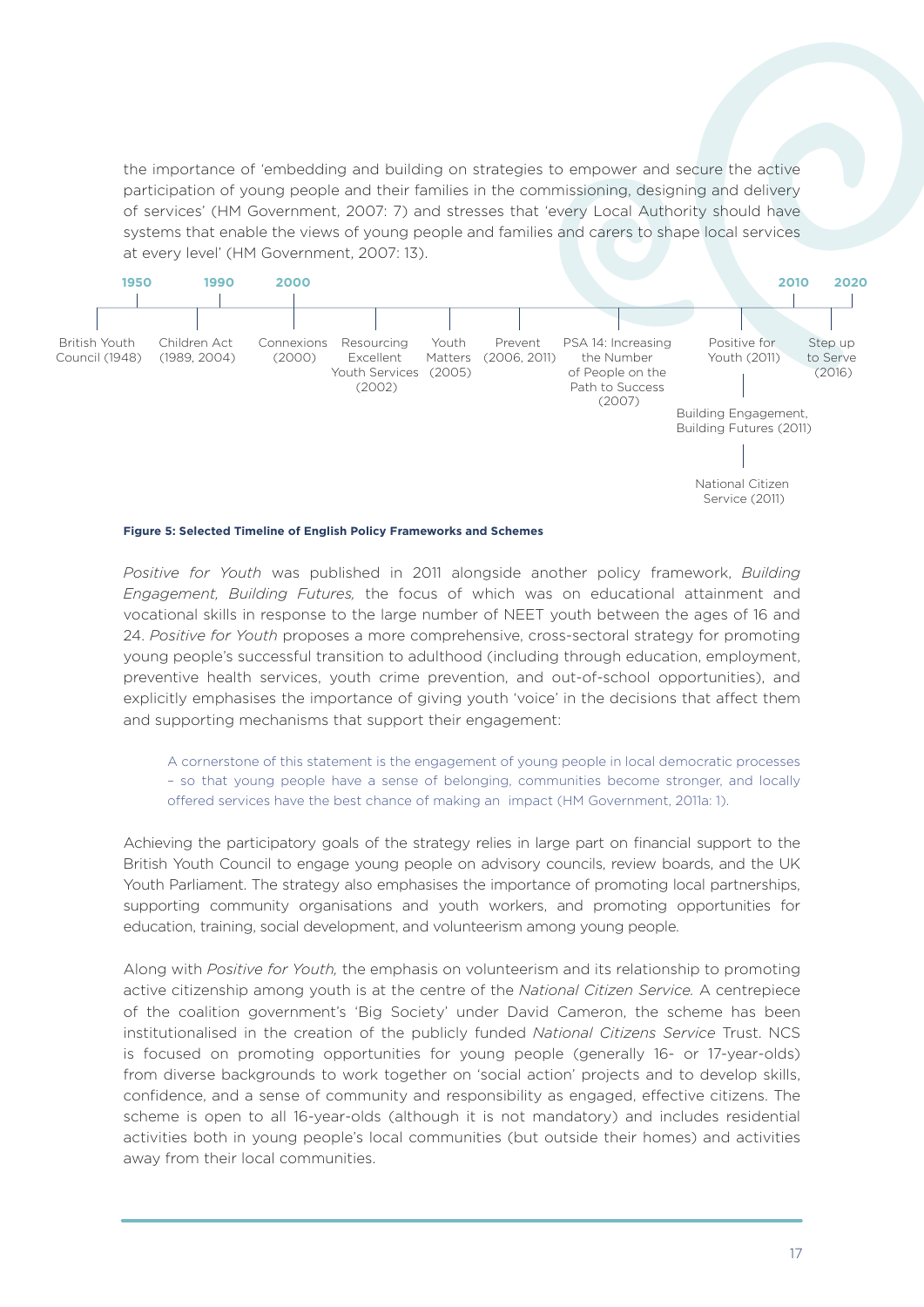the importance of 'embedding and building on strategies to empower and secure the active participation of young people and their families in the commissioning, designing and delivery of services' (HM Government, 2007: 7) and stresses that 'every Local Authority should have systems that enable the views of young people and families and carers to shape local services at every level' (HM Government, 2007: 13).

1950 1990 2000 2010 2020

British Youth Council (1948) — Children Act (1989, 2004) — Connexions (2000) — Resourcing Excellent Youth Services (2002) — Youth Matters (2005) — Prevent (2006, 2011) — PSA 14: Increasing the Number of People on the Path to Success (2007) — Positive for Youth (2011) — Building Engagement, Building Futures (2011) — National Citizen Service (2011) — Step up to Serve (2016)

**Figure 5: Selected Timeline of English Policy Frameworks and Schemes**

*Positive for Youth* was published in 2011 alongside another policy framework, *Building Engagement, Building Futures,* the focus of which was on educational attainment and vocational skills in response to the large number of NEET youth between the ages of 16 and 24. *Positive for Youth* proposes a more comprehensive, cross-sectoral strategy for promoting young people's successful transition to adulthood (including through education, employment, preventive health services, youth crime prevention, and out-of-school opportunities), and explicitly emphasises the importance of giving youth 'voice' in the decisions that affect them and supporting mechanisms that support their engagement:

> A cornerstone of this statement is the engagement of young people in local democratic processes – so that young people have a sense of belonging, communities become stronger, and locally offered services have the best chance of making an impact (HM Government, 2011a: 1).

Achieving the participatory goals of the strategy relies in large part on financial support to the British Youth Council to engage young people on advisory councils, review boards, and the UK Youth Parliament. The strategy also emphasises the importance of promoting local partnerships, supporting community organisations and youth workers, and promoting opportunities for education, training, social development, and volunteerism among young people.

Along with *Positive for Youth,* the emphasis on volunteerism and its relationship to promoting active citizenship among youth is at the centre of the *National Citizen Service.* A centrepiece of the coalition government's 'Big Society' under David Cameron, the scheme has been institutionalised in the creation of the publicly funded *National Citizens Service* Trust. NCS is focused on promoting opportunities for young people (generally 16- or 17-year-olds) from diverse backgrounds to work together on 'social action' projects and to develop skills, confidence, and a sense of community and responsibility as engaged, effective citizens. The scheme is open to all 16-year-olds (although it is not mandatory) and includes residential activities both in young people's local communities (but outside their homes) and activities away from their local communities.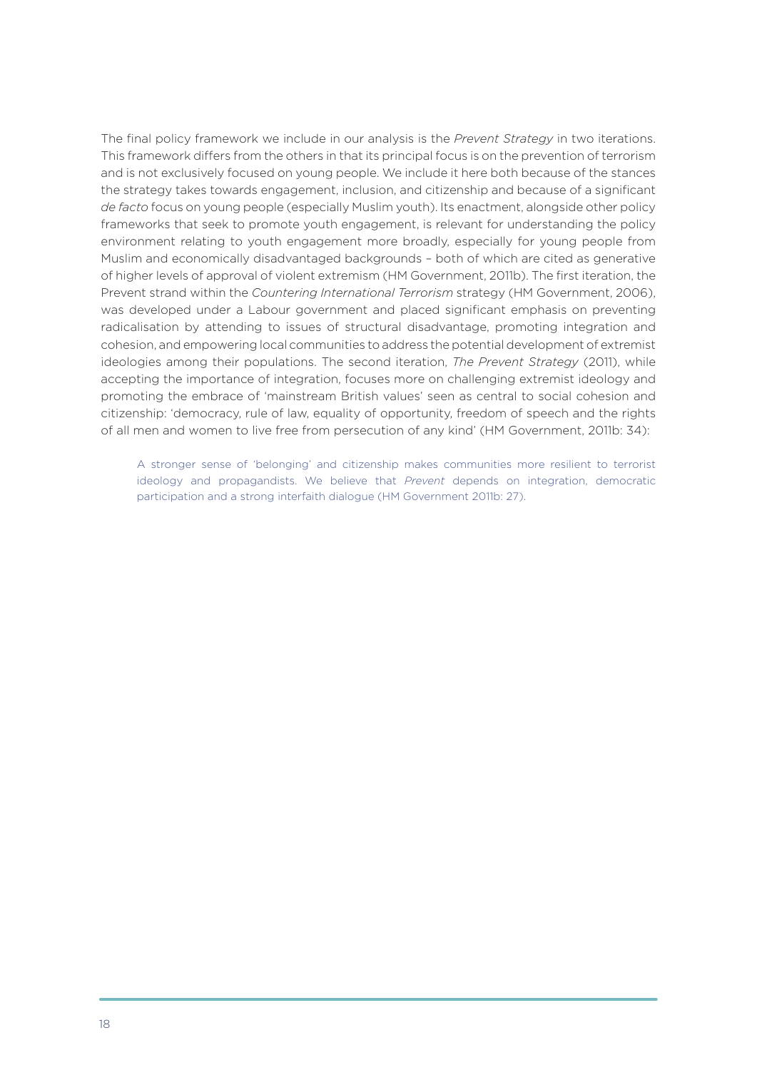The final policy framework we include in our analysis is the *Prevent Strategy* in two iterations. This framework differs from the others in that its principal focus is on the prevention of terrorism and is not exclusively focused on young people. We include it here both because of the stances the strategy takes towards engagement, inclusion, and citizenship and because of a significant *de facto* focus on young people (especially Muslim youth). Its enactment, alongside other policy frameworks that seek to promote youth engagement, is relevant for understanding the policy environment relating to youth engagement more broadly, especially for young people from Muslim and economically disadvantaged backgrounds – both of which are cited as generative of higher levels of approval of violent extremism (HM Government, 2011b). The first iteration, the Prevent strand within the *Countering International Terrorism* strategy (HM Government, 2006), was developed under a Labour government and placed significant emphasis on preventing radicalisation by attending to issues of structural disadvantage, promoting integration and cohesion, and empowering local communities to address the potential development of extremist ideologies among their populations. The second iteration, *The Prevent Strategy* (2011), while accepting the importance of integration, focuses more on challenging extremist ideology and promoting the embrace of 'mainstream British values' seen as central to social cohesion and citizenship: 'democracy, rule of law, equality of opportunity, freedom of speech and the rights of all men and women to live free from persecution of any kind' (HM Government, 2011b: 34):

> A stronger sense of 'belonging' and citizenship makes communities more resilient to terrorist ideology and propagandists. We believe that *Prevent* depends on integration, democratic participation and a strong interfaith dialogue (HM Government 2011b: 27).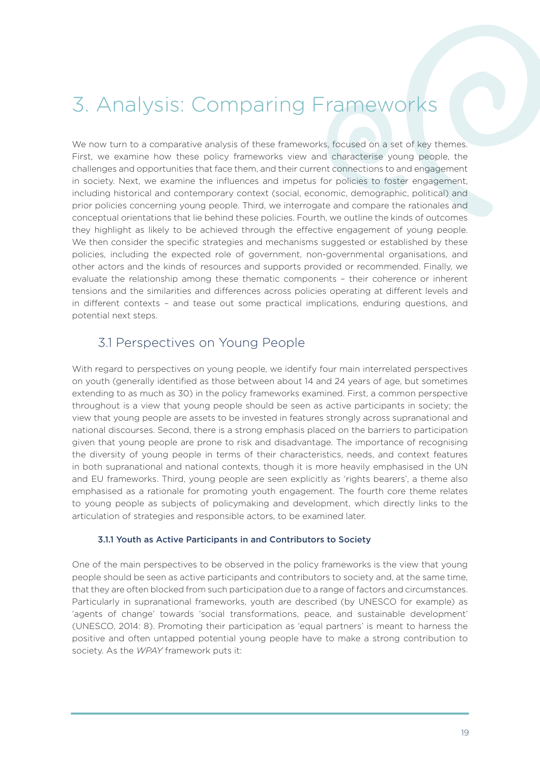# 3. Analysis: Comparing Frameworks

We now turn to a comparative analysis of these frameworks, focused on a set of key themes. First, we examine how these policy frameworks view and characterise young people, the challenges and opportunities that face them, and their current connections to and engagement in society. Next, we examine the influences and impetus for policies to foster engagement, including historical and contemporary context (social, economic, demographic, political) and prior policies concerning young people. Third, we interrogate and compare the rationales and conceptual orientations that lie behind these policies. Fourth, we outline the kinds of outcomes they highlight as likely to be achieved through the effective engagement of young people. We then consider the specific strategies and mechanisms suggested or established by these policies, including the expected role of government, non-governmental organisations, and other actors and the kinds of resources and supports provided or recommended. Finally, we evaluate the relationship among these thematic components – their coherence or inherent tensions and the similarities and differences across policies operating at different levels and in different contexts – and tease out some practical implications, enduring questions, and potential next steps.

## 3.1 Perspectives on Young People

With regard to perspectives on young people, we identify four main interrelated perspectives on youth (generally identified as those between about 14 and 24 years of age, but sometimes extending to as much as 30) in the policy frameworks examined. First, a common perspective throughout is a view that young people should be seen as active participants in society; the view that young people are assets to be invested in features strongly across supranational and national discourses. Second, there is a strong emphasis placed on the barriers to participation given that young people are prone to risk and disadvantage. The importance of recognising the diversity of young people in terms of their characteristics, needs, and context features in both supranational and national contexts, though it is more heavily emphasised in the UN and EU frameworks. Third, young people are seen explicitly as 'rights bearers', a theme also emphasised as a rationale for promoting youth engagement. The fourth core theme relates to young people as subjects of policymaking and development, which directly links to the articulation of strategies and responsible actors, to be examined later.

### 3.1.1 Youth as Active Participants in and Contributors to Society

One of the main perspectives to be observed in the policy frameworks is the view that young people should be seen as active participants and contributors to society and, at the same time, that they are often blocked from such participation due to a range of factors and circumstances. Particularly in supranational frameworks, youth are described (by UNESCO for example) as 'agents of change' towards 'social transformations, peace, and sustainable development' (UNESCO, 2014: 8). Promoting their participation as 'equal partners' is meant to harness the positive and often untapped potential young people have to make a strong contribution to society. As the *WPAY* framework puts it: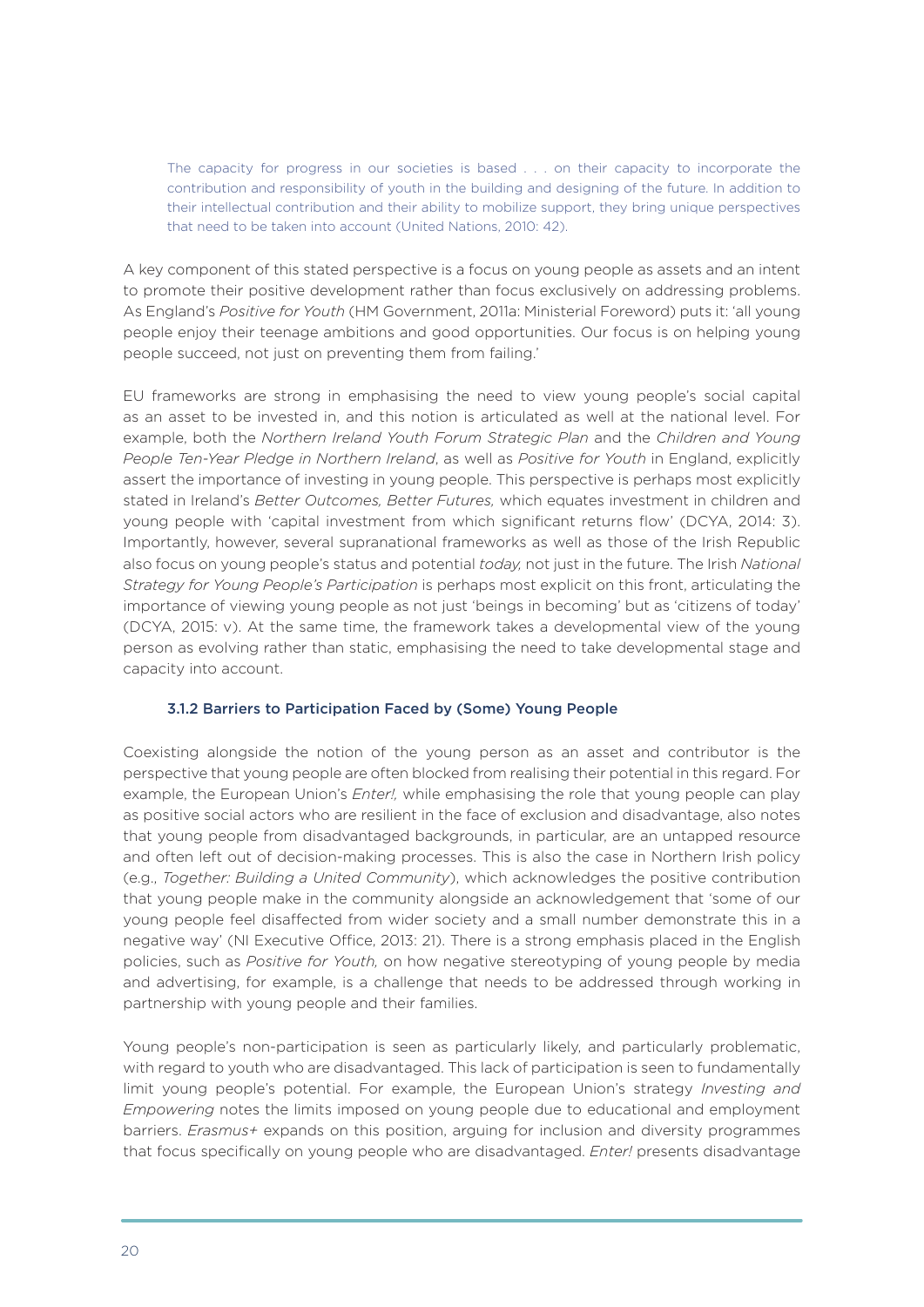> The capacity for progress in our societies is based . . . on their capacity to incorporate the contribution and responsibility of youth in the building and designing of the future. In addition to their intellectual contribution and their ability to mobilize support, they bring unique perspectives that need to be taken into account (United Nations, 2010: 42).

A key component of this stated perspective is a focus on young people as assets and an intent to promote their positive development rather than focus exclusively on addressing problems. As England's *Positive for Youth* (HM Government, 2011a: Ministerial Foreword) puts it: 'all young people enjoy their teenage ambitions and good opportunities. Our focus is on helping young people succeed, not just on preventing them from failing.'

EU frameworks are strong in emphasising the need to view young people's social capital as an asset to be invested in, and this notion is articulated as well at the national level. For example, both the *Northern Ireland Youth Forum Strategic Plan* and the *Children and Young People Ten-Year Pledge in Northern Ireland*, as well as *Positive for Youth* in England, explicitly assert the importance of investing in young people. This perspective is perhaps most explicitly stated in Ireland's *Better Outcomes, Better Futures,* which equates investment in children and young people with 'capital investment from which significant returns flow' (DCYA, 2014: 3). Importantly, however, several supranational frameworks as well as those of the Irish Republic also focus on young people's status and potential *today,* not just in the future. The Irish *National Strategy for Young People's Participation* is perhaps most explicit on this front, articulating the importance of viewing young people as not just 'beings in becoming' but as 'citizens of today' (DCYA, 2015: v). At the same time, the framework takes a developmental view of the young person as evolving rather than static, emphasising the need to take developmental stage and capacity into account.

#### 3.1.2 Barriers to Participation Faced by (Some) Young People

Coexisting alongside the notion of the young person as an asset and contributor is the perspective that young people are often blocked from realising their potential in this regard. For example, the European Union's *Enter!,* while emphasising the role that young people can play as positive social actors who are resilient in the face of exclusion and disadvantage, also notes that young people from disadvantaged backgrounds, in particular, are an untapped resource and often left out of decision-making processes. This is also the case in Northern Irish policy (e.g., *Together: Building a United Community*), which acknowledges the positive contribution that young people make in the community alongside an acknowledgement that 'some of our young people feel disaffected from wider society and a small number demonstrate this in a negative way' (NI Executive Office, 2013: 21). There is a strong emphasis placed in the English policies, such as *Positive for Youth,* on how negative stereotyping of young people by media and advertising, for example, is a challenge that needs to be addressed through working in partnership with young people and their families.

Young people's non-participation is seen as particularly likely, and particularly problematic, with regard to youth who are disadvantaged. This lack of participation is seen to fundamentally limit young people's potential. For example, the European Union's strategy *Investing and Empowering* notes the limits imposed on young people due to educational and employment barriers. *Erasmus+* expands on this position, arguing for inclusion and diversity programmes that focus specifically on young people who are disadvantaged. *Enter!* presents disadvantage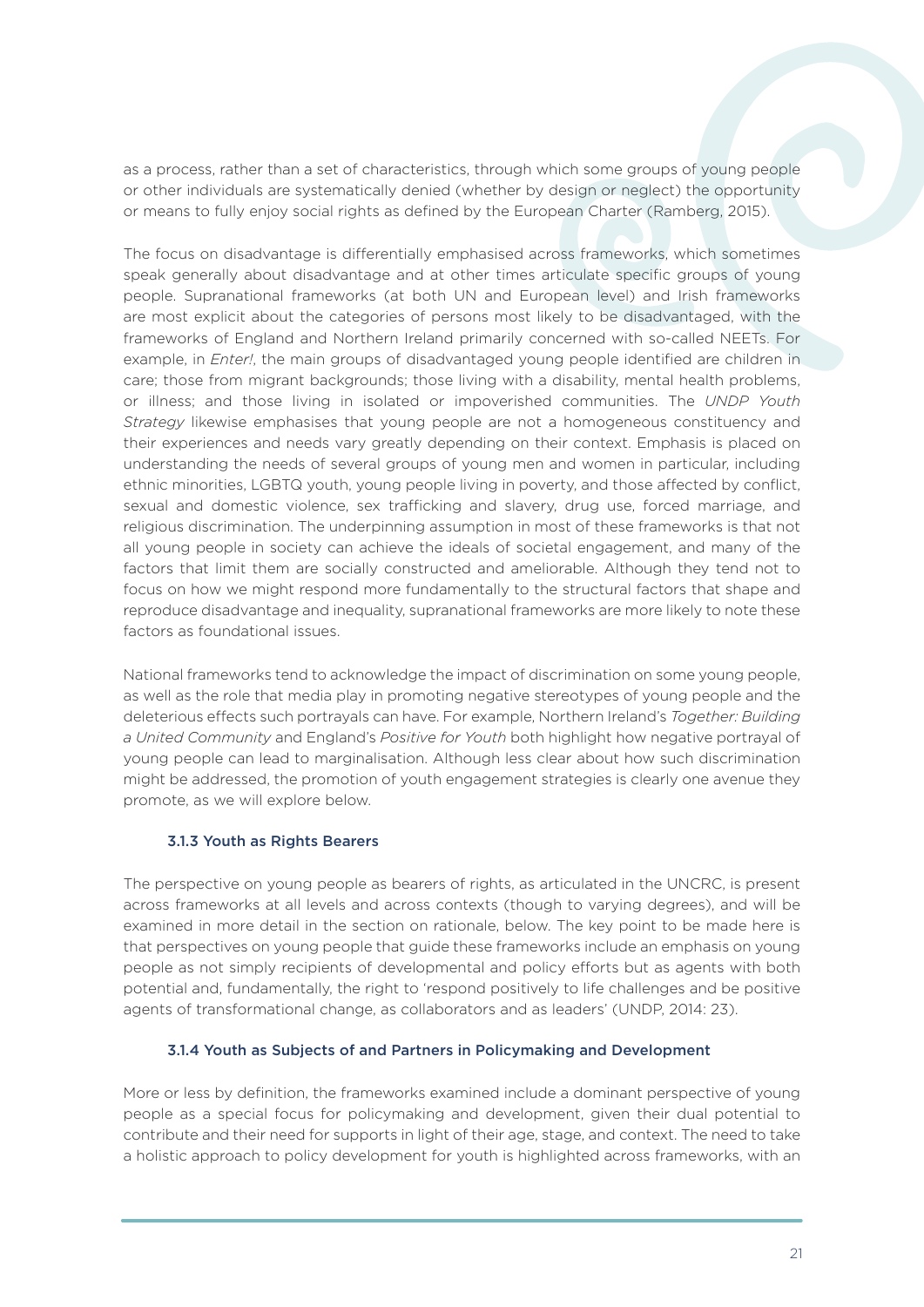as a process, rather than a set of characteristics, through which some groups of young people or other individuals are systematically denied (whether by design or neglect) the opportunity or means to fully enjoy social rights as defined by the European Charter (Ramberg, 2015).

The focus on disadvantage is differentially emphasised across frameworks, which sometimes speak generally about disadvantage and at other times articulate specific groups of young people. Supranational frameworks (at both UN and European level) and Irish frameworks are most explicit about the categories of persons most likely to be disadvantaged, with the frameworks of England and Northern Ireland primarily concerned with so-called NEETs. For example, in *Enter!*, the main groups of disadvantaged young people identified are children in care; those from migrant backgrounds; those living with a disability, mental health problems, or illness; and those living in isolated or impoverished communities. The *UNDP Youth Strategy* likewise emphasises that young people are not a homogeneous constituency and their experiences and needs vary greatly depending on their context. Emphasis is placed on understanding the needs of several groups of young men and women in particular, including ethnic minorities, LGBTQ youth, young people living in poverty, and those affected by conflict, sexual and domestic violence, sex trafficking and slavery, drug use, forced marriage, and religious discrimination. The underpinning assumption in most of these frameworks is that not all young people in society can achieve the ideals of societal engagement, and many of the factors that limit them are socially constructed and ameliorable. Although they tend not to focus on how we might respond more fundamentally to the structural factors that shape and reproduce disadvantage and inequality, supranational frameworks are more likely to note these factors as foundational issues.

National frameworks tend to acknowledge the impact of discrimination on some young people, as well as the role that media play in promoting negative stereotypes of young people and the deleterious effects such portrayals can have. For example, Northern Ireland's *Together: Building a United Community* and England's *Positive for Youth* both highlight how negative portrayal of young people can lead to marginalisation. Although less clear about how such discrimination might be addressed, the promotion of youth engagement strategies is clearly one avenue they promote, as we will explore below.

### 3.1.3 Youth as Rights Bearers

The perspective on young people as bearers of rights, as articulated in the UNCRC, is present across frameworks at all levels and across contexts (though to varying degrees), and will be examined in more detail in the section on rationale, below. The key point to be made here is that perspectives on young people that guide these frameworks include an emphasis on young people as not simply recipients of developmental and policy efforts but as agents with both potential and, fundamentally, the right to 'respond positively to life challenges and be positive agents of transformational change, as collaborators and as leaders' (UNDP, 2014: 23).

### 3.1.4 Youth as Subjects of and Partners in Policymaking and Development

More or less by definition, the frameworks examined include a dominant perspective of young people as a special focus for policymaking and development, given their dual potential to contribute and their need for supports in light of their age, stage, and context. The need to take a holistic approach to policy development for youth is highlighted across frameworks, with an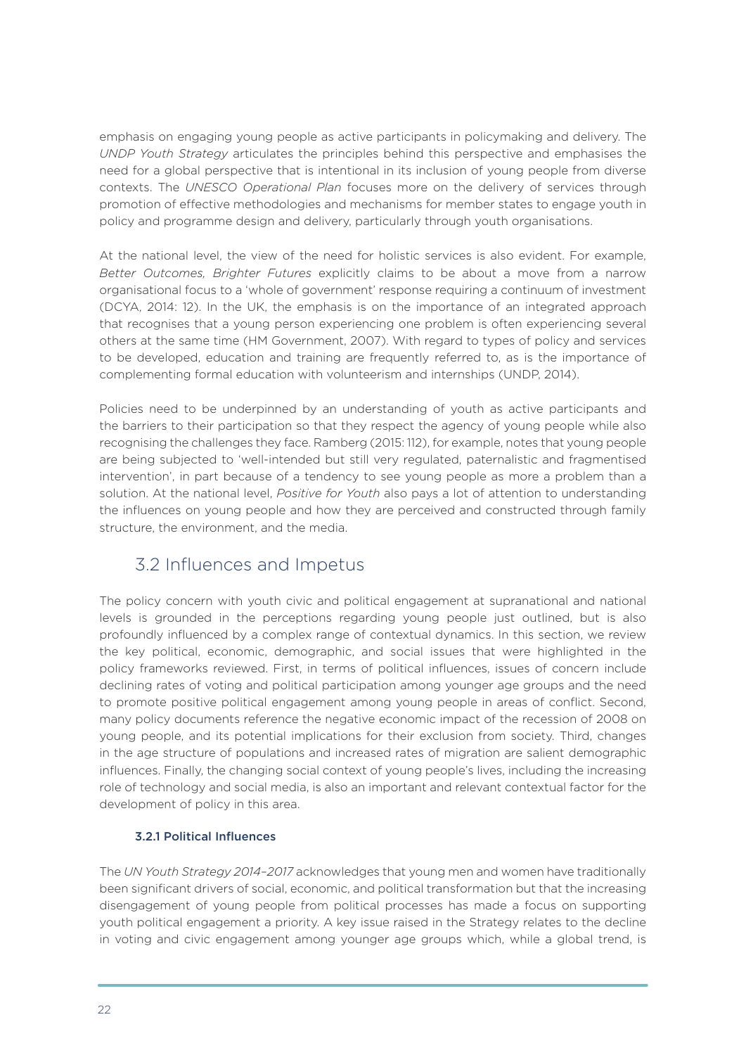emphasis on engaging young people as active participants in policymaking and delivery. The *UNDP Youth Strategy* articulates the principles behind this perspective and emphasises the need for a global perspective that is intentional in its inclusion of young people from diverse contexts. The *UNESCO Operational Plan* focuses more on the delivery of services through promotion of effective methodologies and mechanisms for member states to engage youth in policy and programme design and delivery, particularly through youth organisations.

At the national level, the view of the need for holistic services is also evident. For example, *Better Outcomes, Brighter Futures* explicitly claims to be about a move from a narrow organisational focus to a 'whole of government' response requiring a continuum of investment (DCYA, 2014: 12). In the UK, the emphasis is on the importance of an integrated approach that recognises that a young person experiencing one problem is often experiencing several others at the same time (HM Government, 2007). With regard to types of policy and services to be developed, education and training are frequently referred to, as is the importance of complementing formal education with volunteerism and internships (UNDP, 2014).

Policies need to be underpinned by an understanding of youth as active participants and the barriers to their participation so that they respect the agency of young people while also recognising the challenges they face. Ramberg (2015: 112), for example, notes that young people are being subjected to 'well-intended but still very regulated, paternalistic and fragmentised intervention', in part because of a tendency to see young people as more a problem than a solution. At the national level, *Positive for Youth* also pays a lot of attention to understanding the influences on young people and how they are perceived and constructed through family structure, the environment, and the media.

## 3.2 Influences and Impetus

The policy concern with youth civic and political engagement at supranational and national levels is grounded in the perceptions regarding young people just outlined, but is also profoundly influenced by a complex range of contextual dynamics. In this section, we review the key political, economic, demographic, and social issues that were highlighted in the policy frameworks reviewed. First, in terms of political influences, issues of concern include declining rates of voting and political participation among younger age groups and the need to promote positive political engagement among young people in areas of conflict. Second, many policy documents reference the negative economic impact of the recession of 2008 on young people, and its potential implications for their exclusion from society. Third, changes in the age structure of populations and increased rates of migration are salient demographic influences. Finally, the changing social context of young people's lives, including the increasing role of technology and social media, is also an important and relevant contextual factor for the development of policy in this area.

### 3.2.1 Political Influences

The *UN Youth Strategy 2014–2017* acknowledges that young men and women have traditionally been significant drivers of social, economic, and political transformation but that the increasing disengagement of young people from political processes has made a focus on supporting youth political engagement a priority. A key issue raised in the Strategy relates to the decline in voting and civic engagement among younger age groups which, while a global trend, is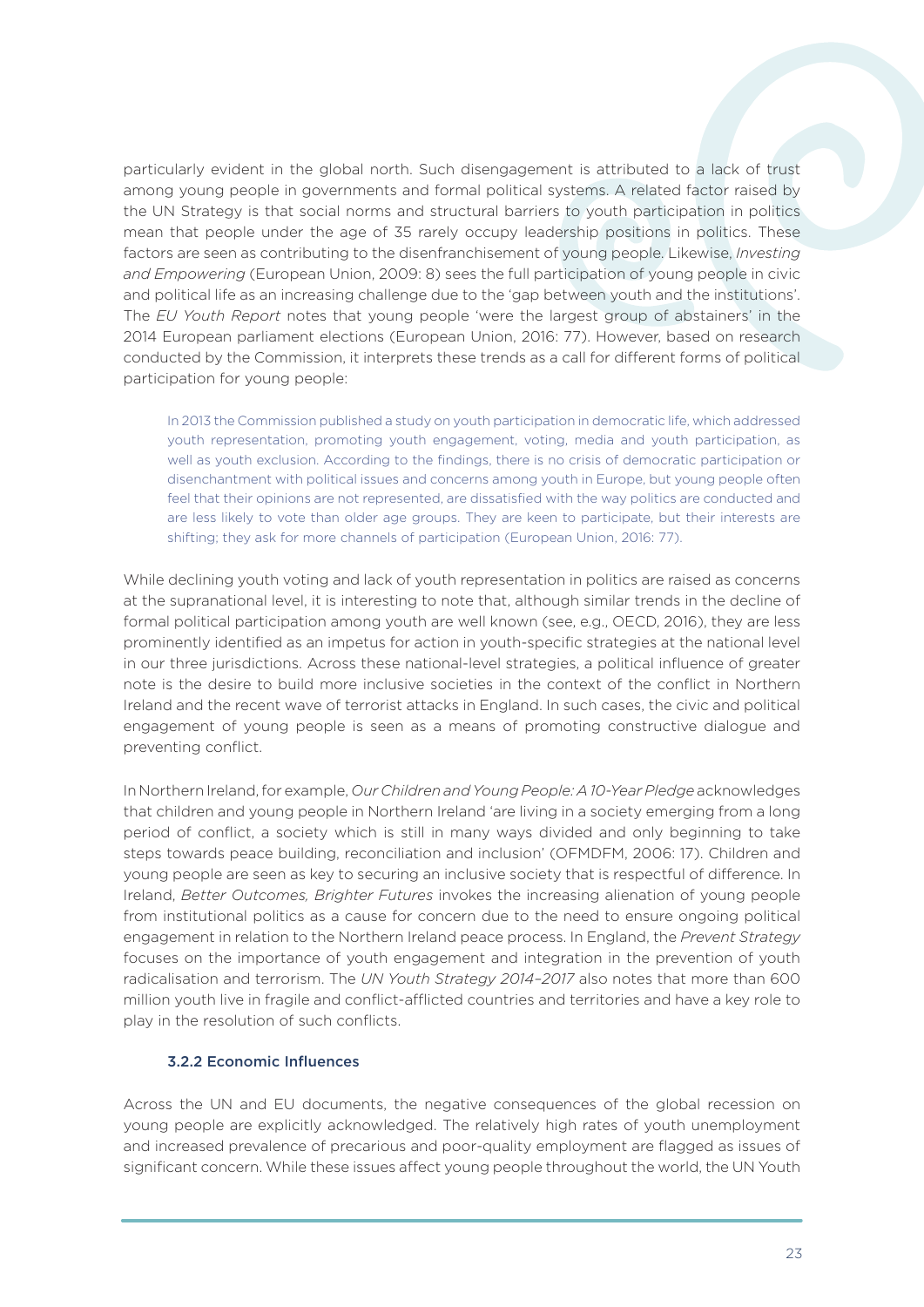particularly evident in the global north. Such disengagement is attributed to a lack of trust among young people in governments and formal political systems. A related factor raised by the UN Strategy is that social norms and structural barriers to youth participation in politics mean that people under the age of 35 rarely occupy leadership positions in politics. These factors are seen as contributing to the disenfranchisement of young people. Likewise, *Investing and Empowering* (European Union, 2009: 8) sees the full participation of young people in civic and political life as an increasing challenge due to the 'gap between youth and the institutions'. The *EU Youth Report* notes that young people 'were the largest group of abstainers' in the 2014 European parliament elections (European Union, 2016: 77). However, based on research conducted by the Commission, it interprets these trends as a call for different forms of political participation for young people:

> In 2013 the Commission published a study on youth participation in democratic life, which addressed youth representation, promoting youth engagement, voting, media and youth participation, as well as youth exclusion. According to the findings, there is no crisis of democratic participation or disenchantment with political issues and concerns among youth in Europe, but young people often feel that their opinions are not represented, are dissatisfied with the way politics are conducted and are less likely to vote than older age groups. They are keen to participate, but their interests are shifting; they ask for more channels of participation (European Union, 2016: 77).

While declining youth voting and lack of youth representation in politics are raised as concerns at the supranational level, it is interesting to note that, although similar trends in the decline of formal political participation among youth are well known (see, e.g., OECD, 2016), they are less prominently identified as an impetus for action in youth-specific strategies at the national level in our three jurisdictions. Across these national-level strategies, a political influence of greater note is the desire to build more inclusive societies in the context of the conflict in Northern Ireland and the recent wave of terrorist attacks in England. In such cases, the civic and political engagement of young people is seen as a means of promoting constructive dialogue and preventing conflict.

In Northern Ireland, for example, *Our Children and Young People: A 10-Year Pledge* acknowledges that children and young people in Northern Ireland 'are living in a society emerging from a long period of conflict, a society which is still in many ways divided and only beginning to take steps towards peace building, reconciliation and inclusion' (OFMDFM, 2006: 17). Children and young people are seen as key to securing an inclusive society that is respectful of difference. In Ireland, *Better Outcomes, Brighter Futures* invokes the increasing alienation of young people from institutional politics as a cause for concern due to the need to ensure ongoing political engagement in relation to the Northern Ireland peace process. In England, the *Prevent Strategy* focuses on the importance of youth engagement and integration in the prevention of youth radicalisation and terrorism. The *UN Youth Strategy 2014–2017* also notes that more than 600 million youth live in fragile and conflict-afflicted countries and territories and have a key role to play in the resolution of such conflicts.

### 3.2.2 Economic Influences

Across the UN and EU documents, the negative consequences of the global recession on young people are explicitly acknowledged. The relatively high rates of youth unemployment and increased prevalence of precarious and poor-quality employment are flagged as issues of significant concern. While these issues affect young people throughout the world, the UN Youth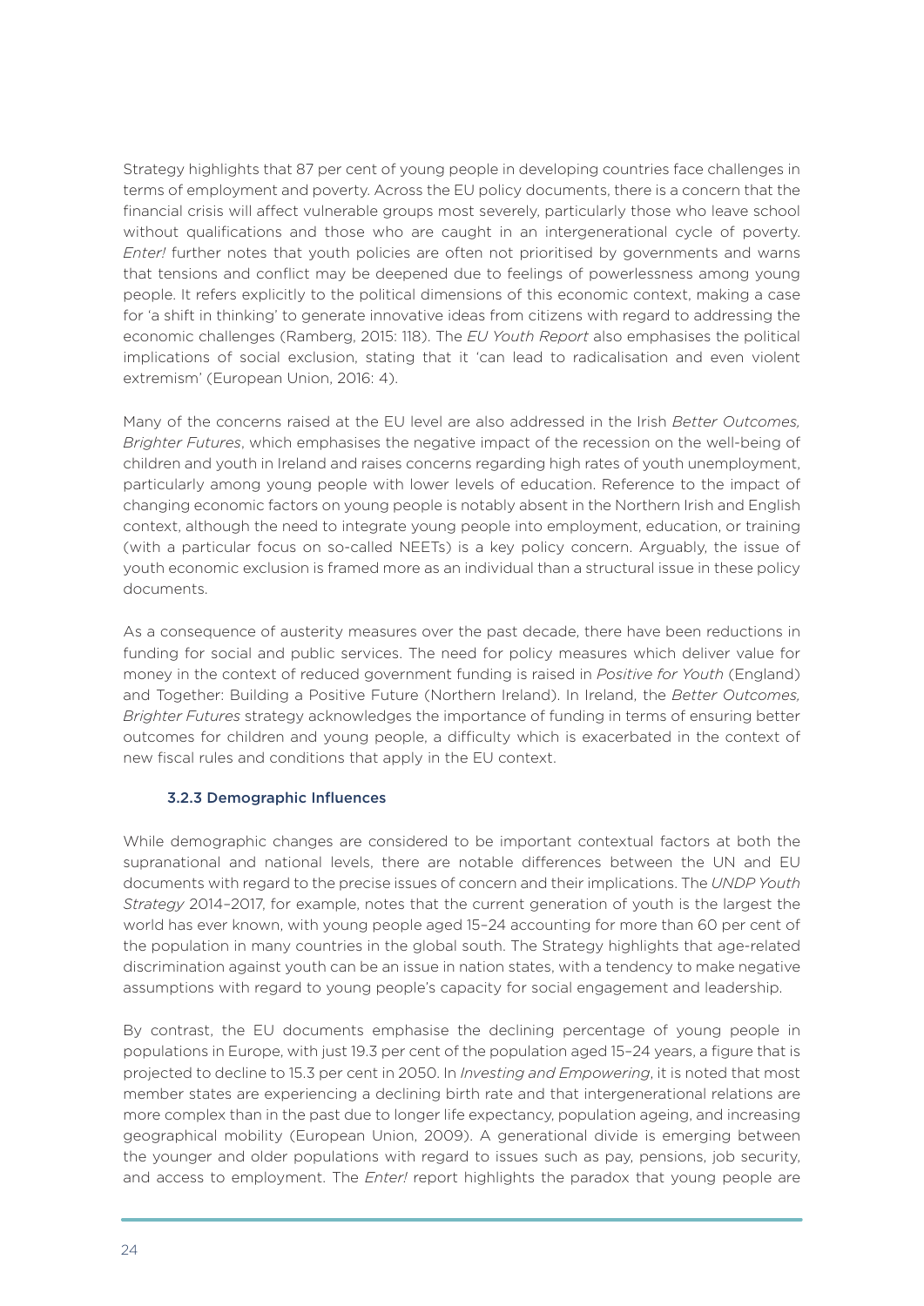Strategy highlights that 87 per cent of young people in developing countries face challenges in terms of employment and poverty. Across the EU policy documents, there is a concern that the financial crisis will affect vulnerable groups most severely, particularly those who leave school without qualifications and those who are caught in an intergenerational cycle of poverty. *Enter!* further notes that youth policies are often not prioritised by governments and warns that tensions and conflict may be deepened due to feelings of powerlessness among young people. It refers explicitly to the political dimensions of this economic context, making a case for 'a shift in thinking' to generate innovative ideas from citizens with regard to addressing the economic challenges (Ramberg, 2015: 118). The *EU Youth Report* also emphasises the political implications of social exclusion, stating that it 'can lead to radicalisation and even violent extremism' (European Union, 2016: 4).

Many of the concerns raised at the EU level are also addressed in the Irish *Better Outcomes, Brighter Futures*, which emphasises the negative impact of the recession on the well-being of children and youth in Ireland and raises concerns regarding high rates of youth unemployment, particularly among young people with lower levels of education. Reference to the impact of changing economic factors on young people is notably absent in the Northern Irish and English context, although the need to integrate young people into employment, education, or training (with a particular focus on so-called NEETs) is a key policy concern. Arguably, the issue of youth economic exclusion is framed more as an individual than a structural issue in these policy documents.

As a consequence of austerity measures over the past decade, there have been reductions in funding for social and public services. The need for policy measures which deliver value for money in the context of reduced government funding is raised in *Positive for Youth* (England) and Together: Building a Positive Future (Northern Ireland). In Ireland, the *Better Outcomes, Brighter Futures* strategy acknowledges the importance of funding in terms of ensuring better outcomes for children and young people, a difficulty which is exacerbated in the context of new fiscal rules and conditions that apply in the EU context.

### 3.2.3 Demographic Influences

While demographic changes are considered to be important contextual factors at both the supranational and national levels, there are notable differences between the UN and EU documents with regard to the precise issues of concern and their implications. The *UNDP Youth Strategy* 2014–2017, for example, notes that the current generation of youth is the largest the world has ever known, with young people aged 15–24 accounting for more than 60 per cent of the population in many countries in the global south. The Strategy highlights that age-related discrimination against youth can be an issue in nation states, with a tendency to make negative assumptions with regard to young people's capacity for social engagement and leadership.

By contrast, the EU documents emphasise the declining percentage of young people in populations in Europe, with just 19.3 per cent of the population aged 15–24 years, a figure that is projected to decline to 15.3 per cent in 2050. In *Investing and Empowering*, it is noted that most member states are experiencing a declining birth rate and that intergenerational relations are more complex than in the past due to longer life expectancy, population ageing, and increasing geographical mobility (European Union, 2009). A generational divide is emerging between the younger and older populations with regard to issues such as pay, pensions, job security, and access to employment. The *Enter!* report highlights the paradox that young people are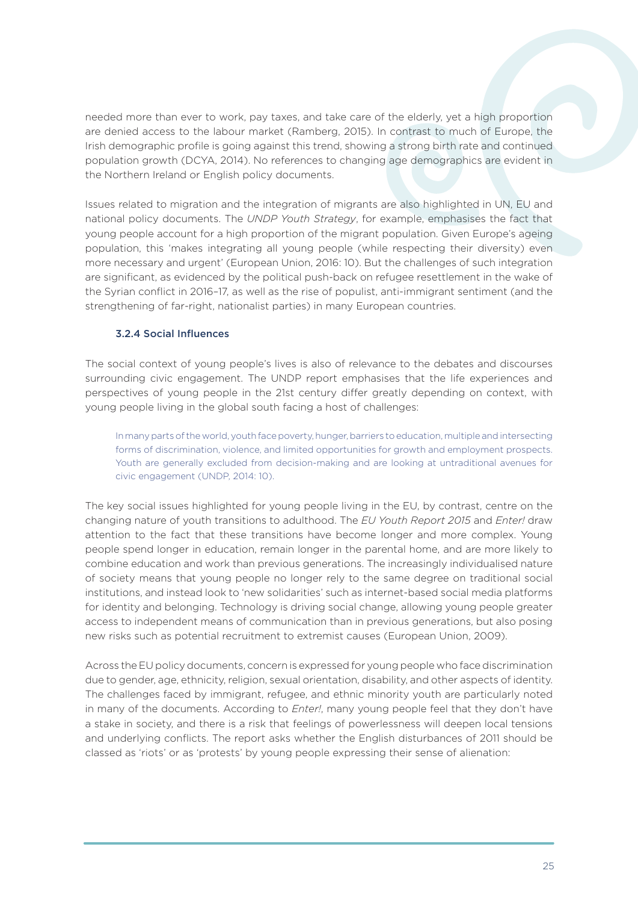needed more than ever to work, pay taxes, and take care of the elderly, yet a high proportion are denied access to the labour market (Ramberg, 2015). In contrast to much of Europe, the Irish demographic profile is going against this trend, showing a strong birth rate and continued population growth (DCYA, 2014). No references to changing age demographics are evident in the Northern Ireland or English policy documents.

Issues related to migration and the integration of migrants are also highlighted in UN, EU and national policy documents. The *UNDP Youth Strategy*, for example, emphasises the fact that young people account for a high proportion of the migrant population. Given Europe's ageing population, this 'makes integrating all young people (while respecting their diversity) even more necessary and urgent' (European Union, 2016: 10). But the challenges of such integration are significant, as evidenced by the political push-back on refugee resettlement in the wake of the Syrian conflict in 2016–17, as well as the rise of populist, anti-immigrant sentiment (and the strengthening of far-right, nationalist parties) in many European countries.

### 3.2.4 Social Influences

The social context of young people's lives is also of relevance to the debates and discourses surrounding civic engagement. The UNDP report emphasises that the life experiences and perspectives of young people in the 21st century differ greatly depending on context, with young people living in the global south facing a host of challenges:

> In many parts of the world, youth face poverty, hunger, barriers to education, multiple and intersecting forms of discrimination, violence, and limited opportunities for growth and employment prospects. Youth are generally excluded from decision-making and are looking at untraditional avenues for civic engagement (UNDP, 2014: 10).

The key social issues highlighted for young people living in the EU, by contrast, centre on the changing nature of youth transitions to adulthood. The *EU Youth Report 2015* and *Enter!* draw attention to the fact that these transitions have become longer and more complex. Young people spend longer in education, remain longer in the parental home, and are more likely to combine education and work than previous generations. The increasingly individualised nature of society means that young people no longer rely to the same degree on traditional social institutions, and instead look to 'new solidarities' such as internet-based social media platforms for identity and belonging. Technology is driving social change, allowing young people greater access to independent means of communication than in previous generations, but also posing new risks such as potential recruitment to extremist causes (European Union, 2009).

Across the EU policy documents, concern is expressed for young people who face discrimination due to gender, age, ethnicity, religion, sexual orientation, disability, and other aspects of identity. The challenges faced by immigrant, refugee, and ethnic minority youth are particularly noted in many of the documents. According to *Enter!*, many young people feel that they don't have a stake in society, and there is a risk that feelings of powerlessness will deepen local tensions and underlying conflicts. The report asks whether the English disturbances of 2011 should be classed as 'riots' or as 'protests' by young people expressing their sense of alienation: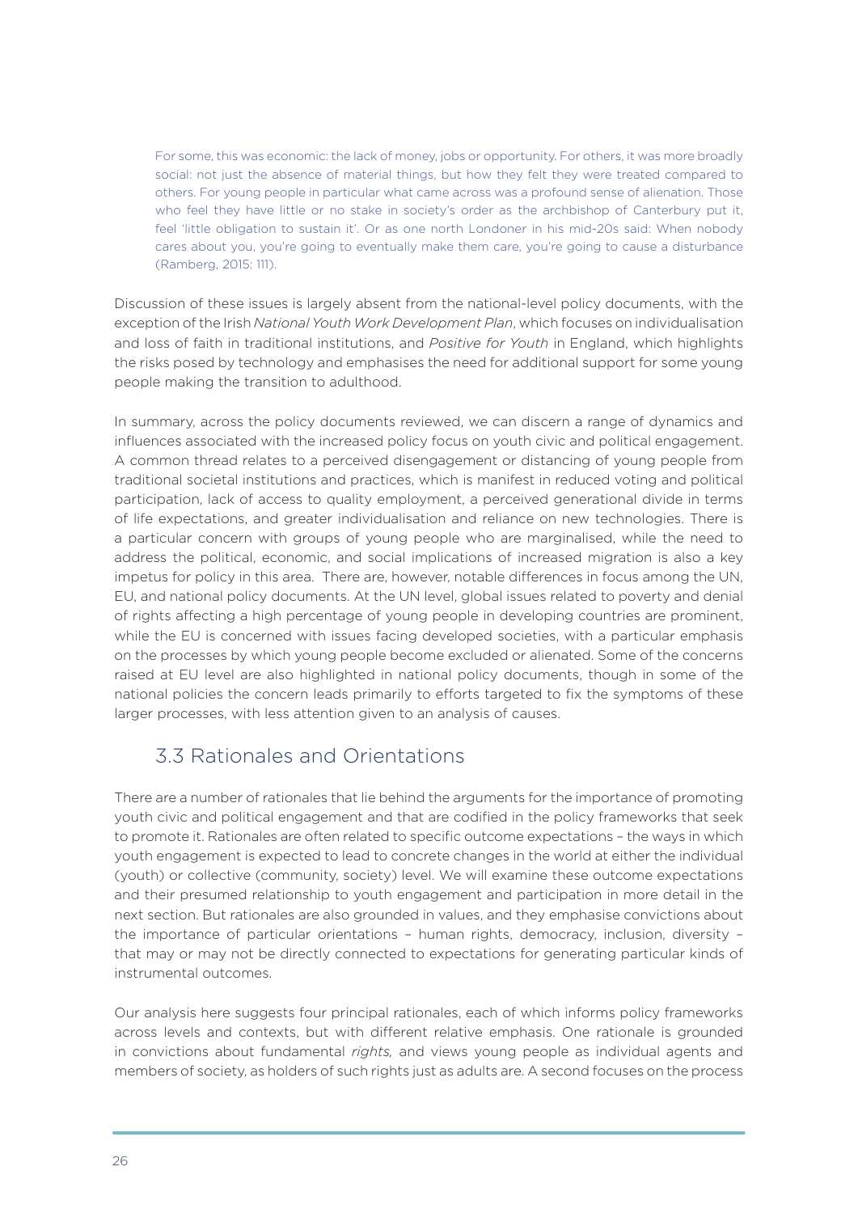> For some, this was economic: the lack of money, jobs or opportunity. For others, it was more broadly social: not just the absence of material things, but how they felt they were treated compared to others. For young people in particular what came across was a profound sense of alienation. Those who feel they have little or no stake in society's order as the archbishop of Canterbury put it, feel 'little obligation to sustain it'. Or as one north Londoner in his mid-20s said: When nobody cares about you, you're going to eventually make them care, you're going to cause a disturbance (Ramberg, 2015: 111).

Discussion of these issues is largely absent from the national-level policy documents, with the exception of the Irish *National Youth Work Development Plan*, which focuses on individualisation and loss of faith in traditional institutions, and *Positive for Youth* in England, which highlights the risks posed by technology and emphasises the need for additional support for some young people making the transition to adulthood.

In summary, across the policy documents reviewed, we can discern a range of dynamics and influences associated with the increased policy focus on youth civic and political engagement. A common thread relates to a perceived disengagement or distancing of young people from traditional societal institutions and practices, which is manifest in reduced voting and political participation, lack of access to quality employment, a perceived generational divide in terms of life expectations, and greater individualisation and reliance on new technologies. There is a particular concern with groups of young people who are marginalised, while the need to address the political, economic, and social implications of increased migration is also a key impetus for policy in this area. There are, however, notable differences in focus among the UN, EU, and national policy documents. At the UN level, global issues related to poverty and denial of rights affecting a high percentage of young people in developing countries are prominent, while the EU is concerned with issues facing developed societies, with a particular emphasis on the processes by which young people become excluded or alienated. Some of the concerns raised at EU level are also highlighted in national policy documents, though in some of the national policies the concern leads primarily to efforts targeted to fix the symptoms of these larger processes, with less attention given to an analysis of causes.

## 3.3 Rationales and Orientations

There are a number of rationales that lie behind the arguments for the importance of promoting youth civic and political engagement and that are codified in the policy frameworks that seek to promote it. Rationales are often related to specific outcome expectations – the ways in which youth engagement is expected to lead to concrete changes in the world at either the individual (youth) or collective (community, society) level. We will examine these outcome expectations and their presumed relationship to youth engagement and participation in more detail in the next section. But rationales are also grounded in values, and they emphasise convictions about the importance of particular orientations – human rights, democracy, inclusion, diversity – that may or may not be directly connected to expectations for generating particular kinds of instrumental outcomes.

Our analysis here suggests four principal rationales, each of which informs policy frameworks across levels and contexts, but with different relative emphasis. One rationale is grounded in convictions about fundamental *rights,* and views young people as individual agents and members of society, as holders of such rights just as adults are. A second focuses on the process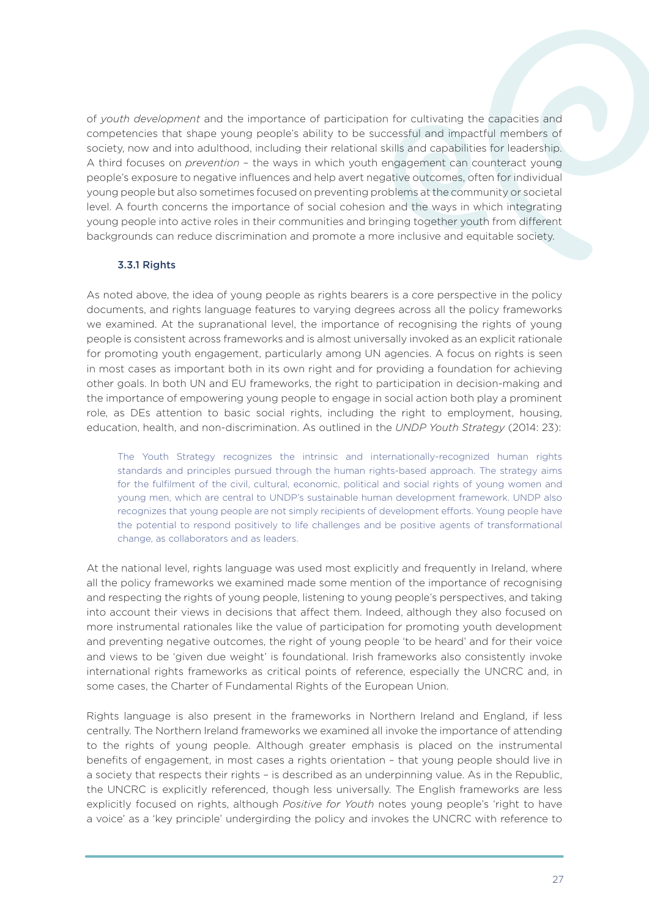of *youth development* and the importance of participation for cultivating the capacities and competencies that shape young people's ability to be successful and impactful members of society, now and into adulthood, including their relational skills and capabilities for leadership. A third focuses on *prevention* – the ways in which youth engagement can counteract young people's exposure to negative influences and help avert negative outcomes, often for individual young people but also sometimes focused on preventing problems at the community or societal level. A fourth concerns the importance of social cohesion and the ways in which integrating young people into active roles in their communities and bringing together youth from different backgrounds can reduce discrimination and promote a more inclusive and equitable society.

### 3.3.1 Rights

As noted above, the idea of young people as rights bearers is a core perspective in the policy documents, and rights language features to varying degrees across all the policy frameworks we examined. At the supranational level, the importance of recognising the rights of young people is consistent across frameworks and is almost universally invoked as an explicit rationale for promoting youth engagement, particularly among UN agencies. A focus on rights is seen in most cases as important both in its own right and for providing a foundation for achieving other goals. In both UN and EU frameworks, the right to participation in decision-making and the importance of empowering young people to engage in social action both play a prominent role, as DEs attention to basic social rights, including the right to employment, housing, education, health, and non-discrimination. As outlined in the *UNDP Youth Strategy* (2014: 23):

> The Youth Strategy recognizes the intrinsic and internationally-recognized human rights standards and principles pursued through the human rights-based approach. The strategy aims for the fulfilment of the civil, cultural, economic, political and social rights of young women and young men, which are central to UNDP's sustainable human development framework. UNDP also recognizes that young people are not simply recipients of development efforts. Young people have the potential to respond positively to life challenges and be positive agents of transformational change, as collaborators and as leaders.

At the national level, rights language was used most explicitly and frequently in Ireland, where all the policy frameworks we examined made some mention of the importance of recognising and respecting the rights of young people, listening to young people's perspectives, and taking into account their views in decisions that affect them. Indeed, although they also focused on more instrumental rationales like the value of participation for promoting youth development and preventing negative outcomes, the right of young people 'to be heard' and for their voice and views to be 'given due weight' is foundational. Irish frameworks also consistently invoke international rights frameworks as critical points of reference, especially the UNCRC and, in some cases, the Charter of Fundamental Rights of the European Union.

Rights language is also present in the frameworks in Northern Ireland and England, if less centrally. The Northern Ireland frameworks we examined all invoke the importance of attending to the rights of young people. Although greater emphasis is placed on the instrumental benefits of engagement, in most cases a rights orientation – that young people should live in a society that respects their rights – is described as an underpinning value. As in the Republic, the UNCRC is explicitly referenced, though less universally. The English frameworks are less explicitly focused on rights, although *Positive for Youth* notes young people's 'right to have a voice' as a 'key principle' undergirding the policy and invokes the UNCRC with reference to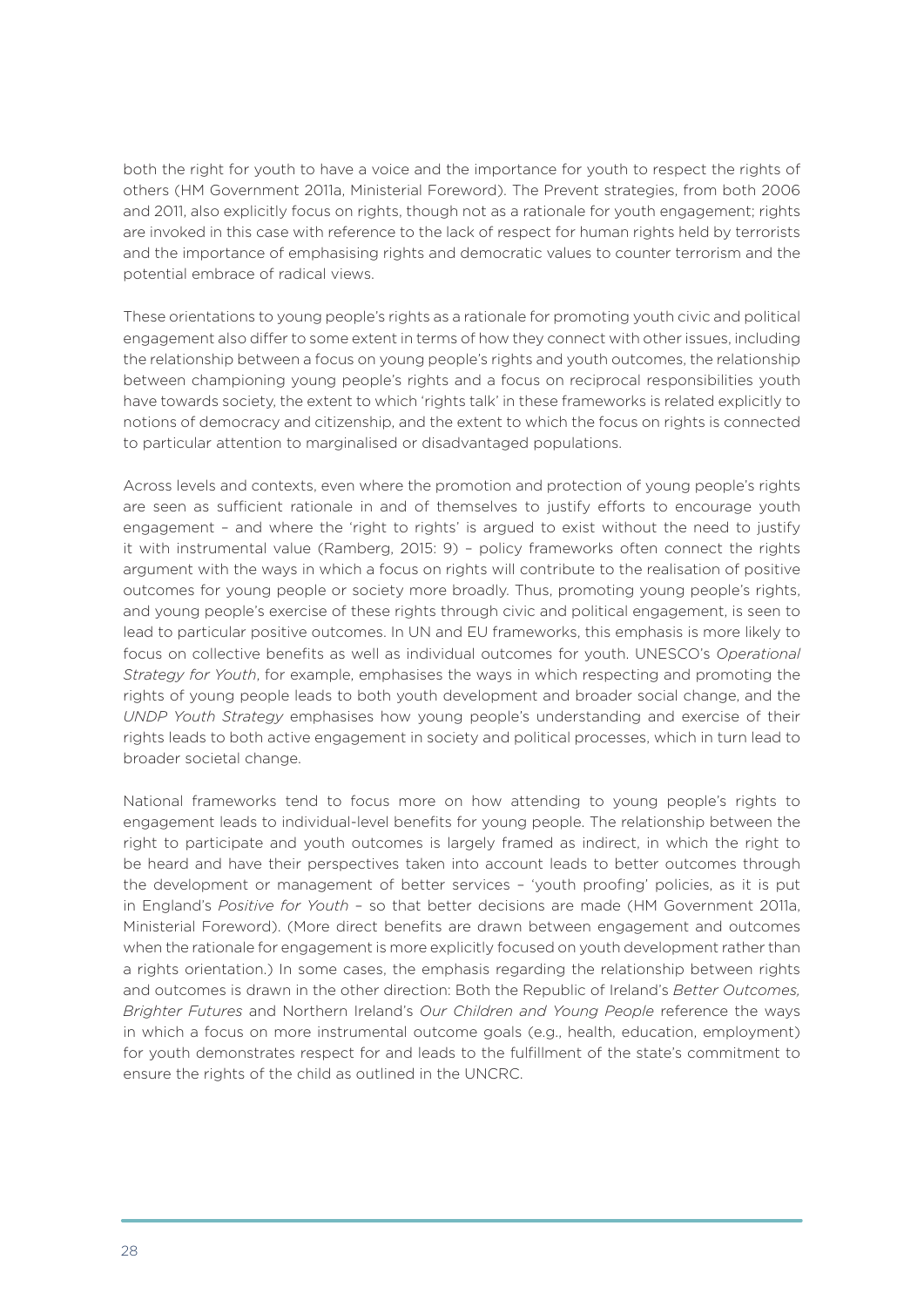both the right for youth to have a voice and the importance for youth to respect the rights of others (HM Government 2011a, Ministerial Foreword). The Prevent strategies, from both 2006 and 2011, also explicitly focus on rights, though not as a rationale for youth engagement; rights are invoked in this case with reference to the lack of respect for human rights held by terrorists and the importance of emphasising rights and democratic values to counter terrorism and the potential embrace of radical views.

These orientations to young people's rights as a rationale for promoting youth civic and political engagement also differ to some extent in terms of how they connect with other issues, including the relationship between a focus on young people's rights and youth outcomes, the relationship between championing young people's rights and a focus on reciprocal responsibilities youth have towards society, the extent to which 'rights talk' in these frameworks is related explicitly to notions of democracy and citizenship, and the extent to which the focus on rights is connected to particular attention to marginalised or disadvantaged populations.

Across levels and contexts, even where the promotion and protection of young people's rights are seen as sufficient rationale in and of themselves to justify efforts to encourage youth engagement – and where the 'right to rights' is argued to exist without the need to justify it with instrumental value (Ramberg, 2015: 9) – policy frameworks often connect the rights argument with the ways in which a focus on rights will contribute to the realisation of positive outcomes for young people or society more broadly. Thus, promoting young people's rights, and young people's exercise of these rights through civic and political engagement, is seen to lead to particular positive outcomes. In UN and EU frameworks, this emphasis is more likely to focus on collective benefits as well as individual outcomes for youth. UNESCO's *Operational Strategy for Youth*, for example, emphasises the ways in which respecting and promoting the rights of young people leads to both youth development and broader social change, and the *UNDP Youth Strategy* emphasises how young people's understanding and exercise of their rights leads to both active engagement in society and political processes, which in turn lead to broader societal change.

National frameworks tend to focus more on how attending to young people's rights to engagement leads to individual-level benefits for young people. The relationship between the right to participate and youth outcomes is largely framed as indirect, in which the right to be heard and have their perspectives taken into account leads to better outcomes through the development or management of better services – 'youth proofing' policies, as it is put in England's *Positive for Youth* – so that better decisions are made (HM Government 2011a, Ministerial Foreword). (More direct benefits are drawn between engagement and outcomes when the rationale for engagement is more explicitly focused on youth development rather than a rights orientation.) In some cases, the emphasis regarding the relationship between rights and outcomes is drawn in the other direction: Both the Republic of Ireland's *Better Outcomes, Brighter Futures* and Northern Ireland's *Our Children and Young People* reference the ways in which a focus on more instrumental outcome goals (e.g., health, education, employment) for youth demonstrates respect for and leads to the fulfillment of the state's commitment to ensure the rights of the child as outlined in the UNCRC.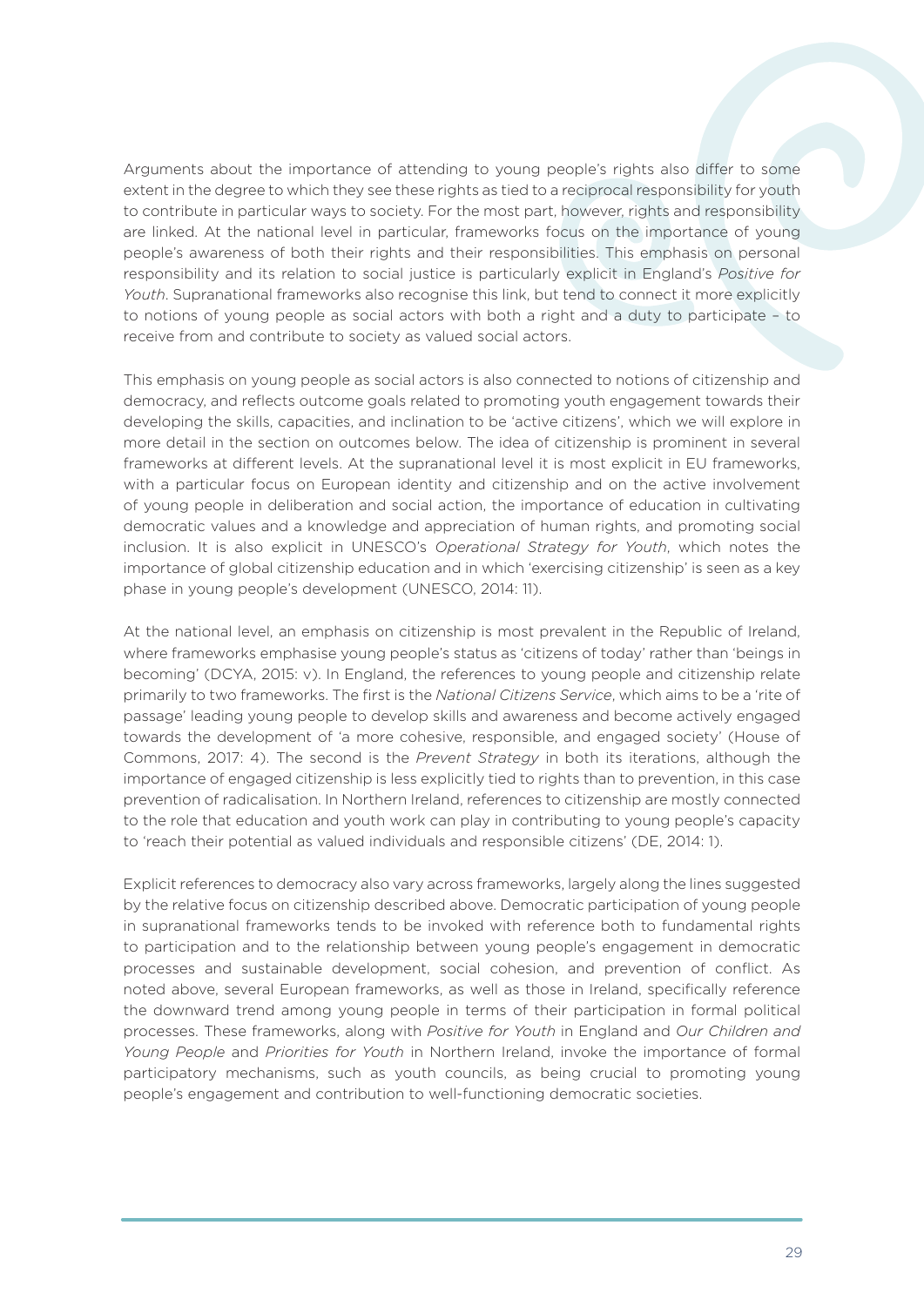Arguments about the importance of attending to young people's rights also differ to some extent in the degree to which they see these rights as tied to a reciprocal responsibility for youth to contribute in particular ways to society. For the most part, however, rights and responsibility are linked. At the national level in particular, frameworks focus on the importance of young people's awareness of both their rights and their responsibilities. This emphasis on personal responsibility and its relation to social justice is particularly explicit in England's *Positive for Youth*. Supranational frameworks also recognise this link, but tend to connect it more explicitly to notions of young people as social actors with both a right and a duty to participate – to receive from and contribute to society as valued social actors.

This emphasis on young people as social actors is also connected to notions of citizenship and democracy, and reflects outcome goals related to promoting youth engagement towards their developing the skills, capacities, and inclination to be 'active citizens', which we will explore in more detail in the section on outcomes below. The idea of citizenship is prominent in several frameworks at different levels. At the supranational level it is most explicit in EU frameworks, with a particular focus on European identity and citizenship and on the active involvement of young people in deliberation and social action, the importance of education in cultivating democratic values and a knowledge and appreciation of human rights, and promoting social inclusion. It is also explicit in UNESCO's *Operational Strategy for Youth*, which notes the importance of global citizenship education and in which 'exercising citizenship' is seen as a key phase in young people's development (UNESCO, 2014: 11).

At the national level, an emphasis on citizenship is most prevalent in the Republic of Ireland, where frameworks emphasise young people's status as 'citizens of today' rather than 'beings in becoming' (DCYA, 2015: v). In England, the references to young people and citizenship relate primarily to two frameworks. The first is the *National Citizens Service*, which aims to be a 'rite of passage' leading young people to develop skills and awareness and become actively engaged towards the development of 'a more cohesive, responsible, and engaged society' (House of Commons, 2017: 4). The second is the *Prevent Strategy* in both its iterations, although the importance of engaged citizenship is less explicitly tied to rights than to prevention, in this case prevention of radicalisation. In Northern Ireland, references to citizenship are mostly connected to the role that education and youth work can play in contributing to young people's capacity to 'reach their potential as valued individuals and responsible citizens' (DE, 2014: 1).

Explicit references to democracy also vary across frameworks, largely along the lines suggested by the relative focus on citizenship described above. Democratic participation of young people in supranational frameworks tends to be invoked with reference both to fundamental rights to participation and to the relationship between young people's engagement in democratic processes and sustainable development, social cohesion, and prevention of conflict. As noted above, several European frameworks, as well as those in Ireland, specifically reference the downward trend among young people in terms of their participation in formal political processes. These frameworks, along with *Positive for Youth* in England and *Our Children and Young People* and *Priorities for Youth* in Northern Ireland, invoke the importance of formal participatory mechanisms, such as youth councils, as being crucial to promoting young people's engagement and contribution to well-functioning democratic societies.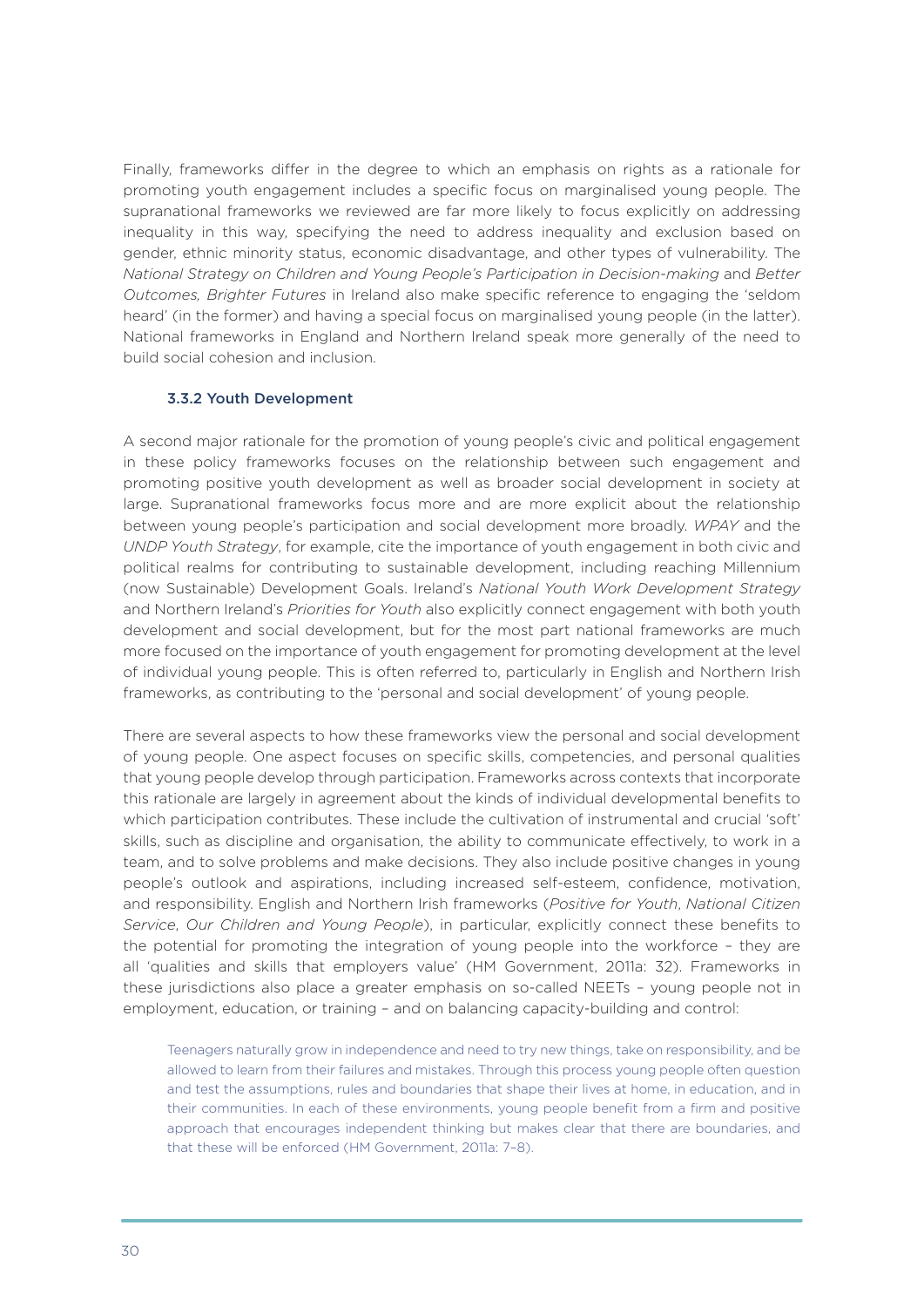Finally, frameworks differ in the degree to which an emphasis on rights as a rationale for promoting youth engagement includes a specific focus on marginalised young people. The supranational frameworks we reviewed are far more likely to focus explicitly on addressing inequality in this way, specifying the need to address inequality and exclusion based on gender, ethnic minority status, economic disadvantage, and other types of vulnerability. The *National Strategy on Children and Young People's Participation in Decision-making* and *Better Outcomes, Brighter Futures* in Ireland also make specific reference to engaging the 'seldom heard' (in the former) and having a special focus on marginalised young people (in the latter). National frameworks in England and Northern Ireland speak more generally of the need to build social cohesion and inclusion.

### 3.3.2 Youth Development

A second major rationale for the promotion of young people's civic and political engagement in these policy frameworks focuses on the relationship between such engagement and promoting positive youth development as well as broader social development in society at large. Supranational frameworks focus more and are more explicit about the relationship between young people's participation and social development more broadly. *WPAY* and the *UNDP Youth Strategy*, for example, cite the importance of youth engagement in both civic and political realms for contributing to sustainable development, including reaching Millennium (now Sustainable) Development Goals. Ireland's *National Youth Work Development Strategy* and Northern Ireland's *Priorities for Youth* also explicitly connect engagement with both youth development and social development, but for the most part national frameworks are much more focused on the importance of youth engagement for promoting development at the level of individual young people. This is often referred to, particularly in English and Northern Irish frameworks, as contributing to the 'personal and social development' of young people.

There are several aspects to how these frameworks view the personal and social development of young people. One aspect focuses on specific skills, competencies, and personal qualities that young people develop through participation. Frameworks across contexts that incorporate this rationale are largely in agreement about the kinds of individual developmental benefits to which participation contributes. These include the cultivation of instrumental and crucial 'soft' skills, such as discipline and organisation, the ability to communicate effectively, to work in a team, and to solve problems and make decisions. They also include positive changes in young people's outlook and aspirations, including increased self-esteem, confidence, motivation, and responsibility. English and Northern Irish frameworks (*Positive for Youth*, *National Citizen Service*, *Our Children and Young People*), in particular, explicitly connect these benefits to the potential for promoting the integration of young people into the workforce – they are all 'qualities and skills that employers value' (HM Government, 2011a: 32). Frameworks in these jurisdictions also place a greater emphasis on so-called NEETs – young people not in employment, education, or training – and on balancing capacity-building and control:

> Teenagers naturally grow in independence and need to try new things, take on responsibility, and be allowed to learn from their failures and mistakes. Through this process young people often question and test the assumptions, rules and boundaries that shape their lives at home, in education, and in their communities. In each of these environments, young people benefit from a firm and positive approach that encourages independent thinking but makes clear that there are boundaries, and that these will be enforced (HM Government, 2011a: 7–8).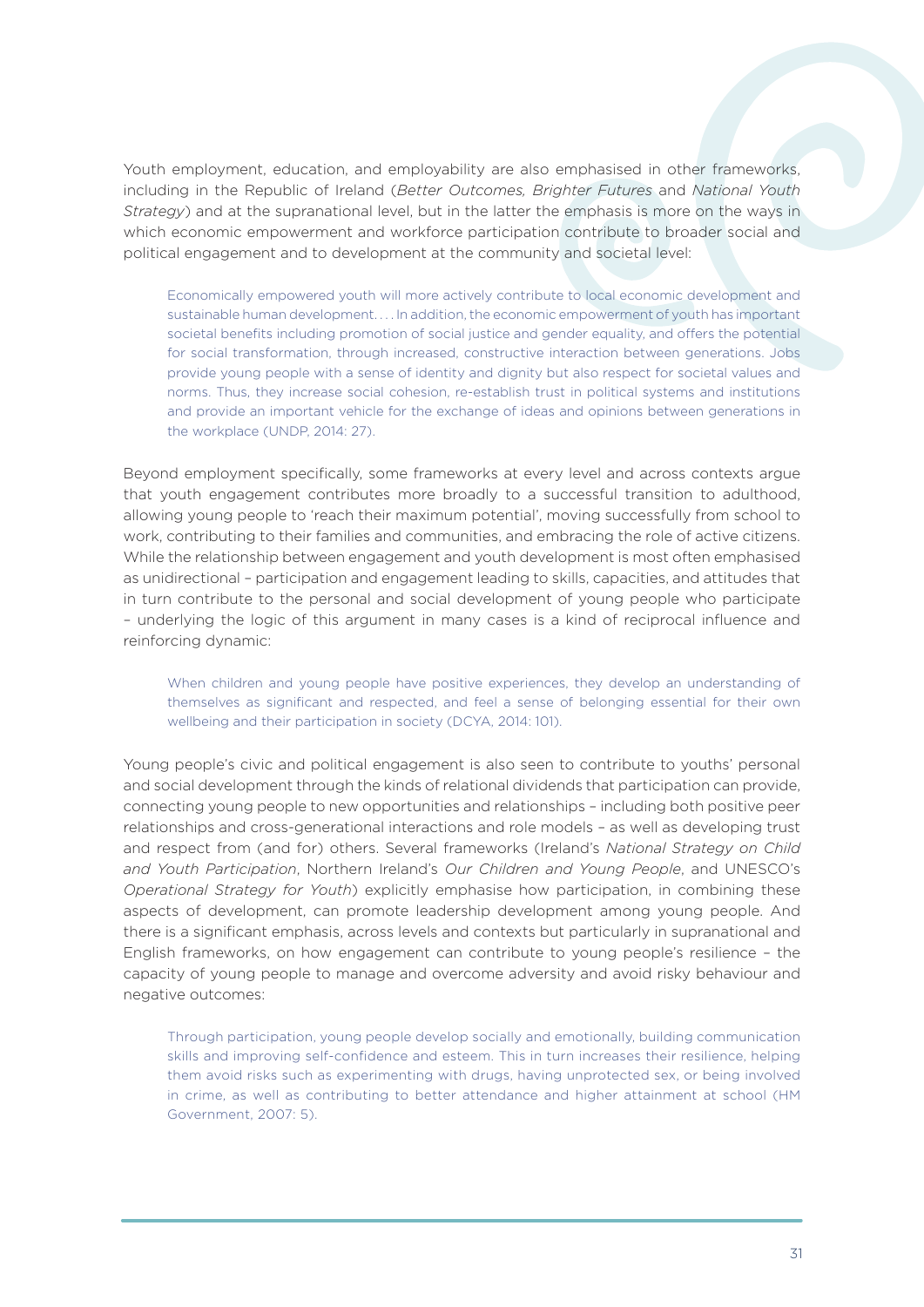Youth employment, education, and employability are also emphasised in other frameworks, including in the Republic of Ireland (*Better Outcomes, Brighter Futures* and *National Youth Strategy*) and at the supranational level, but in the latter the emphasis is more on the ways in which economic empowerment and workforce participation contribute to broader social and political engagement and to development at the community and societal level:

> Economically empowered youth will more actively contribute to local economic development and sustainable human development. . . . In addition, the economic empowerment of youth has important societal benefits including promotion of social justice and gender equality, and offers the potential for social transformation, through increased, constructive interaction between generations. Jobs provide young people with a sense of identity and dignity but also respect for societal values and norms. Thus, they increase social cohesion, re-establish trust in political systems and institutions and provide an important vehicle for the exchange of ideas and opinions between generations in the workplace (UNDP, 2014: 27).

Beyond employment specifically, some frameworks at every level and across contexts argue that youth engagement contributes more broadly to a successful transition to adulthood, allowing young people to 'reach their maximum potential', moving successfully from school to work, contributing to their families and communities, and embracing the role of active citizens. While the relationship between engagement and youth development is most often emphasised as unidirectional – participation and engagement leading to skills, capacities, and attitudes that in turn contribute to the personal and social development of young people who participate – underlying the logic of this argument in many cases is a kind of reciprocal influence and reinforcing dynamic:

> When children and young people have positive experiences, they develop an understanding of themselves as significant and respected, and feel a sense of belonging essential for their own wellbeing and their participation in society (DCYA, 2014: 101).

Young people's civic and political engagement is also seen to contribute to youths' personal and social development through the kinds of relational dividends that participation can provide, connecting young people to new opportunities and relationships – including both positive peer relationships and cross-generational interactions and role models – as well as developing trust and respect from (and for) others. Several frameworks (Ireland's *National Strategy on Child and Youth Participation*, Northern Ireland's *Our Children and Young People*, and UNESCO's *Operational Strategy for Youth*) explicitly emphasise how participation, in combining these aspects of development, can promote leadership development among young people. And there is a significant emphasis, across levels and contexts but particularly in supranational and English frameworks, on how engagement can contribute to young people's resilience – the capacity of young people to manage and overcome adversity and avoid risky behaviour and negative outcomes:

> Through participation, young people develop socially and emotionally, building communication skills and improving self-confidence and esteem. This in turn increases their resilience, helping them avoid risks such as experimenting with drugs, having unprotected sex, or being involved in crime, as well as contributing to better attendance and higher attainment at school (HM Government, 2007: 5).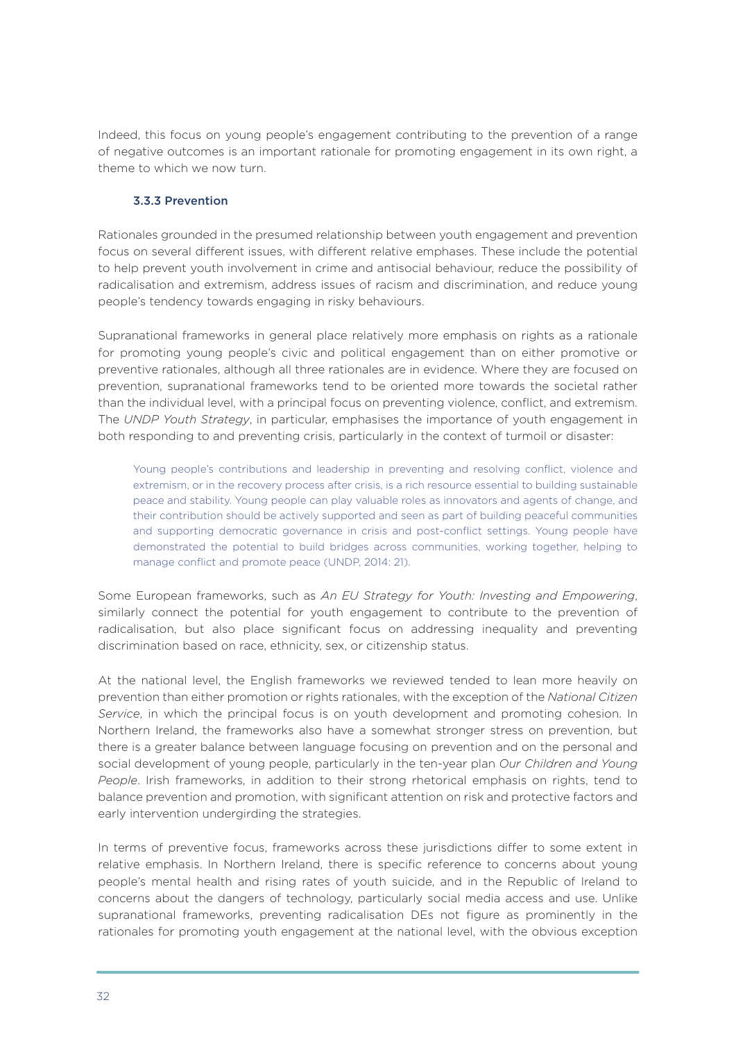Indeed, this focus on young people's engagement contributing to the prevention of a range of negative outcomes is an important rationale for promoting engagement in its own right, a theme to which we now turn.

### 3.3.3 Prevention

Rationales grounded in the presumed relationship between youth engagement and prevention focus on several different issues, with different relative emphases. These include the potential to help prevent youth involvement in crime and antisocial behaviour, reduce the possibility of radicalisation and extremism, address issues of racism and discrimination, and reduce young people's tendency towards engaging in risky behaviours.

Supranational frameworks in general place relatively more emphasis on rights as a rationale for promoting young people's civic and political engagement than on either promotive or preventive rationales, although all three rationales are in evidence. Where they are focused on prevention, supranational frameworks tend to be oriented more towards the societal rather than the individual level, with a principal focus on preventing violence, conflict, and extremism. The *UNDP Youth Strategy*, in particular, emphasises the importance of youth engagement in both responding to and preventing crisis, particularly in the context of turmoil or disaster:

> Young people's contributions and leadership in preventing and resolving conflict, violence and extremism, or in the recovery process after crisis, is a rich resource essential to building sustainable peace and stability. Young people can play valuable roles as innovators and agents of change, and their contribution should be actively supported and seen as part of building peaceful communities and supporting democratic governance in crisis and post-conflict settings. Young people have demonstrated the potential to build bridges across communities, working together, helping to manage conflict and promote peace (UNDP, 2014: 21).

Some European frameworks, such as *An EU Strategy for Youth: Investing and Empowering*, similarly connect the potential for youth engagement to contribute to the prevention of radicalisation, but also place significant focus on addressing inequality and preventing discrimination based on race, ethnicity, sex, or citizenship status.

At the national level, the English frameworks we reviewed tended to lean more heavily on prevention than either promotion or rights rationales, with the exception of the *National Citizen Service*, in which the principal focus is on youth development and promoting cohesion. In Northern Ireland, the frameworks also have a somewhat stronger stress on prevention, but there is a greater balance between language focusing on prevention and on the personal and social development of young people, particularly in the ten-year plan *Our Children and Young People*. Irish frameworks, in addition to their strong rhetorical emphasis on rights, tend to balance prevention and promotion, with significant attention on risk and protective factors and early intervention undergirding the strategies.

In terms of preventive focus, frameworks across these jurisdictions differ to some extent in relative emphasis. In Northern Ireland, there is specific reference to concerns about young people's mental health and rising rates of youth suicide, and in the Republic of Ireland to concerns about the dangers of technology, particularly social media access and use. Unlike supranational frameworks, preventing radicalisation DEs not figure as prominently in the rationales for promoting youth engagement at the national level, with the obvious exception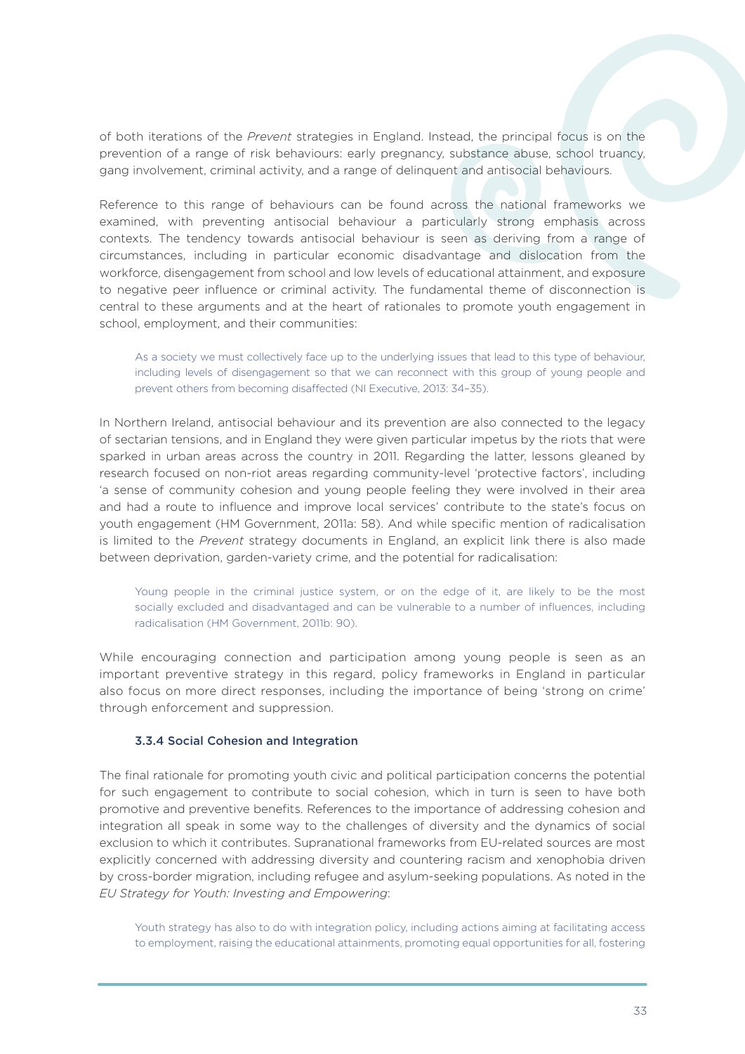of both iterations of the *Prevent* strategies in England. Instead, the principal focus is on the prevention of a range of risk behaviours: early pregnancy, substance abuse, school truancy, gang involvement, criminal activity, and a range of delinquent and antisocial behaviours.

Reference to this range of behaviours can be found across the national frameworks we examined, with preventing antisocial behaviour a particularly strong emphasis across contexts. The tendency towards antisocial behaviour is seen as deriving from a range of circumstances, including in particular economic disadvantage and dislocation from the workforce, disengagement from school and low levels of educational attainment, and exposure to negative peer influence or criminal activity. The fundamental theme of disconnection is central to these arguments and at the heart of rationales to promote youth engagement in school, employment, and their communities:

> As a society we must collectively face up to the underlying issues that lead to this type of behaviour, including levels of disengagement so that we can reconnect with this group of young people and prevent others from becoming disaffected (NI Executive, 2013: 34–35).

In Northern Ireland, antisocial behaviour and its prevention are also connected to the legacy of sectarian tensions, and in England they were given particular impetus by the riots that were sparked in urban areas across the country in 2011. Regarding the latter, lessons gleaned by research focused on non-riot areas regarding community-level 'protective factors', including 'a sense of community cohesion and young people feeling they were involved in their area and had a route to influence and improve local services' contribute to the state's focus on youth engagement (HM Government, 2011a: 58). And while specific mention of radicalisation is limited to the *Prevent* strategy documents in England, an explicit link there is also made between deprivation, garden-variety crime, and the potential for radicalisation:

> Young people in the criminal justice system, or on the edge of it, are likely to be the most socially excluded and disadvantaged and can be vulnerable to a number of influences, including radicalisation (HM Government, 2011b: 90).

While encouraging connection and participation among young people is seen as an important preventive strategy in this regard, policy frameworks in England in particular also focus on more direct responses, including the importance of being 'strong on crime' through enforcement and suppression.

#### 3.3.4 Social Cohesion and Integration

The final rationale for promoting youth civic and political participation concerns the potential for such engagement to contribute to social cohesion, which in turn is seen to have both promotive and preventive benefits. References to the importance of addressing cohesion and integration all speak in some way to the challenges of diversity and the dynamics of social exclusion to which it contributes. Supranational frameworks from EU-related sources are most explicitly concerned with addressing diversity and countering racism and xenophobia driven by cross-border migration, including refugee and asylum-seeking populations. As noted in the *EU Strategy for Youth: Investing and Empowering*:

> Youth strategy has also to do with integration policy, including actions aiming at facilitating access to employment, raising the educational attainments, promoting equal opportunities for all, fostering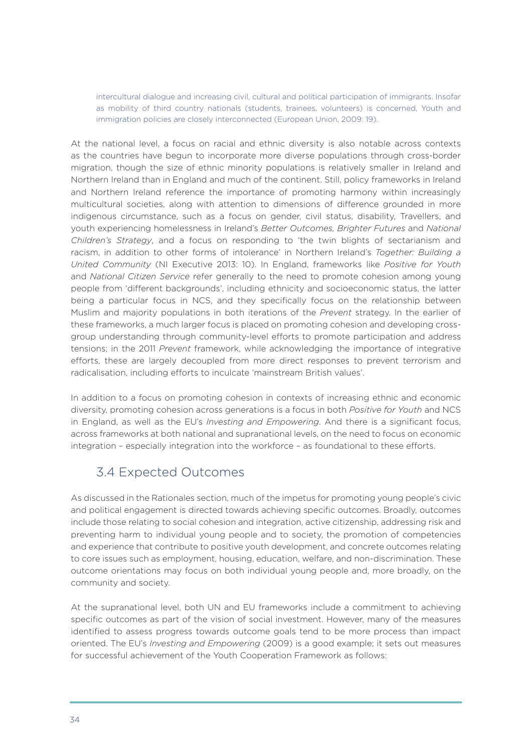> intercultural dialogue and increasing civil, cultural and political participation of immigrants. Insofar as mobility of third country nationals (students, trainees, volunteers) is concerned, Youth and immigration policies are closely interconnected (European Union, 2009: 19).

At the national level, a focus on racial and ethnic diversity is also notable across contexts as the countries have begun to incorporate more diverse populations through cross-border migration, though the size of ethnic minority populations is relatively smaller in Ireland and Northern Ireland than in England and much of the continent. Still, policy frameworks in Ireland and Northern Ireland reference the importance of promoting harmony within increasingly multicultural societies, along with attention to dimensions of difference grounded in more indigenous circumstance, such as a focus on gender, civil status, disability, Travellers, and youth experiencing homelessness in Ireland's *Better Outcomes, Brighter Futures* and *National Children's Strategy*, and a focus on responding to 'the twin blights of sectarianism and racism, in addition to other forms of intolerance' in Northern Ireland's *Together: Building a United Community* (NI Executive 2013: 10). In England, frameworks like *Positive for Youth* and *National Citizen Service* refer generally to the need to promote cohesion among young people from 'different backgrounds', including ethnicity and socioeconomic status, the latter being a particular focus in NCS, and they specifically focus on the relationship between Muslim and majority populations in both iterations of the *Prevent* strategy. In the earlier of these frameworks, a much larger focus is placed on promoting cohesion and developing cross-group understanding through community-level efforts to promote participation and address tensions; in the 2011 *Prevent* framework, while acknowledging the importance of integrative efforts, these are largely decoupled from more direct responses to prevent terrorism and radicalisation, including efforts to inculcate 'mainstream British values'.

In addition to a focus on promoting cohesion in contexts of increasing ethnic and economic diversity, promoting cohesion across generations is a focus in both *Positive for Youth* and NCS in England, as well as the EU's *Investing and Empowering*. And there is a significant focus, across frameworks at both national and supranational levels, on the need to focus on economic integration – especially integration into the workforce – as foundational to these efforts.

## 3.4 Expected Outcomes

As discussed in the Rationales section, much of the impetus for promoting young people's civic and political engagement is directed towards achieving specific outcomes. Broadly, outcomes include those relating to social cohesion and integration, active citizenship, addressing risk and preventing harm to individual young people and to society, the promotion of competencies and experience that contribute to positive youth development, and concrete outcomes relating to core issues such as employment, housing, education, welfare, and non-discrimination. These outcome orientations may focus on both individual young people and, more broadly, on the community and society.

At the supranational level, both UN and EU frameworks include a commitment to achieving specific outcomes as part of the vision of social investment. However, many of the measures identified to assess progress towards outcome goals tend to be more process than impact oriented. The EU's *Investing and Empowering* (2009) is a good example; it sets out measures for successful achievement of the Youth Cooperation Framework as follows: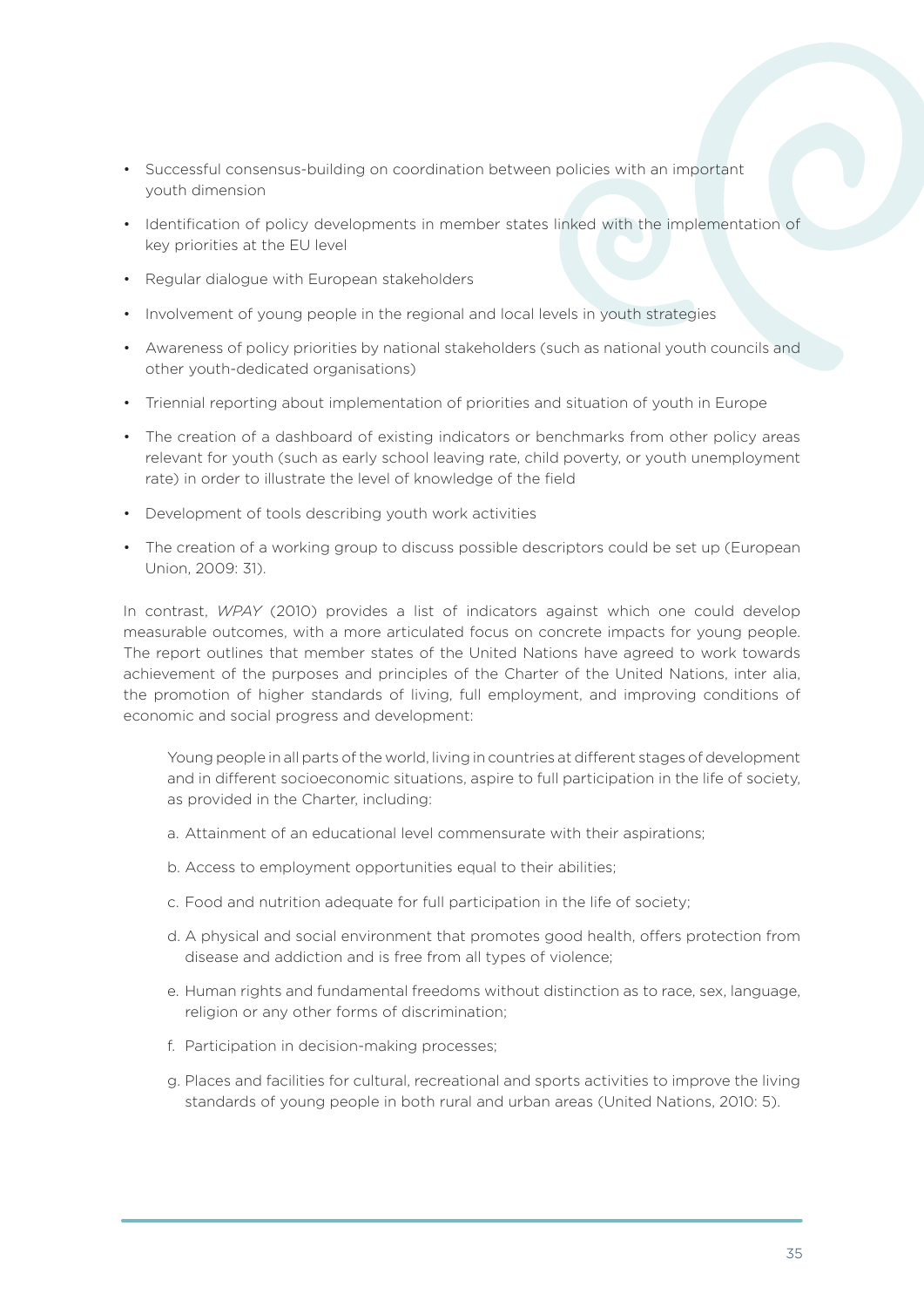- Successful consensus-building on coordination between policies with an important youth dimension
- Identification of policy developments in member states linked with the implementation of key priorities at the EU level
- Regular dialogue with European stakeholders
- Involvement of young people in the regional and local levels in youth strategies
- Awareness of policy priorities by national stakeholders (such as national youth councils and other youth-dedicated organisations)
- Triennial reporting about implementation of priorities and situation of youth in Europe
- The creation of a dashboard of existing indicators or benchmarks from other policy areas relevant for youth (such as early school leaving rate, child poverty, or youth unemployment rate) in order to illustrate the level of knowledge of the field
- Development of tools describing youth work activities
- The creation of a working group to discuss possible descriptors could be set up (European Union, 2009: 31).

In contrast, *WPAY* (2010) provides a list of indicators against which one could develop measurable outcomes, with a more articulated focus on concrete impacts for young people. The report outlines that member states of the United Nations have agreed to work towards achievement of the purposes and principles of the Charter of the United Nations, inter alia, the promotion of higher standards of living, full employment, and improving conditions of economic and social progress and development:

> Young people in all parts of the world, living in countries at different stages of development and in different socioeconomic situations, aspire to full participation in the life of society, as provided in the Charter, including:
>
> a. Attainment of an educational level commensurate with their aspirations;
>
> b. Access to employment opportunities equal to their abilities;
>
> c. Food and nutrition adequate for full participation in the life of society;
>
> d. A physical and social environment that promotes good health, offers protection from disease and addiction and is free from all types of violence;
>
> e. Human rights and fundamental freedoms without distinction as to race, sex, language, religion or any other forms of discrimination;
>
> f. Participation in decision-making processes;
>
> g. Places and facilities for cultural, recreational and sports activities to improve the living standards of young people in both rural and urban areas (United Nations, 2010: 5).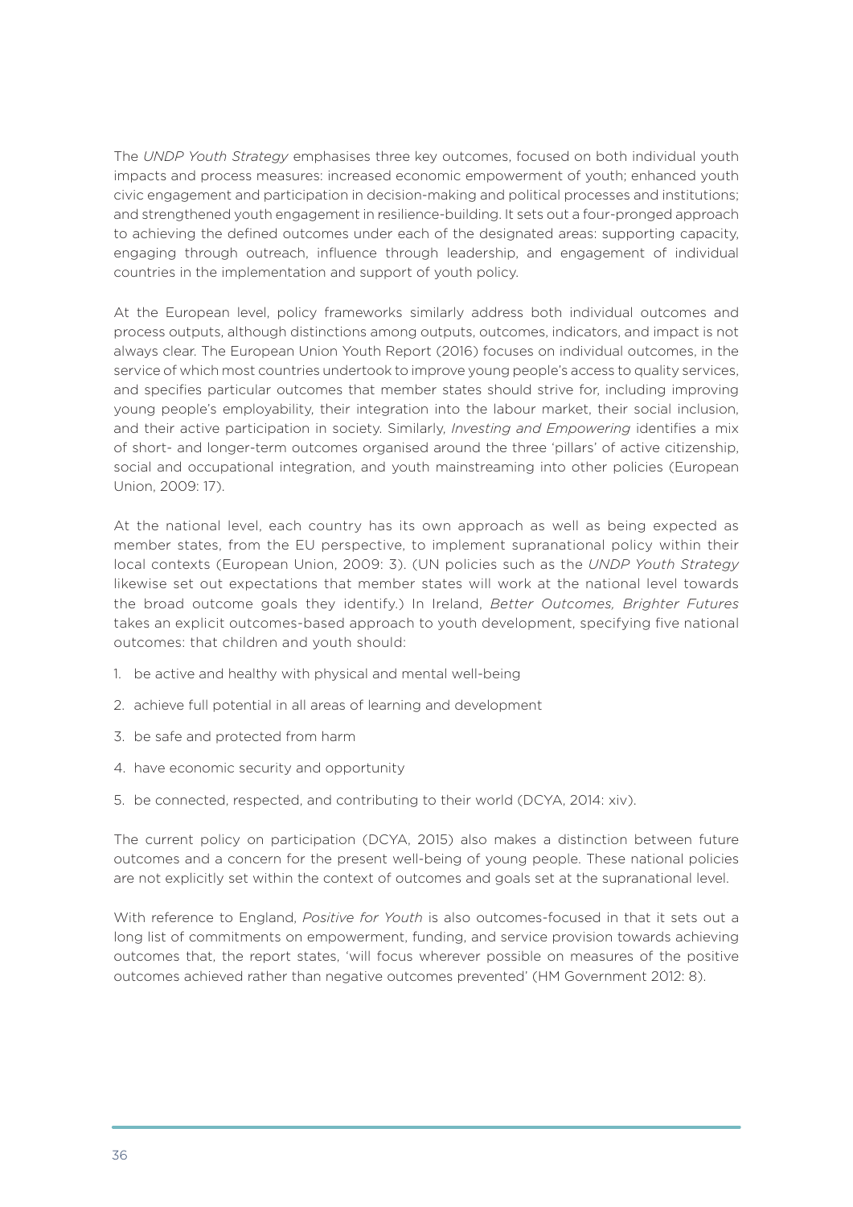The *UNDP Youth Strategy* emphasises three key outcomes, focused on both individual youth impacts and process measures: increased economic empowerment of youth; enhanced youth civic engagement and participation in decision-making and political processes and institutions; and strengthened youth engagement in resilience-building. It sets out a four-pronged approach to achieving the defined outcomes under each of the designated areas: supporting capacity, engaging through outreach, influence through leadership, and engagement of individual countries in the implementation and support of youth policy.

At the European level, policy frameworks similarly address both individual outcomes and process outputs, although distinctions among outputs, outcomes, indicators, and impact is not always clear. The European Union Youth Report (2016) focuses on individual outcomes, in the service of which most countries undertook to improve young people's access to quality services, and specifies particular outcomes that member states should strive for, including improving young people's employability, their integration into the labour market, their social inclusion, and their active participation in society. Similarly, *Investing and Empowering* identifies a mix of short- and longer-term outcomes organised around the three 'pillars' of active citizenship, social and occupational integration, and youth mainstreaming into other policies (European Union, 2009: 17).

At the national level, each country has its own approach as well as being expected as member states, from the EU perspective, to implement supranational policy within their local contexts (European Union, 2009: 3). (UN policies such as the *UNDP Youth Strategy* likewise set out expectations that member states will work at the national level towards the broad outcome goals they identify.) In Ireland, *Better Outcomes, Brighter Futures* takes an explicit outcomes-based approach to youth development, specifying five national outcomes: that children and youth should:

1. be active and healthy with physical and mental well-being
2. achieve full potential in all areas of learning and development
3. be safe and protected from harm
4. have economic security and opportunity
5. be connected, respected, and contributing to their world (DCYA, 2014: xiv).

The current policy on participation (DCYA, 2015) also makes a distinction between future outcomes and a concern for the present well-being of young people. These national policies are not explicitly set within the context of outcomes and goals set at the supranational level.

With reference to England, *Positive for Youth* is also outcomes-focused in that it sets out a long list of commitments on empowerment, funding, and service provision towards achieving outcomes that, the report states, 'will focus wherever possible on measures of the positive outcomes achieved rather than negative outcomes prevented' (HM Government 2012: 8).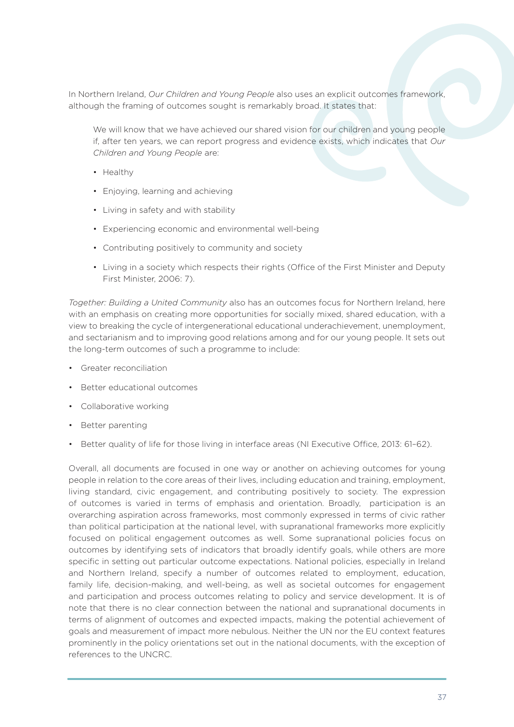In Northern Ireland, *Our Children and Young People* also uses an explicit outcomes framework, although the framing of outcomes sought is remarkably broad. It states that:

> We will know that we have achieved our shared vision for our children and young people if, after ten years, we can report progress and evidence exists, which indicates that *Our Children and Young People* are:
>
> - Healthy
> - Enjoying, learning and achieving
> - Living in safety and with stability
> - Experiencing economic and environmental well-being
> - Contributing positively to community and society
> - Living in a society which respects their rights (Office of the First Minister and Deputy First Minister, 2006: 7).

*Together: Building a United Community* also has an outcomes focus for Northern Ireland, here with an emphasis on creating more opportunities for socially mixed, shared education, with a view to breaking the cycle of intergenerational educational underachievement, unemployment, and sectarianism and to improving good relations among and for our young people. It sets out the long-term outcomes of such a programme to include:

- Greater reconciliation
- Better educational outcomes
- Collaborative working
- Better parenting
- Better quality of life for those living in interface areas (NI Executive Office, 2013: 61–62).

Overall, all documents are focused in one way or another on achieving outcomes for young people in relation to the core areas of their lives, including education and training, employment, living standard, civic engagement, and contributing positively to society. The expression of outcomes is varied in terms of emphasis and orientation. Broadly, participation is an overarching aspiration across frameworks, most commonly expressed in terms of civic rather than political participation at the national level, with supranational frameworks more explicitly focused on political engagement outcomes as well. Some supranational policies focus on outcomes by identifying sets of indicators that broadly identify goals, while others are more specific in setting out particular outcome expectations. National policies, especially in Ireland and Northern Ireland, specify a number of outcomes related to employment, education, family life, decision-making, and well-being, as well as societal outcomes for engagement and participation and process outcomes relating to policy and service development. It is of note that there is no clear connection between the national and supranational documents in terms of alignment of outcomes and expected impacts, making the potential achievement of goals and measurement of impact more nebulous. Neither the UN nor the EU context features prominently in the policy orientations set out in the national documents, with the exception of references to the UNCRC.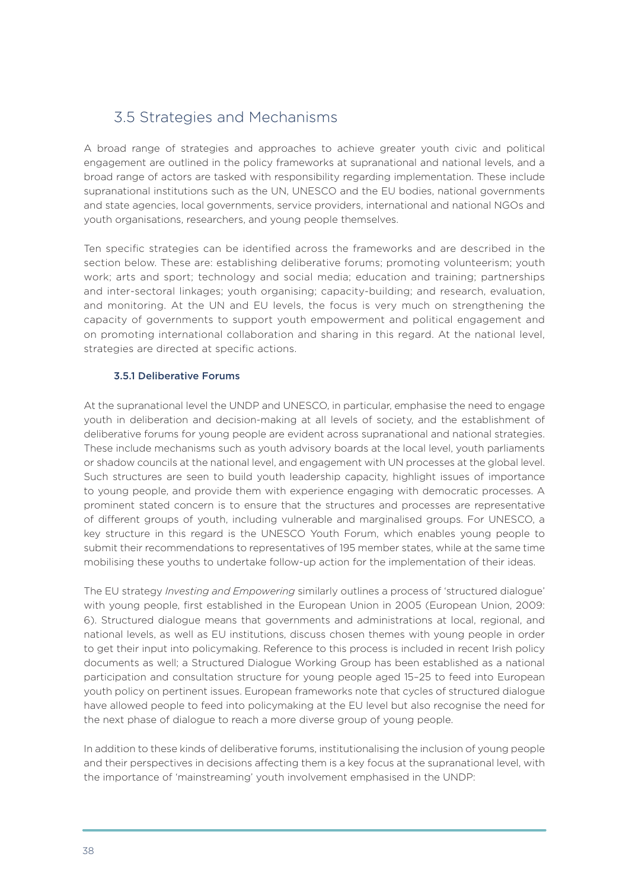## 3.5 Strategies and Mechanisms

A broad range of strategies and approaches to achieve greater youth civic and political engagement are outlined in the policy frameworks at supranational and national levels, and a broad range of actors are tasked with responsibility regarding implementation. These include supranational institutions such as the UN, UNESCO and the EU bodies, national governments and state agencies, local governments, service providers, international and national NGOs and youth organisations, researchers, and young people themselves.

Ten specific strategies can be identified across the frameworks and are described in the section below. These are: establishing deliberative forums; promoting volunteerism; youth work; arts and sport; technology and social media; education and training; partnerships and inter-sectoral linkages; youth organising; capacity-building; and research, evaluation, and monitoring. At the UN and EU levels, the focus is very much on strengthening the capacity of governments to support youth empowerment and political engagement and on promoting international collaboration and sharing in this regard. At the national level, strategies are directed at specific actions.

### 3.5.1 Deliberative Forums

At the supranational level the UNDP and UNESCO, in particular, emphasise the need to engage youth in deliberation and decision-making at all levels of society, and the establishment of deliberative forums for young people are evident across supranational and national strategies. These include mechanisms such as youth advisory boards at the local level, youth parliaments or shadow councils at the national level, and engagement with UN processes at the global level. Such structures are seen to build youth leadership capacity, highlight issues of importance to young people, and provide them with experience engaging with democratic processes. A prominent stated concern is to ensure that the structures and processes are representative of different groups of youth, including vulnerable and marginalised groups. For UNESCO, a key structure in this regard is the UNESCO Youth Forum, which enables young people to submit their recommendations to representatives of 195 member states, while at the same time mobilising these youths to undertake follow-up action for the implementation of their ideas.

The EU strategy *Investing and Empowering* similarly outlines a process of 'structured dialogue' with young people, first established in the European Union in 2005 (European Union, 2009: 6). Structured dialogue means that governments and administrations at local, regional, and national levels, as well as EU institutions, discuss chosen themes with young people in order to get their input into policymaking. Reference to this process is included in recent Irish policy documents as well; a Structured Dialogue Working Group has been established as a national participation and consultation structure for young people aged 15–25 to feed into European youth policy on pertinent issues. European frameworks note that cycles of structured dialogue have allowed people to feed into policymaking at the EU level but also recognise the need for the next phase of dialogue to reach a more diverse group of young people.

In addition to these kinds of deliberative forums, institutionalising the inclusion of young people and their perspectives in decisions affecting them is a key focus at the supranational level, with the importance of 'mainstreaming' youth involvement emphasised in the UNDP: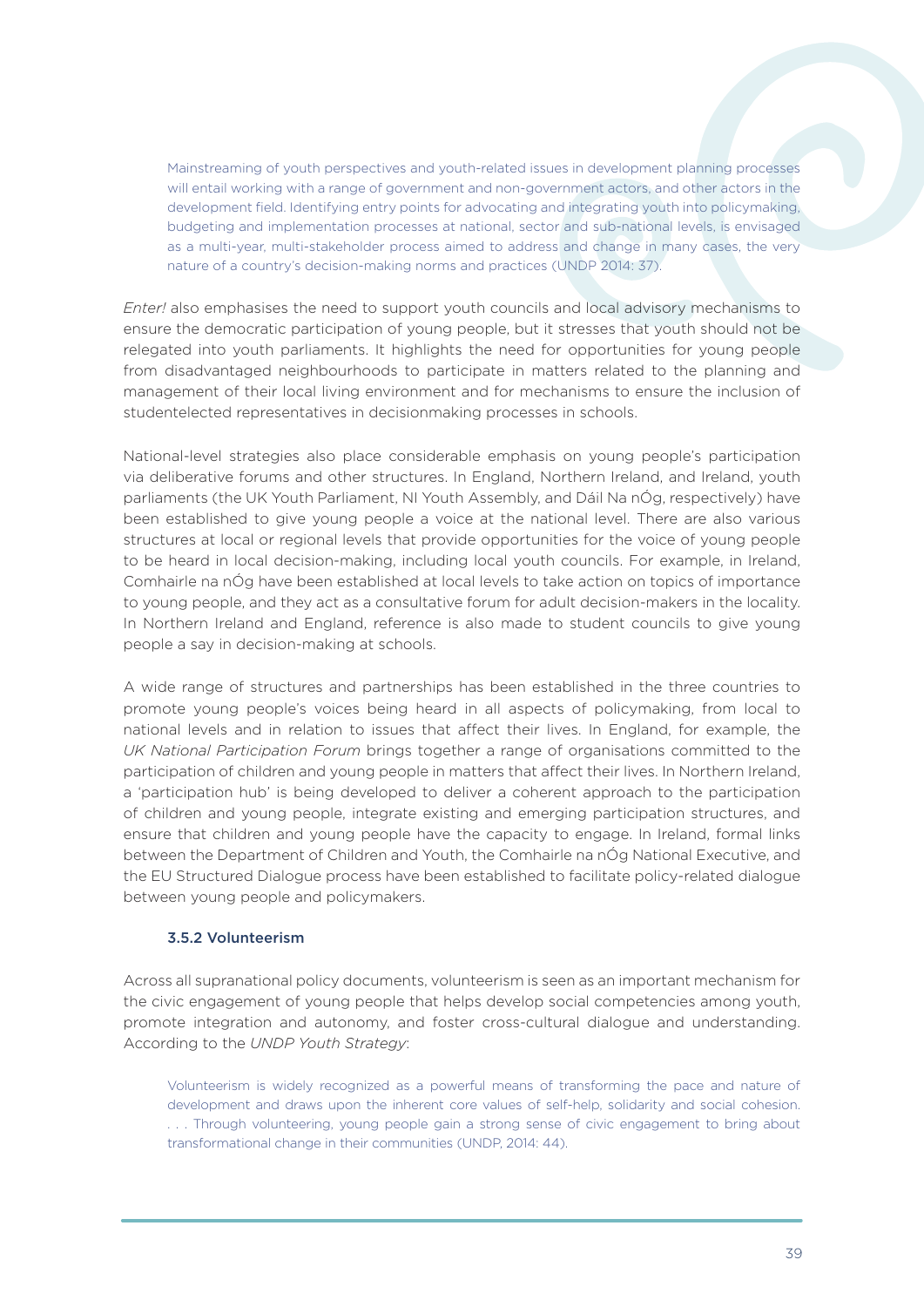> Mainstreaming of youth perspectives and youth-related issues in development planning processes will entail working with a range of government and non-government actors, and other actors in the development field. Identifying entry points for advocating and integrating youth into policymaking, budgeting and implementation processes at national, sector and sub-national levels, is envisaged as a multi-year, multi-stakeholder process aimed to address and change in many cases, the very nature of a country's decision-making norms and practices (UNDP 2014: 37).

*Enter!* also emphasises the need to support youth councils and local advisory mechanisms to ensure the democratic participation of young people, but it stresses that youth should not be relegated into youth parliaments. It highlights the need for opportunities for young people from disadvantaged neighbourhoods to participate in matters related to the planning and management of their local living environment and for mechanisms to ensure the inclusion of studentelected representatives in decisionmaking processes in schools.

National-level strategies also place considerable emphasis on young people's participation via deliberative forums and other structures. In England, Northern Ireland, and Ireland, youth parliaments (the UK Youth Parliament, NI Youth Assembly, and Dáil Na nÓg, respectively) have been established to give young people a voice at the national level. There are also various structures at local or regional levels that provide opportunities for the voice of young people to be heard in local decision-making, including local youth councils. For example, in Ireland, Comhairle na nÓg have been established at local levels to take action on topics of importance to young people, and they act as a consultative forum for adult decision-makers in the locality. In Northern Ireland and England, reference is also made to student councils to give young people a say in decision-making at schools.

A wide range of structures and partnerships has been established in the three countries to promote young people's voices being heard in all aspects of policymaking, from local to national levels and in relation to issues that affect their lives. In England, for example, the *UK National Participation Forum* brings together a range of organisations committed to the participation of children and young people in matters that affect their lives. In Northern Ireland, a 'participation hub' is being developed to deliver a coherent approach to the participation of children and young people, integrate existing and emerging participation structures, and ensure that children and young people have the capacity to engage. In Ireland, formal links between the Department of Children and Youth, the Comhairle na nÓg National Executive, and the EU Structured Dialogue process have been established to facilitate policy-related dialogue between young people and policymakers.

### 3.5.2 Volunteerism

Across all supranational policy documents, volunteerism is seen as an important mechanism for the civic engagement of young people that helps develop social competencies among youth, promote integration and autonomy, and foster cross-cultural dialogue and understanding. According to the *UNDP Youth Strategy*:

> Volunteerism is widely recognized as a powerful means of transforming the pace and nature of development and draws upon the inherent core values of self-help, solidarity and social cohesion. . . . Through volunteering, young people gain a strong sense of civic engagement to bring about transformational change in their communities (UNDP, 2014: 44).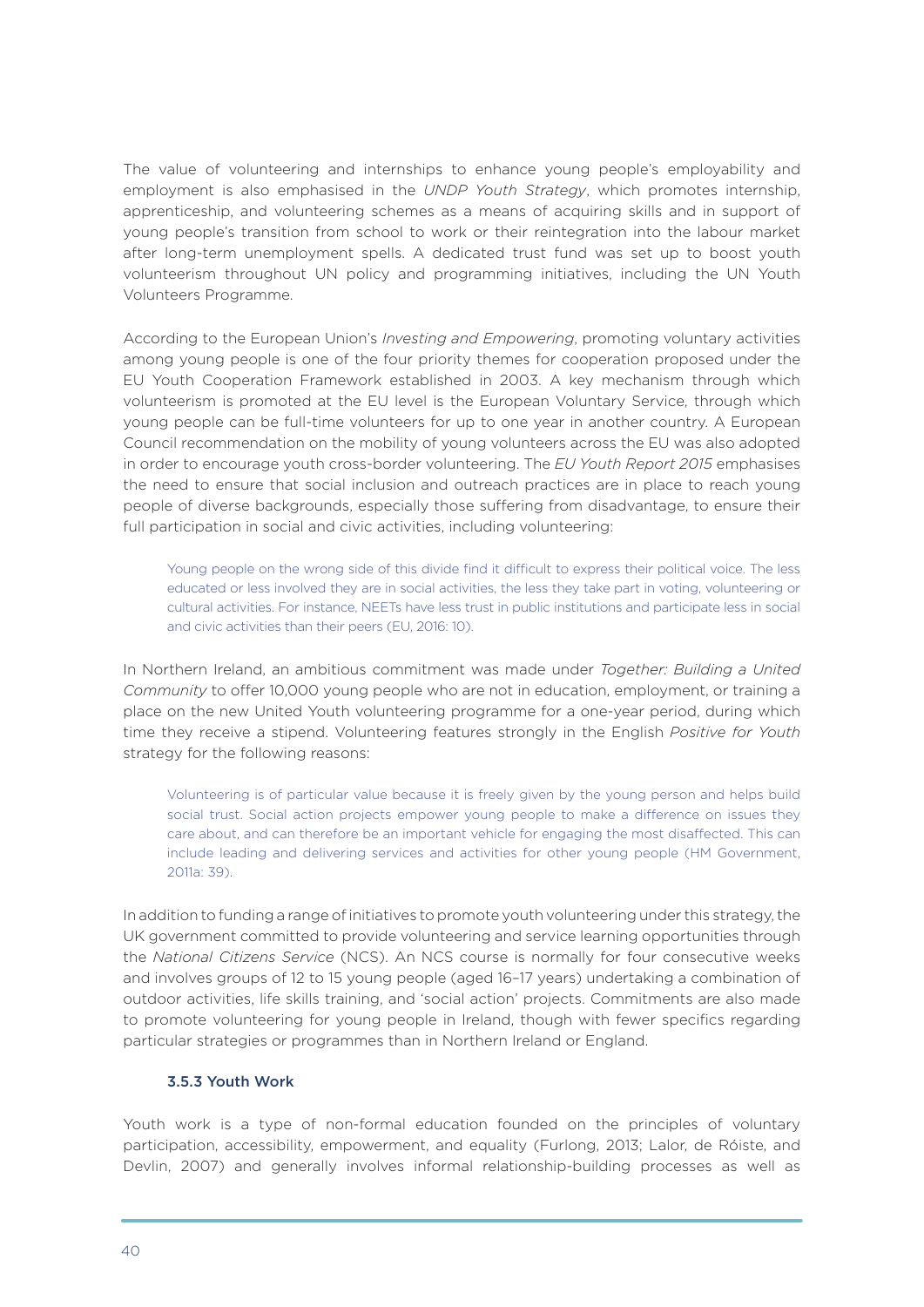The value of volunteering and internships to enhance young people's employability and employment is also emphasised in the *UNDP Youth Strategy*, which promotes internship, apprenticeship, and volunteering schemes as a means of acquiring skills and in support of young people's transition from school to work or their reintegration into the labour market after long-term unemployment spells. A dedicated trust fund was set up to boost youth volunteerism throughout UN policy and programming initiatives, including the UN Youth Volunteers Programme.

According to the European Union's *Investing and Empowering*, promoting voluntary activities among young people is one of the four priority themes for cooperation proposed under the EU Youth Cooperation Framework established in 2003. A key mechanism through which volunteerism is promoted at the EU level is the European Voluntary Service, through which young people can be full-time volunteers for up to one year in another country. A European Council recommendation on the mobility of young volunteers across the EU was also adopted in order to encourage youth cross-border volunteering. The *EU Youth Report 2015* emphasises the need to ensure that social inclusion and outreach practices are in place to reach young people of diverse backgrounds, especially those suffering from disadvantage, to ensure their full participation in social and civic activities, including volunteering:

> Young people on the wrong side of this divide find it difficult to express their political voice. The less educated or less involved they are in social activities, the less they take part in voting, volunteering or cultural activities. For instance, NEETs have less trust in public institutions and participate less in social and civic activities than their peers (EU, 2016: 10).

In Northern Ireland, an ambitious commitment was made under *Together: Building a United Community* to offer 10,000 young people who are not in education, employment, or training a place on the new United Youth volunteering programme for a one-year period, during which time they receive a stipend. Volunteering features strongly in the English *Positive for Youth* strategy for the following reasons:

> Volunteering is of particular value because it is freely given by the young person and helps build social trust. Social action projects empower young people to make a difference on issues they care about, and can therefore be an important vehicle for engaging the most disaffected. This can include leading and delivering services and activities for other young people (HM Government, 2011a: 39).

In addition to funding a range of initiatives to promote youth volunteering under this strategy, the UK government committed to provide volunteering and service learning opportunities through the *National Citizens Service* (NCS). An NCS course is normally for four consecutive weeks and involves groups of 12 to 15 young people (aged 16–17 years) undertaking a combination of outdoor activities, life skills training, and 'social action' projects. Commitments are also made to promote volunteering for young people in Ireland, though with fewer specifics regarding particular strategies or programmes than in Northern Ireland or England.

### 3.5.3 Youth Work

Youth work is a type of non-formal education founded on the principles of voluntary participation, accessibility, empowerment, and equality (Furlong, 2013; Lalor, de Róiste, and Devlin, 2007) and generally involves informal relationship-building processes as well as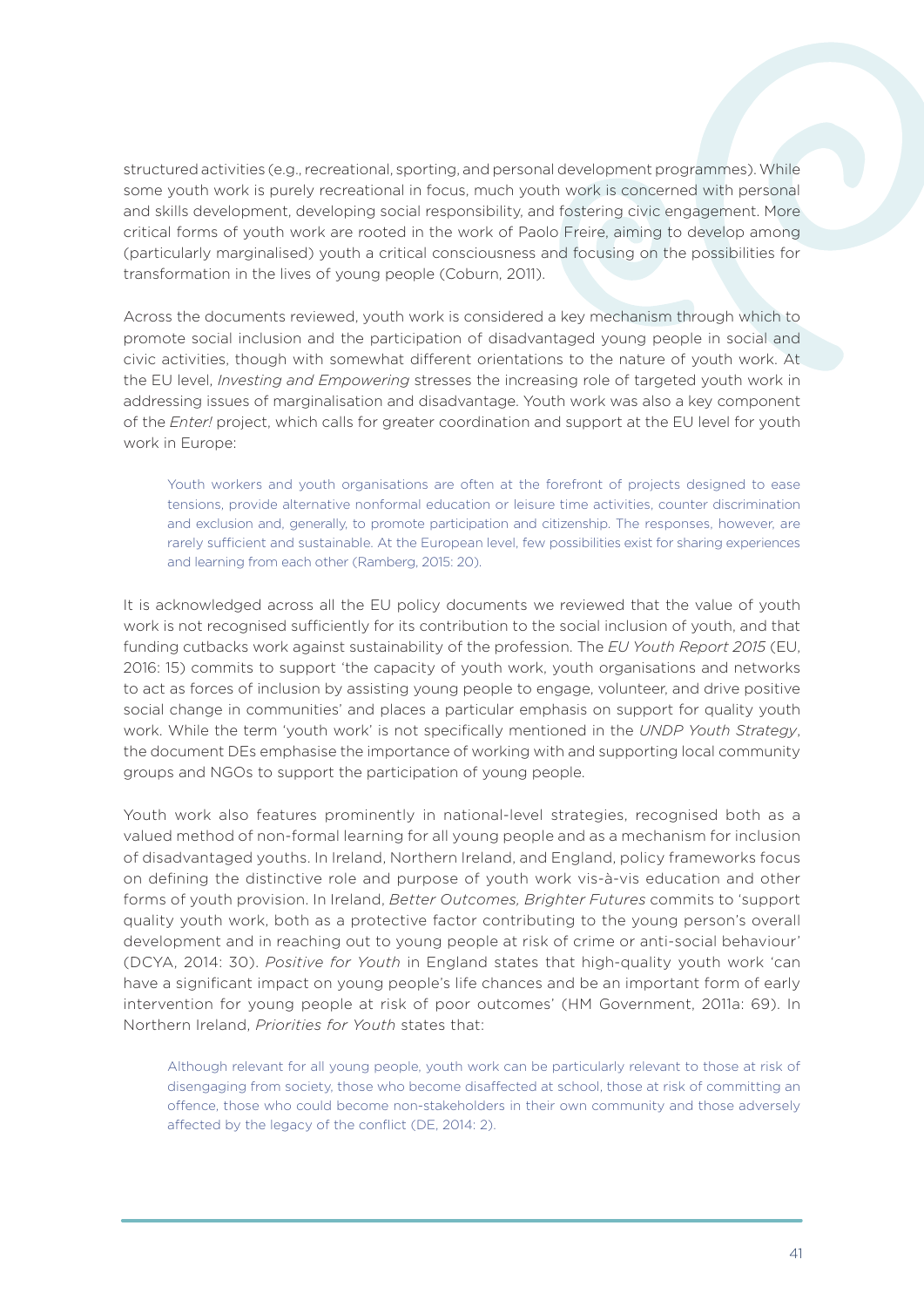structured activities (e.g., recreational, sporting, and personal development programmes). While some youth work is purely recreational in focus, much youth work is concerned with personal and skills development, developing social responsibility, and fostering civic engagement. More critical forms of youth work are rooted in the work of Paolo Freire, aiming to develop among (particularly marginalised) youth a critical consciousness and focusing on the possibilities for transformation in the lives of young people (Coburn, 2011).

Across the documents reviewed, youth work is considered a key mechanism through which to promote social inclusion and the participation of disadvantaged young people in social and civic activities, though with somewhat different orientations to the nature of youth work. At the EU level, *Investing and Empowering* stresses the increasing role of targeted youth work in addressing issues of marginalisation and disadvantage. Youth work was also a key component of the *Enter!* project, which calls for greater coordination and support at the EU level for youth work in Europe:

> Youth workers and youth organisations are often at the forefront of projects designed to ease tensions, provide alternative nonformal education or leisure time activities, counter discrimination and exclusion and, generally, to promote participation and citizenship. The responses, however, are rarely sufficient and sustainable. At the European level, few possibilities exist for sharing experiences and learning from each other (Ramberg, 2015: 20).

It is acknowledged across all the EU policy documents we reviewed that the value of youth work is not recognised sufficiently for its contribution to the social inclusion of youth, and that funding cutbacks work against sustainability of the profession. The *EU Youth Report 2015* (EU, 2016: 15) commits to support 'the capacity of youth work, youth organisations and networks to act as forces of inclusion by assisting young people to engage, volunteer, and drive positive social change in communities' and places a particular emphasis on support for quality youth work. While the term 'youth work' is not specifically mentioned in the *UNDP Youth Strategy*, the document DEs emphasise the importance of working with and supporting local community groups and NGOs to support the participation of young people.

Youth work also features prominently in national-level strategies, recognised both as a valued method of non-formal learning for all young people and as a mechanism for inclusion of disadvantaged youths. In Ireland, Northern Ireland, and England, policy frameworks focus on defining the distinctive role and purpose of youth work vis-à-vis education and other forms of youth provision. In Ireland, *Better Outcomes, Brighter Futures* commits to 'support quality youth work, both as a protective factor contributing to the young person's overall development and in reaching out to young people at risk of crime or anti-social behaviour' (DCYA, 2014: 30). *Positive for Youth* in England states that high-quality youth work 'can have a significant impact on young people's life chances and be an important form of early intervention for young people at risk of poor outcomes' (HM Government, 2011a: 69). In Northern Ireland, *Priorities for Youth* states that:

> Although relevant for all young people, youth work can be particularly relevant to those at risk of disengaging from society, those who become disaffected at school, those at risk of committing an offence, those who could become non-stakeholders in their own community and those adversely affected by the legacy of the conflict (DE, 2014: 2).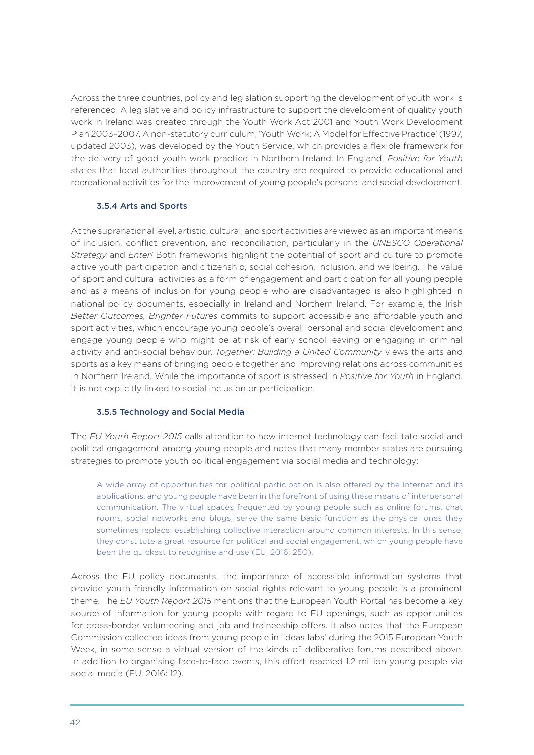Across the three countries, policy and legislation supporting the development of youth work is referenced. A legislative and policy infrastructure to support the development of quality youth work in Ireland was created through the Youth Work Act 2001 and Youth Work Development Plan 2003–2007. A non-statutory curriculum, 'Youth Work: A Model for Effective Practice' (1997, updated 2003), was developed by the Youth Service, which provides a flexible framework for the delivery of good youth work practice in Northern Ireland. In England, *Positive for Youth* states that local authorities throughout the country are required to provide educational and recreational activities for the improvement of young people's personal and social development.

#### 3.5.4 Arts and Sports

At the supranational level, artistic, cultural, and sport activities are viewed as an important means of inclusion, conflict prevention, and reconciliation, particularly in the *UNESCO Operational Strategy* and *Enter!* Both frameworks highlight the potential of sport and culture to promote active youth participation and citizenship, social cohesion, inclusion, and wellbeing. The value of sport and cultural activities as a form of engagement and participation for all young people and as a means of inclusion for young people who are disadvantaged is also highlighted in national policy documents, especially in Ireland and Northern Ireland. For example, the Irish *Better Outcomes, Brighter Futures* commits to support accessible and affordable youth and sport activities, which encourage young people's overall personal and social development and engage young people who might be at risk of early school leaving or engaging in criminal activity and anti-social behaviour. *Together: Building a United Community* views the arts and sports as a key means of bringing people together and improving relations across communities in Northern Ireland. While the importance of sport is stressed in *Positive for Youth* in England, it is not explicitly linked to social inclusion or participation.

#### 3.5.5 Technology and Social Media

The *EU Youth Report 2015* calls attention to how internet technology can facilitate social and political engagement among young people and notes that many member states are pursuing strategies to promote youth political engagement via social media and technology:

> A wide array of opportunities for political participation is also offered by the Internet and its applications, and young people have been in the forefront of using these means of interpersonal communication. The virtual spaces frequented by young people such as online forums, chat rooms, social networks and blogs, serve the same basic function as the physical ones they sometimes replace: establishing collective interaction around common interests. In this sense, they constitute a great resource for political and social engagement, which young people have been the quickest to recognise and use (EU, 2016: 250).

Across the EU policy documents, the importance of accessible information systems that provide youth friendly information on social rights relevant to young people is a prominent theme. The *EU Youth Report 2015* mentions that the European Youth Portal has become a key source of information for young people with regard to EU openings, such as opportunities for cross-border volunteering and job and traineeship offers. It also notes that the European Commission collected ideas from young people in 'ideas labs' during the 2015 European Youth Week, in some sense a virtual version of the kinds of deliberative forums described above. In addition to organising face-to-face events, this effort reached 1.2 million young people via social media (EU, 2016: 12).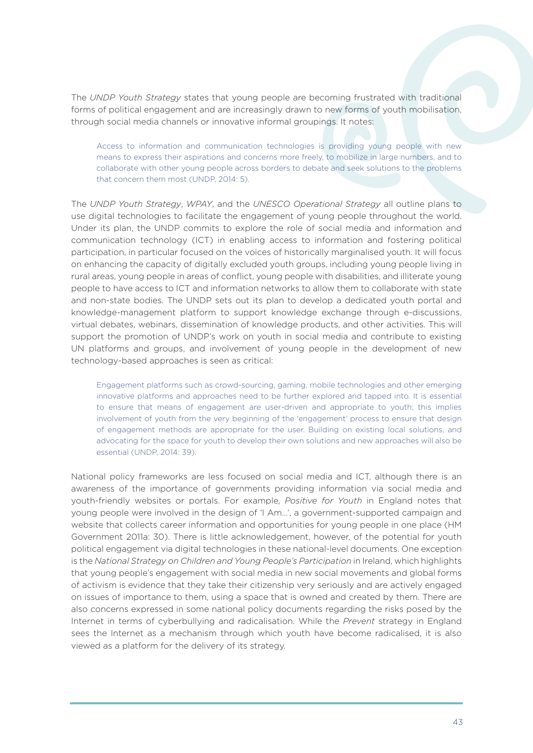The *UNDP Youth Strategy* states that young people are becoming frustrated with traditional forms of political engagement and are increasingly drawn to new forms of youth mobilisation, through social media channels or innovative informal groupings. It notes:

> Access to information and communication technologies is providing young people with new means to express their aspirations and concerns more freely, to mobilize in large numbers, and to collaborate with other young people across borders to debate and seek solutions to the problems that concern them most (UNDP, 2014: 5).

The *UNDP Youth Strategy*, *WPAY*, and the *UNESCO Operational Strategy* all outline plans to use digital technologies to facilitate the engagement of young people throughout the world. Under its plan, the UNDP commits to explore the role of social media and information and communication technology (ICT) in enabling access to information and fostering political participation, in particular focused on the voices of historically marginalised youth. It will focus on enhancing the capacity of digitally excluded youth groups, including young people living in rural areas, young people in areas of conflict, young people with disabilities, and illiterate young people to have access to ICT and information networks to allow them to collaborate with state and non-state bodies. The UNDP sets out its plan to develop a dedicated youth portal and knowledge-management platform to support knowledge exchange through e-discussions, virtual debates, webinars, dissemination of knowledge products, and other activities. This will support the promotion of UNDP's work on youth in social media and contribute to existing UN platforms and groups, and involvement of young people in the development of new technology-based approaches is seen as critical:

> Engagement platforms such as crowd-sourcing, gaming, mobile technologies and other emerging innovative platforms and approaches need to be further explored and tapped into. It is essential to ensure that means of engagement are user-driven and appropriate to youth; this implies involvement of youth from the very beginning of the 'engagement' process to ensure that design of engagement methods are appropriate for the user. Building on existing local solutions, and advocating for the space for youth to develop their own solutions and new approaches will also be essential (UNDP, 2014: 39).

National policy frameworks are less focused on social media and ICT, although there is an awareness of the importance of governments providing information via social media and youth-friendly websites or portals. For example, *Positive for Youth* in England notes that young people were involved in the design of 'I Am…', a government-supported campaign and website that collects career information and opportunities for young people in one place (HM Government 2011a: 30). There is little acknowledgement, however, of the potential for youth political engagement via digital technologies in these national-level documents. One exception is the *National Strategy on Children and Young People's Participation* in Ireland, which highlights that young people's engagement with social media in new social movements and global forms of activism is evidence that they take their citizenship very seriously and are actively engaged on issues of importance to them, using a space that is owned and created by them. There are also concerns expressed in some national policy documents regarding the risks posed by the Internet in terms of cyberbullying and radicalisation. While the *Prevent* strategy in England sees the Internet as a mechanism through which youth have become radicalised, it is also viewed as a platform for the delivery of its strategy.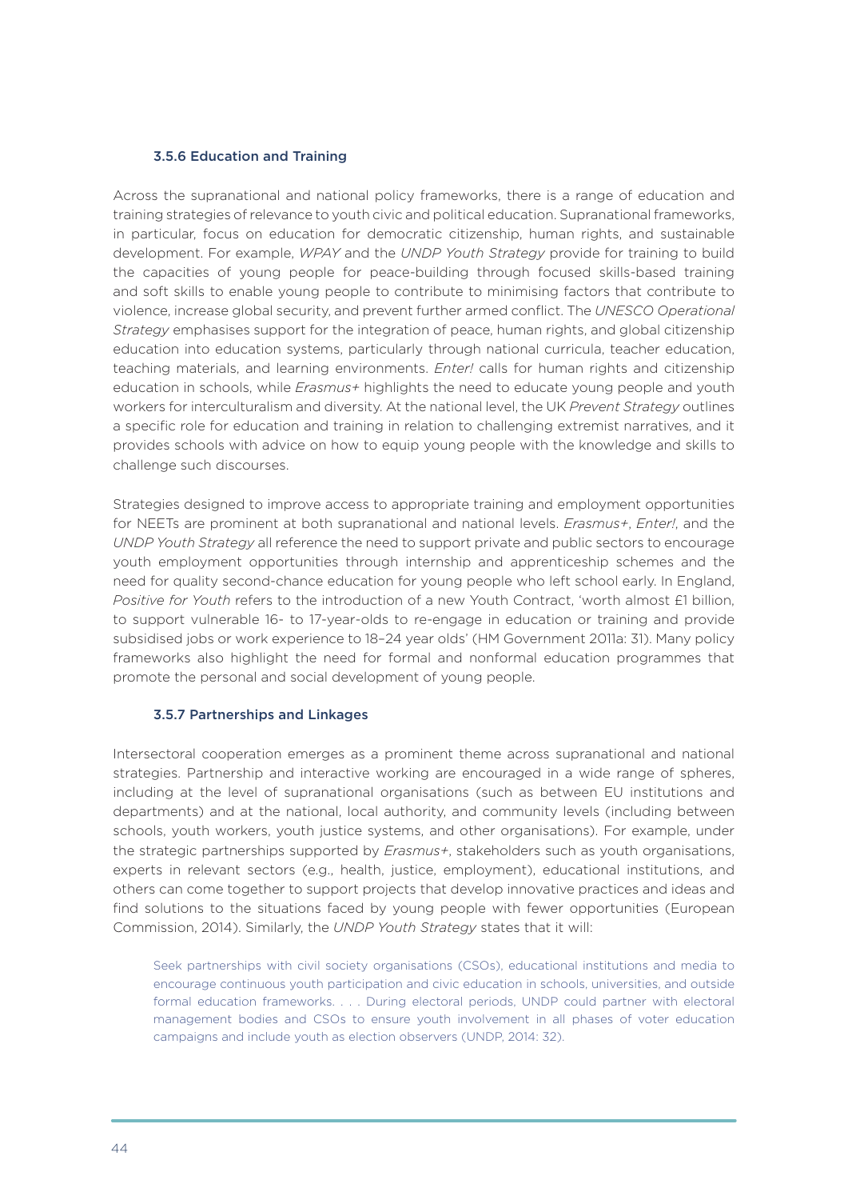#### 3.5.6 Education and Training

Across the supranational and national policy frameworks, there is a range of education and training strategies of relevance to youth civic and political education. Supranational frameworks, in particular, focus on education for democratic citizenship, human rights, and sustainable development. For example, *WPAY* and the *UNDP Youth Strategy* provide for training to build the capacities of young people for peace-building through focused skills-based training and soft skills to enable young people to contribute to minimising factors that contribute to violence, increase global security, and prevent further armed conflict. The *UNESCO Operational Strategy* emphasises support for the integration of peace, human rights, and global citizenship education into education systems, particularly through national curricula, teacher education, teaching materials, and learning environments. *Enter!* calls for human rights and citizenship education in schools, while *Erasmus+* highlights the need to educate young people and youth workers for interculturalism and diversity. At the national level, the UK *Prevent Strategy* outlines a specific role for education and training in relation to challenging extremist narratives, and it provides schools with advice on how to equip young people with the knowledge and skills to challenge such discourses.

Strategies designed to improve access to appropriate training and employment opportunities for NEETs are prominent at both supranational and national levels. *Erasmus+*, *Enter!*, and the *UNDP Youth Strategy* all reference the need to support private and public sectors to encourage youth employment opportunities through internship and apprenticeship schemes and the need for quality second-chance education for young people who left school early. In England, *Positive for Youth* refers to the introduction of a new Youth Contract, 'worth almost £1 billion, to support vulnerable 16- to 17-year-olds to re-engage in education or training and provide subsidised jobs or work experience to 18–24 year olds' (HM Government 2011a: 31). Many policy frameworks also highlight the need for formal and nonformal education programmes that promote the personal and social development of young people.

#### 3.5.7 Partnerships and Linkages

Intersectoral cooperation emerges as a prominent theme across supranational and national strategies. Partnership and interactive working are encouraged in a wide range of spheres, including at the level of supranational organisations (such as between EU institutions and departments) and at the national, local authority, and community levels (including between schools, youth workers, youth justice systems, and other organisations). For example, under the strategic partnerships supported by *Erasmus+*, stakeholders such as youth organisations, experts in relevant sectors (e.g., health, justice, employment), educational institutions, and others can come together to support projects that develop innovative practices and ideas and find solutions to the situations faced by young people with fewer opportunities (European Commission, 2014). Similarly, the *UNDP Youth Strategy* states that it will:

> Seek partnerships with civil society organisations (CSOs), educational institutions and media to encourage continuous youth participation and civic education in schools, universities, and outside formal education frameworks. . . . During electoral periods, UNDP could partner with electoral management bodies and CSOs to ensure youth involvement in all phases of voter education campaigns and include youth as election observers (UNDP, 2014: 32).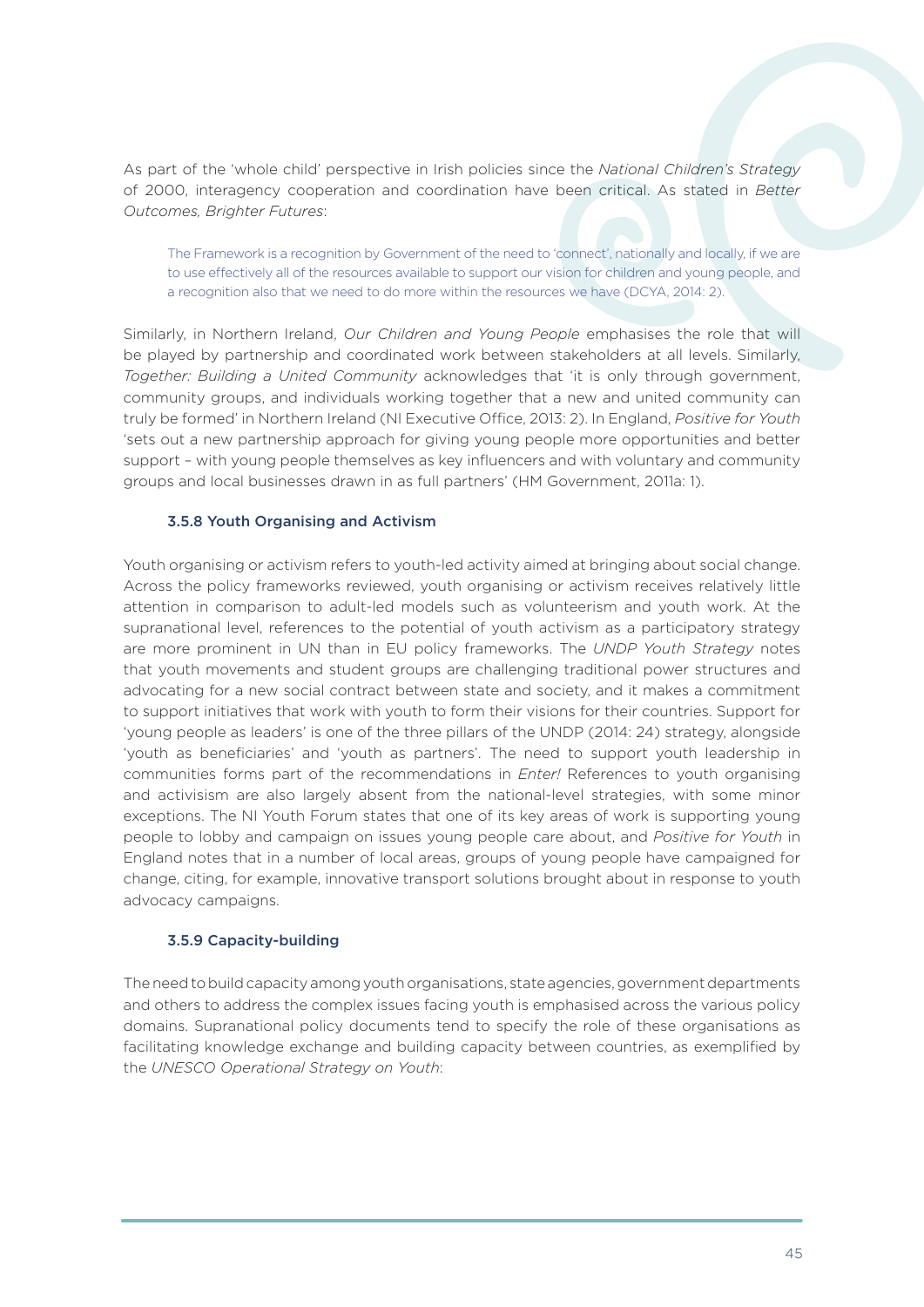As part of the 'whole child' perspective in Irish policies since the *National Children's Strategy* of 2000, interagency cooperation and coordination have been critical. As stated in *Better Outcomes, Brighter Futures*:

> The Framework is a recognition by Government of the need to 'connect', nationally and locally, if we are to use effectively all of the resources available to support our vision for children and young people, and a recognition also that we need to do more within the resources we have (DCYA, 2014: 2).

Similarly, in Northern Ireland, *Our Children and Young People* emphasises the role that will be played by partnership and coordinated work between stakeholders at all levels. Similarly, *Together: Building a United Community* acknowledges that 'it is only through government, community groups, and individuals working together that a new and united community can truly be formed' in Northern Ireland (NI Executive Office, 2013: 2). In England, *Positive for Youth* 'sets out a new partnership approach for giving young people more opportunities and better support – with young people themselves as key influencers and with voluntary and community groups and local businesses drawn in as full partners' (HM Government, 2011a: 1).

### 3.5.8 Youth Organising and Activism

Youth organising or activism refers to youth-led activity aimed at bringing about social change. Across the policy frameworks reviewed, youth organising or activism receives relatively little attention in comparison to adult-led models such as volunteerism and youth work. At the supranational level, references to the potential of youth activism as a participatory strategy are more prominent in UN than in EU policy frameworks. The *UNDP Youth Strategy* notes that youth movements and student groups are challenging traditional power structures and advocating for a new social contract between state and society, and it makes a commitment to support initiatives that work with youth to form their visions for their countries. Support for 'young people as leaders' is one of the three pillars of the UNDP (2014: 24) strategy, alongside 'youth as beneficiaries' and 'youth as partners'. The need to support youth leadership in communities forms part of the recommendations in *Enter!* References to youth organising and activisism are also largely absent from the national-level strategies, with some minor exceptions. The NI Youth Forum states that one of its key areas of work is supporting young people to lobby and campaign on issues young people care about, and *Positive for Youth* in England notes that in a number of local areas, groups of young people have campaigned for change, citing, for example, innovative transport solutions brought about in response to youth advocacy campaigns.

### 3.5.9 Capacity-building

The need to build capacity among youth organisations, state agencies, government departments and others to address the complex issues facing youth is emphasised across the various policy domains. Supranational policy documents tend to specify the role of these organisations as facilitating knowledge exchange and building capacity between countries, as exemplified by the *UNESCO Operational Strategy on Youth*: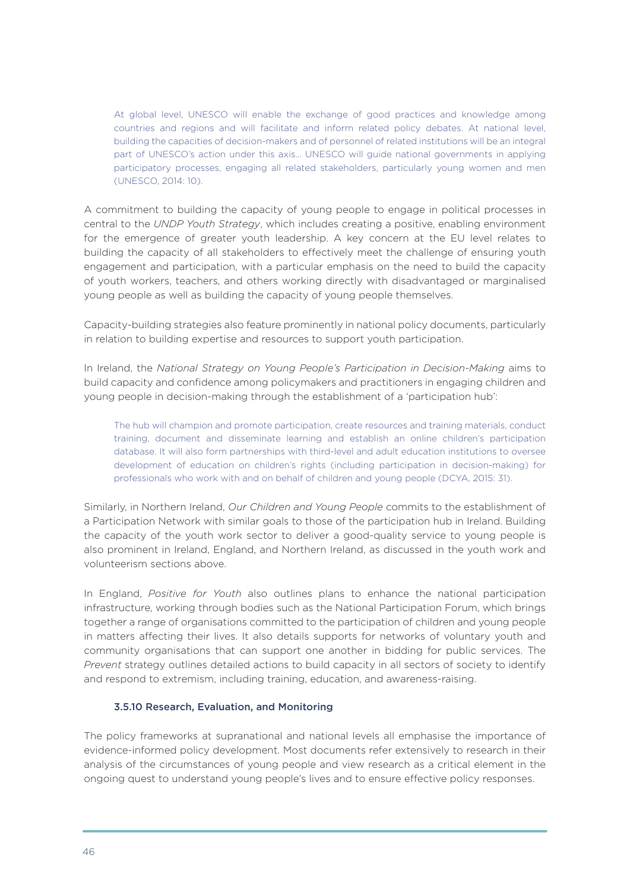> At global level, UNESCO will enable the exchange of good practices and knowledge among countries and regions and will facilitate and inform related policy debates. At national level, building the capacities of decision-makers and of personnel of related institutions will be an integral part of UNESCO's action under this axis... UNESCO will guide national governments in applying participatory processes, engaging all related stakeholders, particularly young women and men (UNESCO, 2014: 10).

A commitment to building the capacity of young people to engage in political processes in central to the *UNDP Youth Strategy*, which includes creating a positive, enabling environment for the emergence of greater youth leadership. A key concern at the EU level relates to building the capacity of all stakeholders to effectively meet the challenge of ensuring youth engagement and participation, with a particular emphasis on the need to build the capacity of youth workers, teachers, and others working directly with disadvantaged or marginalised young people as well as building the capacity of young people themselves.

Capacity-building strategies also feature prominently in national policy documents, particularly in relation to building expertise and resources to support youth participation.

In Ireland, the *National Strategy on Young People's Participation in Decision-Making* aims to build capacity and confidence among policymakers and practitioners in engaging children and young people in decision-making through the establishment of a 'participation hub':

> The hub will champion and promote participation, create resources and training materials, conduct training, document and disseminate learning and establish an online children's participation database. It will also form partnerships with third-level and adult education institutions to oversee development of education on children's rights (including participation in decision-making) for professionals who work with and on behalf of children and young people (DCYA, 2015: 31).

Similarly, in Northern Ireland, *Our Children and Young People* commits to the establishment of a Participation Network with similar goals to those of the participation hub in Ireland. Building the capacity of the youth work sector to deliver a good-quality service to young people is also prominent in Ireland, England, and Northern Ireland, as discussed in the youth work and volunteerism sections above.

In England, *Positive for Youth* also outlines plans to enhance the national participation infrastructure, working through bodies such as the National Participation Forum, which brings together a range of organisations committed to the participation of children and young people in matters affecting their lives. It also details supports for networks of voluntary youth and community organisations that can support one another in bidding for public services. The *Prevent* strategy outlines detailed actions to build capacity in all sectors of society to identify and respond to extremism, including training, education, and awareness-raising.

### 3.5.10 Research, Evaluation, and Monitoring

The policy frameworks at supranational and national levels all emphasise the importance of evidence-informed policy development. Most documents refer extensively to research in their analysis of the circumstances of young people and view research as a critical element in the ongoing quest to understand young people's lives and to ensure effective policy responses.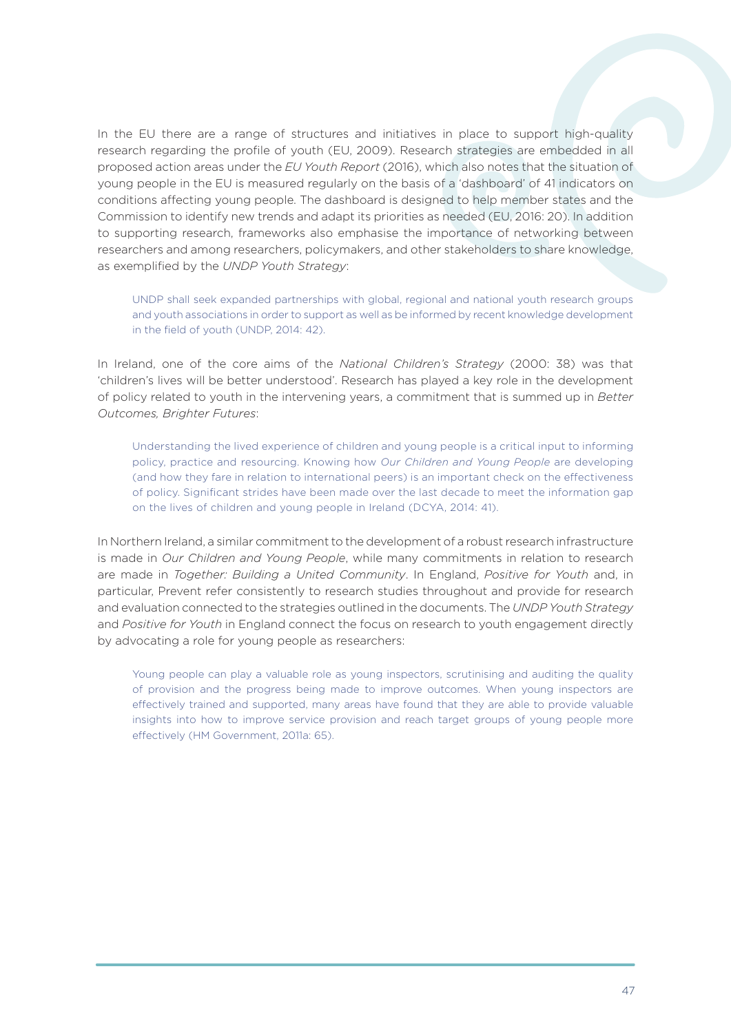In the EU there are a range of structures and initiatives in place to support high-quality research regarding the profile of youth (EU, 2009). Research strategies are embedded in all proposed action areas under the *EU Youth Report* (2016), which also notes that the situation of young people in the EU is measured regularly on the basis of a 'dashboard' of 41 indicators on conditions affecting young people. The dashboard is designed to help member states and the Commission to identify new trends and adapt its priorities as needed (EU, 2016: 20). In addition to supporting research, frameworks also emphasise the importance of networking between researchers and among researchers, policymakers, and other stakeholders to share knowledge, as exemplified by the *UNDP Youth Strategy*:

> UNDP shall seek expanded partnerships with global, regional and national youth research groups and youth associations in order to support as well as be informed by recent knowledge development in the field of youth (UNDP, 2014: 42).

In Ireland, one of the core aims of the *National Children's Strategy* (2000: 38) was that 'children's lives will be better understood'. Research has played a key role in the development of policy related to youth in the intervening years, a commitment that is summed up in *Better Outcomes, Brighter Futures*:

> Understanding the lived experience of children and young people is a critical input to informing policy, practice and resourcing. Knowing how *Our Children and Young People* are developing (and how they fare in relation to international peers) is an important check on the effectiveness of policy. Significant strides have been made over the last decade to meet the information gap on the lives of children and young people in Ireland (DCYA, 2014: 41).

In Northern Ireland, a similar commitment to the development of a robust research infrastructure is made in *Our Children and Young People*, while many commitments in relation to research are made in *Together: Building a United Community*. In England, *Positive for Youth* and, in particular, Prevent refer consistently to research studies throughout and provide for research and evaluation connected to the strategies outlined in the documents. The *UNDP Youth Strategy* and *Positive for Youth* in England connect the focus on research to youth engagement directly by advocating a role for young people as researchers:

> Young people can play a valuable role as young inspectors, scrutinising and auditing the quality of provision and the progress being made to improve outcomes. When young inspectors are effectively trained and supported, many areas have found that they are able to provide valuable insights into how to improve service provision and reach target groups of young people more effectively (HM Government, 2011a: 65).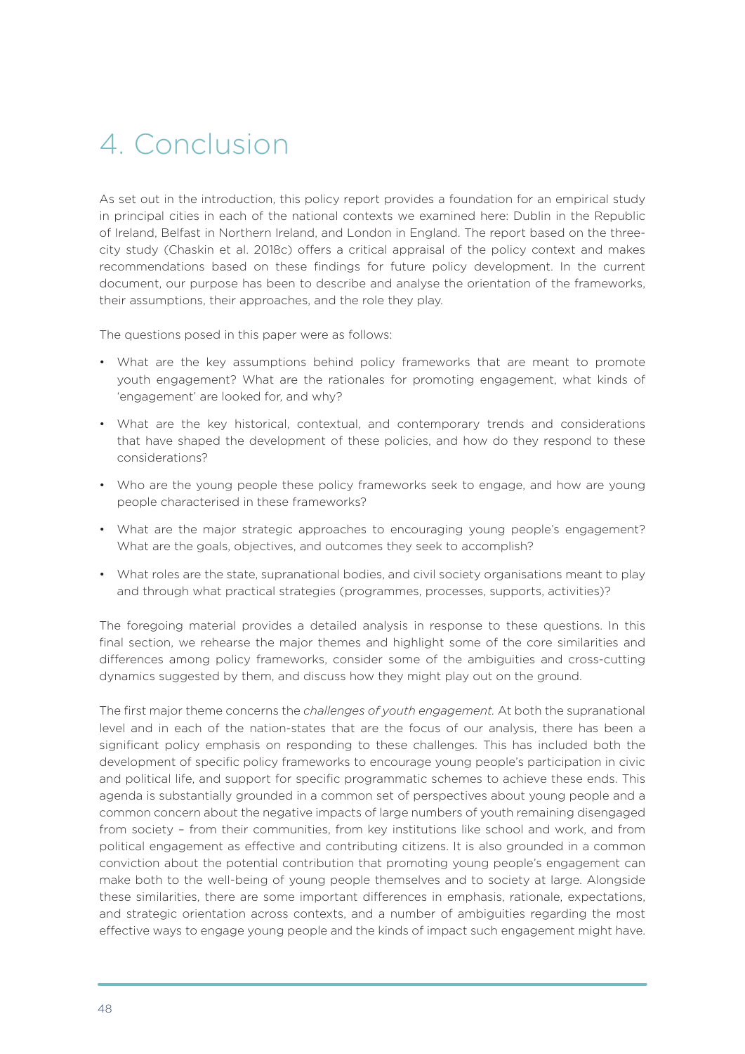# 4. Conclusion

As set out in the introduction, this policy report provides a foundation for an empirical study in principal cities in each of the national contexts we examined here: Dublin in the Republic of Ireland, Belfast in Northern Ireland, and London in England. The report based on the three-city study (Chaskin et al. 2018c) offers a critical appraisal of the policy context and makes recommendations based on these findings for future policy development. In the current document, our purpose has been to describe and analyse the orientation of the frameworks, their assumptions, their approaches, and the role they play.

The questions posed in this paper were as follows:

- What are the key assumptions behind policy frameworks that are meant to promote youth engagement? What are the rationales for promoting engagement, what kinds of 'engagement' are looked for, and why?
- What are the key historical, contextual, and contemporary trends and considerations that have shaped the development of these policies, and how do they respond to these considerations?
- Who are the young people these policy frameworks seek to engage, and how are young people characterised in these frameworks?
- What are the major strategic approaches to encouraging young people's engagement? What are the goals, objectives, and outcomes they seek to accomplish?
- What roles are the state, supranational bodies, and civil society organisations meant to play and through what practical strategies (programmes, processes, supports, activities)?

The foregoing material provides a detailed analysis in response to these questions. In this final section, we rehearse the major themes and highlight some of the core similarities and differences among policy frameworks, consider some of the ambiguities and cross-cutting dynamics suggested by them, and discuss how they might play out on the ground.

The first major theme concerns the *challenges of youth engagement.* At both the supranational level and in each of the nation-states that are the focus of our analysis, there has been a significant policy emphasis on responding to these challenges. This has included both the development of specific policy frameworks to encourage young people's participation in civic and political life, and support for specific programmatic schemes to achieve these ends. This agenda is substantially grounded in a common set of perspectives about young people and a common concern about the negative impacts of large numbers of youth remaining disengaged from society – from their communities, from key institutions like school and work, and from political engagement as effective and contributing citizens. It is also grounded in a common conviction about the potential contribution that promoting young people's engagement can make both to the well-being of young people themselves and to society at large. Alongside these similarities, there are some important differences in emphasis, rationale, expectations, and strategic orientation across contexts, and a number of ambiguities regarding the most effective ways to engage young people and the kinds of impact such engagement might have.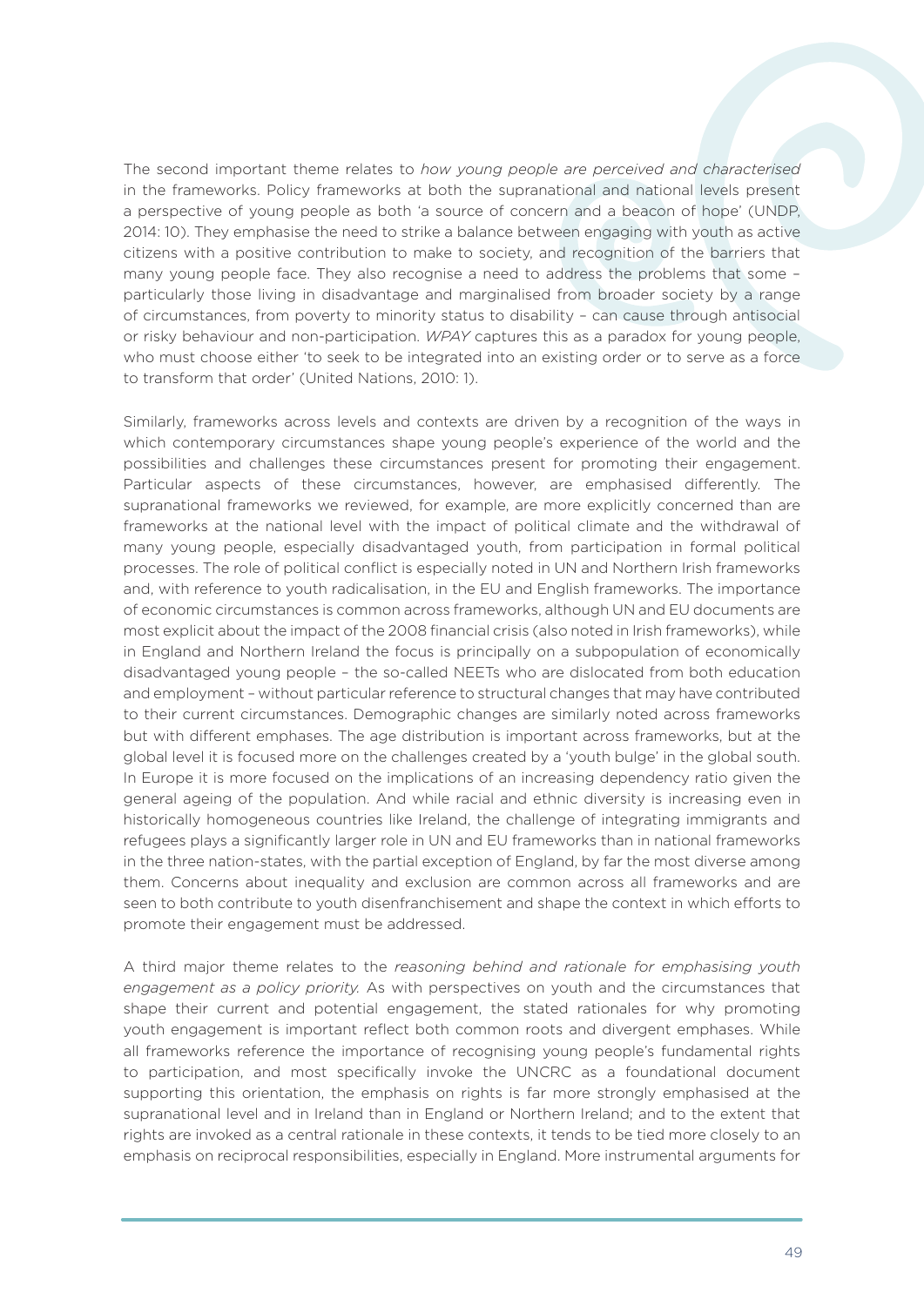The second important theme relates to *how young people are perceived and characterised* in the frameworks. Policy frameworks at both the supranational and national levels present a perspective of young people as both 'a source of concern and a beacon of hope' (UNDP, 2014: 10). They emphasise the need to strike a balance between engaging with youth as active citizens with a positive contribution to make to society, and recognition of the barriers that many young people face. They also recognise a need to address the problems that some – particularly those living in disadvantage and marginalised from broader society by a range of circumstances, from poverty to minority status to disability – can cause through antisocial or risky behaviour and non-participation. *WPAY* captures this as a paradox for young people, who must choose either 'to seek to be integrated into an existing order or to serve as a force to transform that order' (United Nations, 2010: 1).

Similarly, frameworks across levels and contexts are driven by a recognition of the ways in which contemporary circumstances shape young people's experience of the world and the possibilities and challenges these circumstances present for promoting their engagement. Particular aspects of these circumstances, however, are emphasised differently. The supranational frameworks we reviewed, for example, are more explicitly concerned than are frameworks at the national level with the impact of political climate and the withdrawal of many young people, especially disadvantaged youth, from participation in formal political processes. The role of political conflict is especially noted in UN and Northern Irish frameworks and, with reference to youth radicalisation, in the EU and English frameworks. The importance of economic circumstances is common across frameworks, although UN and EU documents are most explicit about the impact of the 2008 financial crisis (also noted in Irish frameworks), while in England and Northern Ireland the focus is principally on a subpopulation of economically disadvantaged young people – the so-called NEETs who are dislocated from both education and employment – without particular reference to structural changes that may have contributed to their current circumstances. Demographic changes are similarly noted across frameworks but with different emphases. The age distribution is important across frameworks, but at the global level it is focused more on the challenges created by a 'youth bulge' in the global south. In Europe it is more focused on the implications of an increasing dependency ratio given the general ageing of the population. And while racial and ethnic diversity is increasing even in historically homogeneous countries like Ireland, the challenge of integrating immigrants and refugees plays a significantly larger role in UN and EU frameworks than in national frameworks in the three nation-states, with the partial exception of England, by far the most diverse among them. Concerns about inequality and exclusion are common across all frameworks and are seen to both contribute to youth disenfranchisement and shape the context in which efforts to promote their engagement must be addressed.

A third major theme relates to the *reasoning behind and rationale for emphasising youth engagement as a policy priority.* As with perspectives on youth and the circumstances that shape their current and potential engagement, the stated rationales for why promoting youth engagement is important reflect both common roots and divergent emphases. While all frameworks reference the importance of recognising young people's fundamental rights to participation, and most specifically invoke the UNCRC as a foundational document supporting this orientation, the emphasis on rights is far more strongly emphasised at the supranational level and in Ireland than in England or Northern Ireland; and to the extent that rights are invoked as a central rationale in these contexts, it tends to be tied more closely to an emphasis on reciprocal responsibilities, especially in England. More instrumental arguments for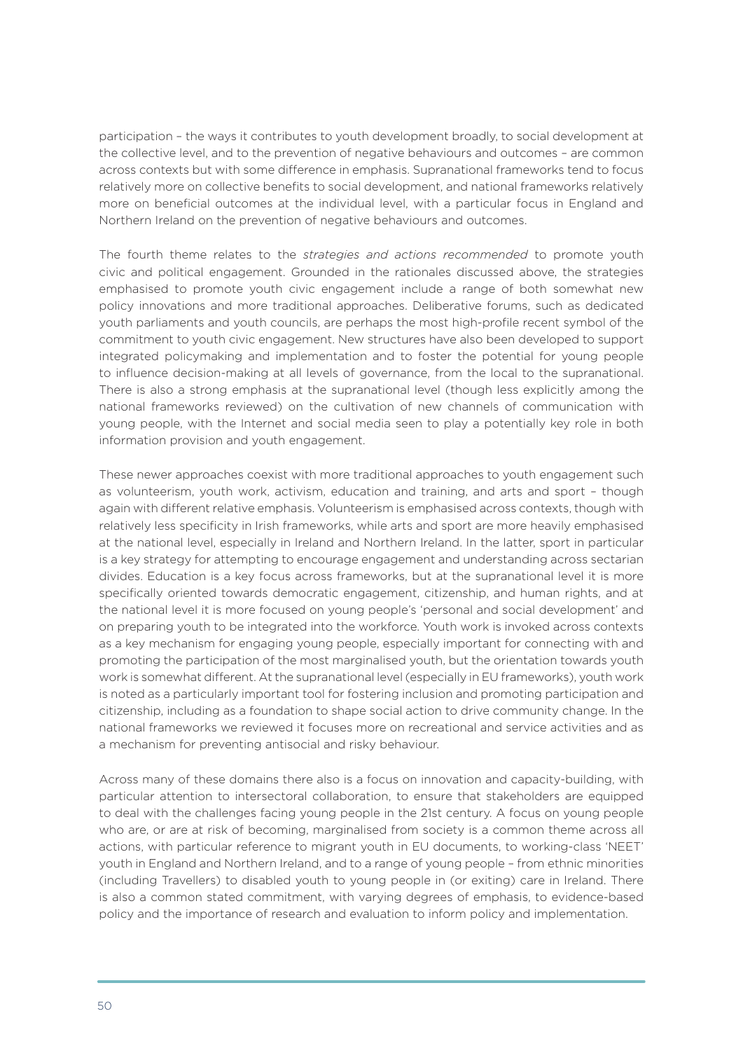participation – the ways it contributes to youth development broadly, to social development at the collective level, and to the prevention of negative behaviours and outcomes – are common across contexts but with some difference in emphasis. Supranational frameworks tend to focus relatively more on collective benefits to social development, and national frameworks relatively more on beneficial outcomes at the individual level, with a particular focus in England and Northern Ireland on the prevention of negative behaviours and outcomes.

The fourth theme relates to the *strategies and actions recommended* to promote youth civic and political engagement. Grounded in the rationales discussed above, the strategies emphasised to promote youth civic engagement include a range of both somewhat new policy innovations and more traditional approaches. Deliberative forums, such as dedicated youth parliaments and youth councils, are perhaps the most high-profile recent symbol of the commitment to youth civic engagement. New structures have also been developed to support integrated policymaking and implementation and to foster the potential for young people to influence decision-making at all levels of governance, from the local to the supranational. There is also a strong emphasis at the supranational level (though less explicitly among the national frameworks reviewed) on the cultivation of new channels of communication with young people, with the Internet and social media seen to play a potentially key role in both information provision and youth engagement.

These newer approaches coexist with more traditional approaches to youth engagement such as volunteerism, youth work, activism, education and training, and arts and sport – though again with different relative emphasis. Volunteerism is emphasised across contexts, though with relatively less specificity in Irish frameworks, while arts and sport are more heavily emphasised at the national level, especially in Ireland and Northern Ireland. In the latter, sport in particular is a key strategy for attempting to encourage engagement and understanding across sectarian divides. Education is a key focus across frameworks, but at the supranational level it is more specifically oriented towards democratic engagement, citizenship, and human rights, and at the national level it is more focused on young people's 'personal and social development' and on preparing youth to be integrated into the workforce. Youth work is invoked across contexts as a key mechanism for engaging young people, especially important for connecting with and promoting the participation of the most marginalised youth, but the orientation towards youth work is somewhat different. At the supranational level (especially in EU frameworks), youth work is noted as a particularly important tool for fostering inclusion and promoting participation and citizenship, including as a foundation to shape social action to drive community change. In the national frameworks we reviewed it focuses more on recreational and service activities and as a mechanism for preventing antisocial and risky behaviour.

Across many of these domains there also is a focus on innovation and capacity-building, with particular attention to intersectoral collaboration, to ensure that stakeholders are equipped to deal with the challenges facing young people in the 21st century. A focus on young people who are, or are at risk of becoming, marginalised from society is a common theme across all actions, with particular reference to migrant youth in EU documents, to working-class 'NEET' youth in England and Northern Ireland, and to a range of young people – from ethnic minorities (including Travellers) to disabled youth to young people in (or exiting) care in Ireland. There is also a common stated commitment, with varying degrees of emphasis, to evidence-based policy and the importance of research and evaluation to inform policy and implementation.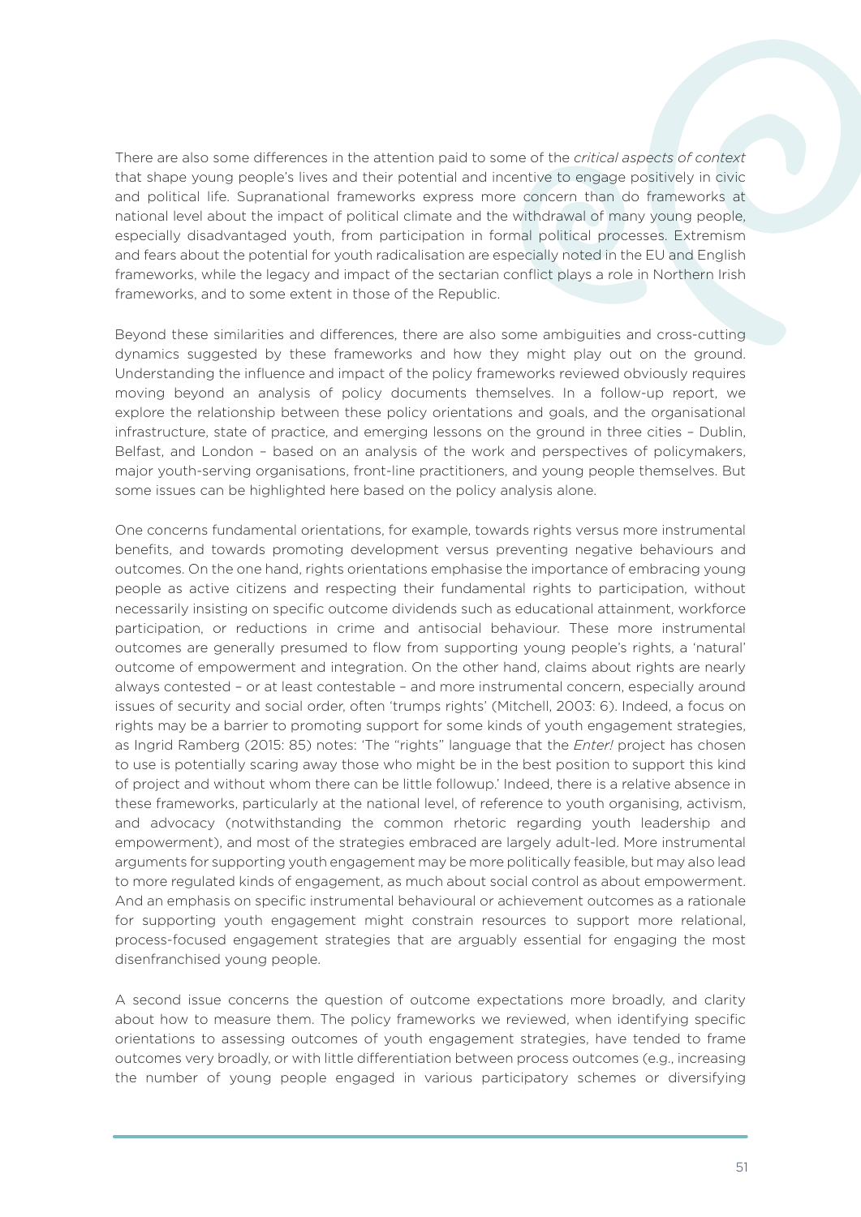There are also some differences in the attention paid to some of the *critical aspects of context* that shape young people's lives and their potential and incentive to engage positively in civic and political life. Supranational frameworks express more concern than do frameworks at national level about the impact of political climate and the withdrawal of many young people, especially disadvantaged youth, from participation in formal political processes. Extremism and fears about the potential for youth radicalisation are especially noted in the EU and English frameworks, while the legacy and impact of the sectarian conflict plays a role in Northern Irish frameworks, and to some extent in those of the Republic.

Beyond these similarities and differences, there are also some ambiguities and cross-cutting dynamics suggested by these frameworks and how they might play out on the ground. Understanding the influence and impact of the policy frameworks reviewed obviously requires moving beyond an analysis of policy documents themselves. In a follow-up report, we explore the relationship between these policy orientations and goals, and the organisational infrastructure, state of practice, and emerging lessons on the ground in three cities – Dublin, Belfast, and London – based on an analysis of the work and perspectives of policymakers, major youth-serving organisations, front-line practitioners, and young people themselves. But some issues can be highlighted here based on the policy analysis alone.

One concerns fundamental orientations, for example, towards rights versus more instrumental benefits, and towards promoting development versus preventing negative behaviours and outcomes. On the one hand, rights orientations emphasise the importance of embracing young people as active citizens and respecting their fundamental rights to participation, without necessarily insisting on specific outcome dividends such as educational attainment, workforce participation, or reductions in crime and antisocial behaviour. These more instrumental outcomes are generally presumed to flow from supporting young people's rights, a 'natural' outcome of empowerment and integration. On the other hand, claims about rights are nearly always contested – or at least contestable – and more instrumental concern, especially around issues of security and social order, often 'trumps rights' (Mitchell, 2003: 6). Indeed, a focus on rights may be a barrier to promoting support for some kinds of youth engagement strategies, as Ingrid Ramberg (2015: 85) notes: 'The "rights" language that the *Enter!* project has chosen to use is potentially scaring away those who might be in the best position to support this kind of project and without whom there can be little followup.' Indeed, there is a relative absence in these frameworks, particularly at the national level, of reference to youth organising, activism, and advocacy (notwithstanding the common rhetoric regarding youth leadership and empowerment), and most of the strategies embraced are largely adult-led. More instrumental arguments for supporting youth engagement may be more politically feasible, but may also lead to more regulated kinds of engagement, as much about social control as about empowerment. And an emphasis on specific instrumental behavioural or achievement outcomes as a rationale for supporting youth engagement might constrain resources to support more relational, process-focused engagement strategies that are arguably essential for engaging the most disenfranchised young people.

A second issue concerns the question of outcome expectations more broadly, and clarity about how to measure them. The policy frameworks we reviewed, when identifying specific orientations to assessing outcomes of youth engagement strategies, have tended to frame outcomes very broadly, or with little differentiation between process outcomes (e.g., increasing the number of young people engaged in various participatory schemes or diversifying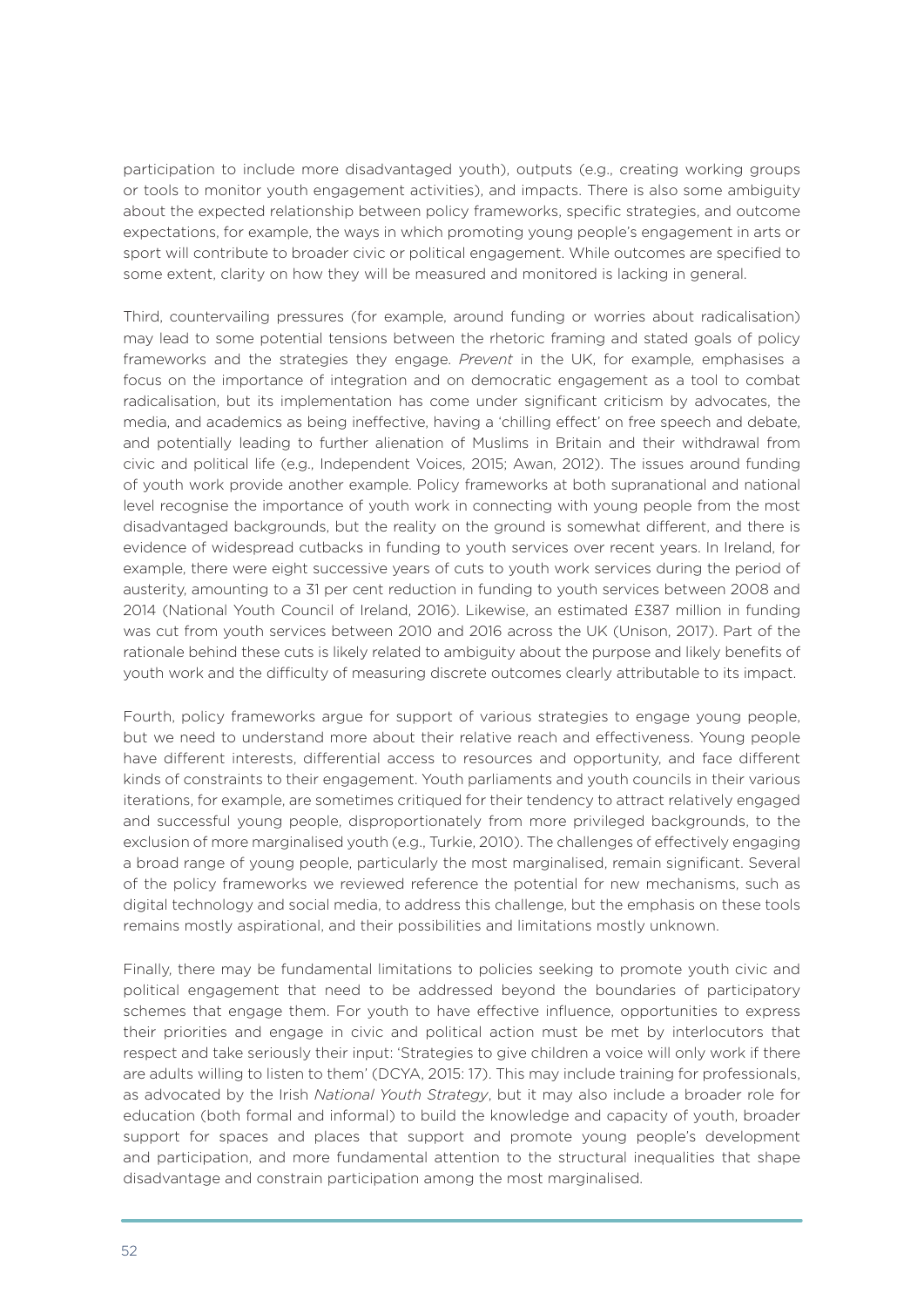participation to include more disadvantaged youth), outputs (e.g., creating working groups or tools to monitor youth engagement activities), and impacts. There is also some ambiguity about the expected relationship between policy frameworks, specific strategies, and outcome expectations, for example, the ways in which promoting young people's engagement in arts or sport will contribute to broader civic or political engagement. While outcomes are specified to some extent, clarity on how they will be measured and monitored is lacking in general.

Third, countervailing pressures (for example, around funding or worries about radicalisation) may lead to some potential tensions between the rhetoric framing and stated goals of policy frameworks and the strategies they engage. *Prevent* in the UK, for example, emphasises a focus on the importance of integration and on democratic engagement as a tool to combat radicalisation, but its implementation has come under significant criticism by advocates, the media, and academics as being ineffective, having a 'chilling effect' on free speech and debate, and potentially leading to further alienation of Muslims in Britain and their withdrawal from civic and political life (e.g., Independent Voices, 2015; Awan, 2012). The issues around funding of youth work provide another example. Policy frameworks at both supranational and national level recognise the importance of youth work in connecting with young people from the most disadvantaged backgrounds, but the reality on the ground is somewhat different, and there is evidence of widespread cutbacks in funding to youth services over recent years. In Ireland, for example, there were eight successive years of cuts to youth work services during the period of austerity, amounting to a 31 per cent reduction in funding to youth services between 2008 and 2014 (National Youth Council of Ireland, 2016). Likewise, an estimated £387 million in funding was cut from youth services between 2010 and 2016 across the UK (Unison, 2017). Part of the rationale behind these cuts is likely related to ambiguity about the purpose and likely benefits of youth work and the difficulty of measuring discrete outcomes clearly attributable to its impact.

Fourth, policy frameworks argue for support of various strategies to engage young people, but we need to understand more about their relative reach and effectiveness. Young people have different interests, differential access to resources and opportunity, and face different kinds of constraints to their engagement. Youth parliaments and youth councils in their various iterations, for example, are sometimes critiqued for their tendency to attract relatively engaged and successful young people, disproportionately from more privileged backgrounds, to the exclusion of more marginalised youth (e.g., Turkie, 2010). The challenges of effectively engaging a broad range of young people, particularly the most marginalised, remain significant. Several of the policy frameworks we reviewed reference the potential for new mechanisms, such as digital technology and social media, to address this challenge, but the emphasis on these tools remains mostly aspirational, and their possibilities and limitations mostly unknown.

Finally, there may be fundamental limitations to policies seeking to promote youth civic and political engagement that need to be addressed beyond the boundaries of participatory schemes that engage them. For youth to have effective influence, opportunities to express their priorities and engage in civic and political action must be met by interlocutors that respect and take seriously their input: 'Strategies to give children a voice will only work if there are adults willing to listen to them' (DCYA, 2015: 17). This may include training for professionals, as advocated by the Irish *National Youth Strategy*, but it may also include a broader role for education (both formal and informal) to build the knowledge and capacity of youth, broader support for spaces and places that support and promote young people's development and participation, and more fundamental attention to the structural inequalities that shape disadvantage and constrain participation among the most marginalised.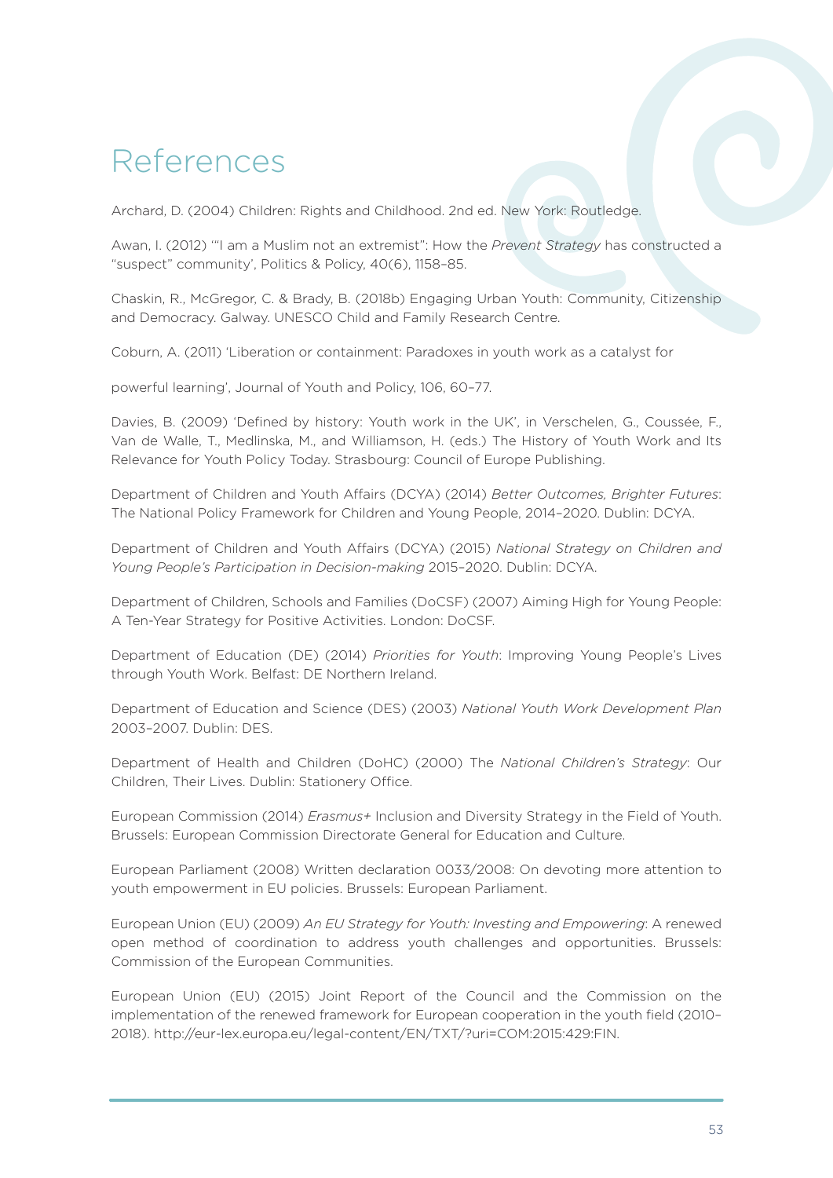# References

Archard, D. (2004) Children: Rights and Childhood. 2nd ed. New York: Routledge.

Awan, I. (2012) '"I am a Muslim not an extremist": How the *Prevent Strategy* has constructed a "suspect" community', Politics & Policy, 40(6), 1158–85.

Chaskin, R., McGregor, C. & Brady, B. (2018b) Engaging Urban Youth: Community, Citizenship and Democracy. Galway. UNESCO Child and Family Research Centre.

Coburn, A. (2011) 'Liberation or containment: Paradoxes in youth work as a catalyst for

powerful learning', Journal of Youth and Policy, 106, 60–77.

Davies, B. (2009) 'Defined by history: Youth work in the UK', in Verschelen, G., Coussée, F., Van de Walle, T., Medlinska, M., and Williamson, H. (eds.) The History of Youth Work and Its Relevance for Youth Policy Today. Strasbourg: Council of Europe Publishing.

Department of Children and Youth Affairs (DCYA) (2014) *Better Outcomes, Brighter Futures*: The National Policy Framework for Children and Young People, 2014–2020. Dublin: DCYA.

Department of Children and Youth Affairs (DCYA) (2015) *National Strategy on Children and Young People's Participation in Decision-making* 2015–2020. Dublin: DCYA.

Department of Children, Schools and Families (DoCSF) (2007) Aiming High for Young People: A Ten-Year Strategy for Positive Activities. London: DoCSF.

Department of Education (DE) (2014) *Priorities for Youth*: Improving Young People's Lives through Youth Work. Belfast: DE Northern Ireland.

Department of Education and Science (DES) (2003) *National Youth Work Development Plan* 2003–2007. Dublin: DES.

Department of Health and Children (DoHC) (2000) The *National Children's Strategy*: Our Children, Their Lives. Dublin: Stationery Office.

European Commission (2014) *Erasmus+* Inclusion and Diversity Strategy in the Field of Youth. Brussels: European Commission Directorate General for Education and Culture.

European Parliament (2008) Written declaration 0033/2008: On devoting more attention to youth empowerment in EU policies. Brussels: European Parliament.

European Union (EU) (2009) *An EU Strategy for Youth: Investing and Empowering*: A renewed open method of coordination to address youth challenges and opportunities. Brussels: Commission of the European Communities.

European Union (EU) (2015) Joint Report of the Council and the Commission on the implementation of the renewed framework for European cooperation in the youth field (2010–2018). http://eur-lex.europa.eu/legal-content/EN/TXT/?uri=COM:2015:429:FIN.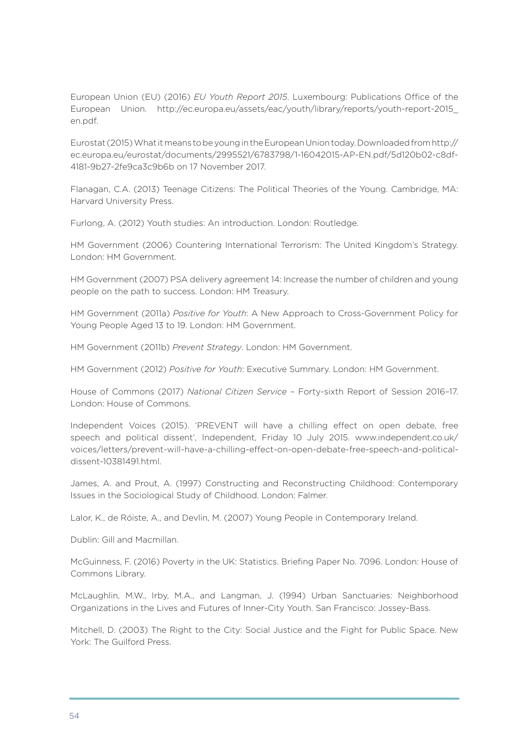European Union (EU) (2016) *EU Youth Report 2015*. Luxembourg: Publications Office of the European Union. http://ec.europa.eu/assets/eac/youth/library/reports/youth-report-2015_en.pdf.

Eurostat (2015) What it means to be young in the European Union today. Downloaded from http://ec.europa.eu/eurostat/documents/2995521/6783798/1-16042015-AP-EN.pdf/5d120b02-c8df-4181-9b27-2fe9ca3c9b6b on 17 November 2017.

Flanagan, C.A. (2013) Teenage Citizens: The Political Theories of the Young. Cambridge, MA: Harvard University Press.

Furlong, A. (2012) Youth studies: An introduction. London: Routledge.

HM Government (2006) Countering International Terrorism: The United Kingdom's Strategy. London: HM Government.

HM Government (2007) PSA delivery agreement 14: Increase the number of children and young people on the path to success. London: HM Treasury.

HM Government (2011a) *Positive for Youth*: A New Approach to Cross-Government Policy for Young People Aged 13 to 19. London: HM Government.

HM Government (2011b) *Prevent Strategy*. London: HM Government.

HM Government (2012) *Positive for Youth*: Executive Summary. London: HM Government.

House of Commons (2017) *National Citizen Service* – Forty-sixth Report of Session 2016–17. London: House of Commons.

Independent Voices (2015). 'PREVENT will have a chilling effect on open debate, free speech and political dissent', Independent, Friday 10 July 2015. www.independent.co.uk/voices/letters/prevent-will-have-a-chilling-effect-on-open-debate-free-speech-and-political-dissent-10381491.html.

James, A. and Prout, A. (1997) Constructing and Reconstructing Childhood: Contemporary Issues in the Sociological Study of Childhood. London: Falmer.

Lalor, K., de Róiste, A., and Devlin, M. (2007) Young People in Contemporary Ireland.

Dublin: Gill and Macmillan.

McGuinness, F. (2016) Poverty in the UK: Statistics. Briefing Paper No. 7096. London: House of Commons Library.

McLaughlin, M.W., Irby, M.A., and Langman, J. (1994) Urban Sanctuaries: Neighborhood Organizations in the Lives and Futures of Inner-City Youth. San Francisco: Jossey-Bass.

Mitchell, D. (2003) The Right to the City: Social Justice and the Fight for Public Space. New York: The Guilford Press.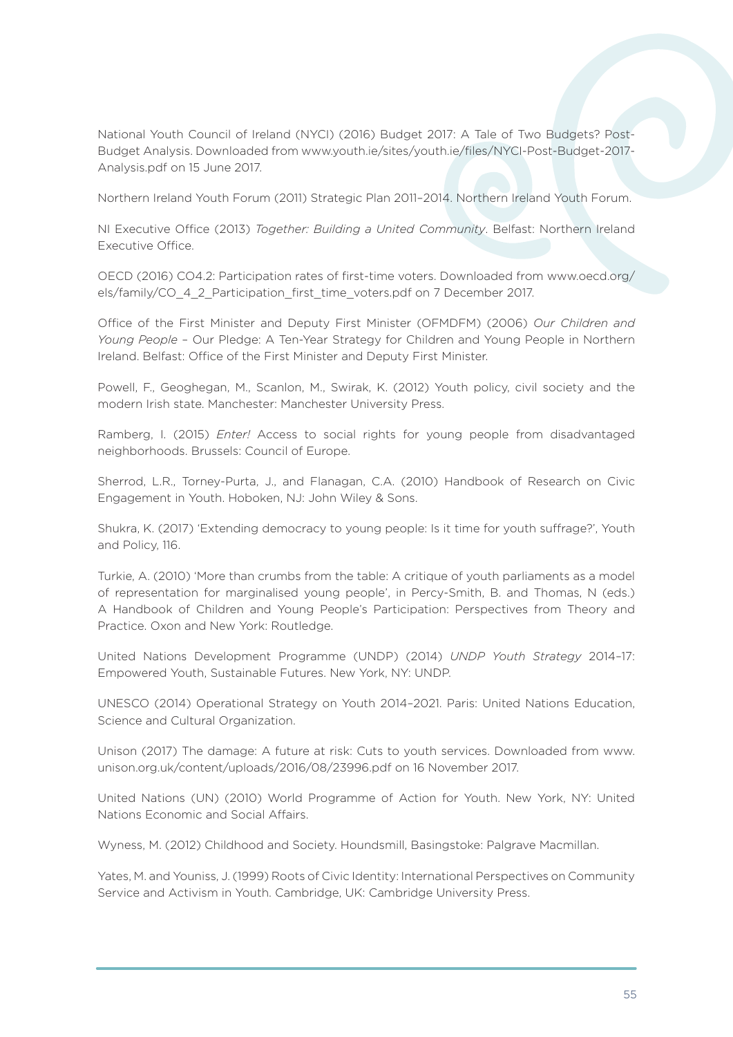National Youth Council of Ireland (NYCI) (2016) Budget 2017: A Tale of Two Budgets? Post-Budget Analysis. Downloaded from www.youth.ie/sites/youth.ie/files/NYCI-Post-Budget-2017-Analysis.pdf on 15 June 2017.

Northern Ireland Youth Forum (2011) Strategic Plan 2011–2014. Northern Ireland Youth Forum.

NI Executive Office (2013) *Together: Building a United Community*. Belfast: Northern Ireland Executive Office.

OECD (2016) CO4.2: Participation rates of first-time voters. Downloaded from www.oecd.org/els/family/CO_4_2_Participation_first_time_voters.pdf on 7 December 2017.

Office of the First Minister and Deputy First Minister (OFMDFM) (2006) *Our Children and Young People* – Our Pledge: A Ten-Year Strategy for Children and Young People in Northern Ireland. Belfast: Office of the First Minister and Deputy First Minister.

Powell, F., Geoghegan, M., Scanlon, M., Swirak, K. (2012) Youth policy, civil society and the modern Irish state. Manchester: Manchester University Press.

Ramberg, I. (2015) *Enter!* Access to social rights for young people from disadvantaged neighborhoods. Brussels: Council of Europe.

Sherrod, L.R., Torney-Purta, J., and Flanagan, C.A. (2010) Handbook of Research on Civic Engagement in Youth. Hoboken, NJ: John Wiley & Sons.

Shukra, K. (2017) 'Extending democracy to young people: Is it time for youth suffrage?', Youth and Policy, 116.

Turkie, A. (2010) 'More than crumbs from the table: A critique of youth parliaments as a model of representation for marginalised young people', in Percy-Smith, B. and Thomas, N (eds.) A Handbook of Children and Young People's Participation: Perspectives from Theory and Practice. Oxon and New York: Routledge.

United Nations Development Programme (UNDP) (2014) *UNDP Youth Strategy* 2014–17: Empowered Youth, Sustainable Futures. New York, NY: UNDP.

UNESCO (2014) Operational Strategy on Youth 2014–2021. Paris: United Nations Education, Science and Cultural Organization.

Unison (2017) The damage: A future at risk: Cuts to youth services. Downloaded from www.unison.org.uk/content/uploads/2016/08/23996.pdf on 16 November 2017.

United Nations (UN) (2010) World Programme of Action for Youth. New York, NY: United Nations Economic and Social Affairs.

Wyness, M. (2012) Childhood and Society. Houndsmill, Basingstoke: Palgrave Macmillan.

Yates, M. and Youniss, J. (1999) Roots of Civic Identity: International Perspectives on Community Service and Activism in Youth. Cambridge, UK: Cambridge University Press.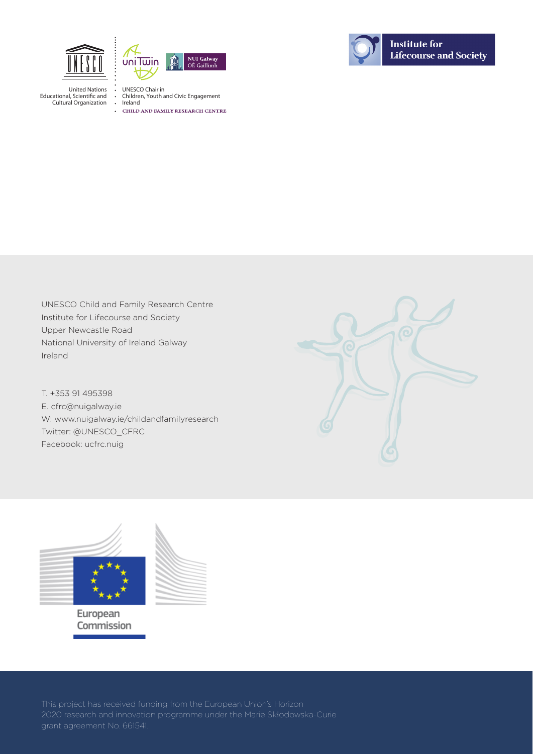United Nations Educational, Scientific and Cultural Organization

UNESCO Chair in Children, Youth and Civic Engagement Ireland

CHILD AND FAMILY RESEARCH CENTRE

NUI Galway
OÉ Gaillimh

Institute for Lifecourse and Society

UNESCO Child and Family Research Centre
Institute for Lifecourse and Society
Upper Newcastle Road
National University of Ireland Galway
Ireland

T. +353 91 495398
E. cfrc@nuigalway.ie
W: www.nuigalway.ie/childandfamilyresearch
Twitter: @UNESCO_CFRC
Facebook: ucfrc.nuig

European Commission

This project has received funding from the European Union's Horizon 2020 research and innovation programme under the Marie Skłodowska-Curie grant agreement No. 661541.